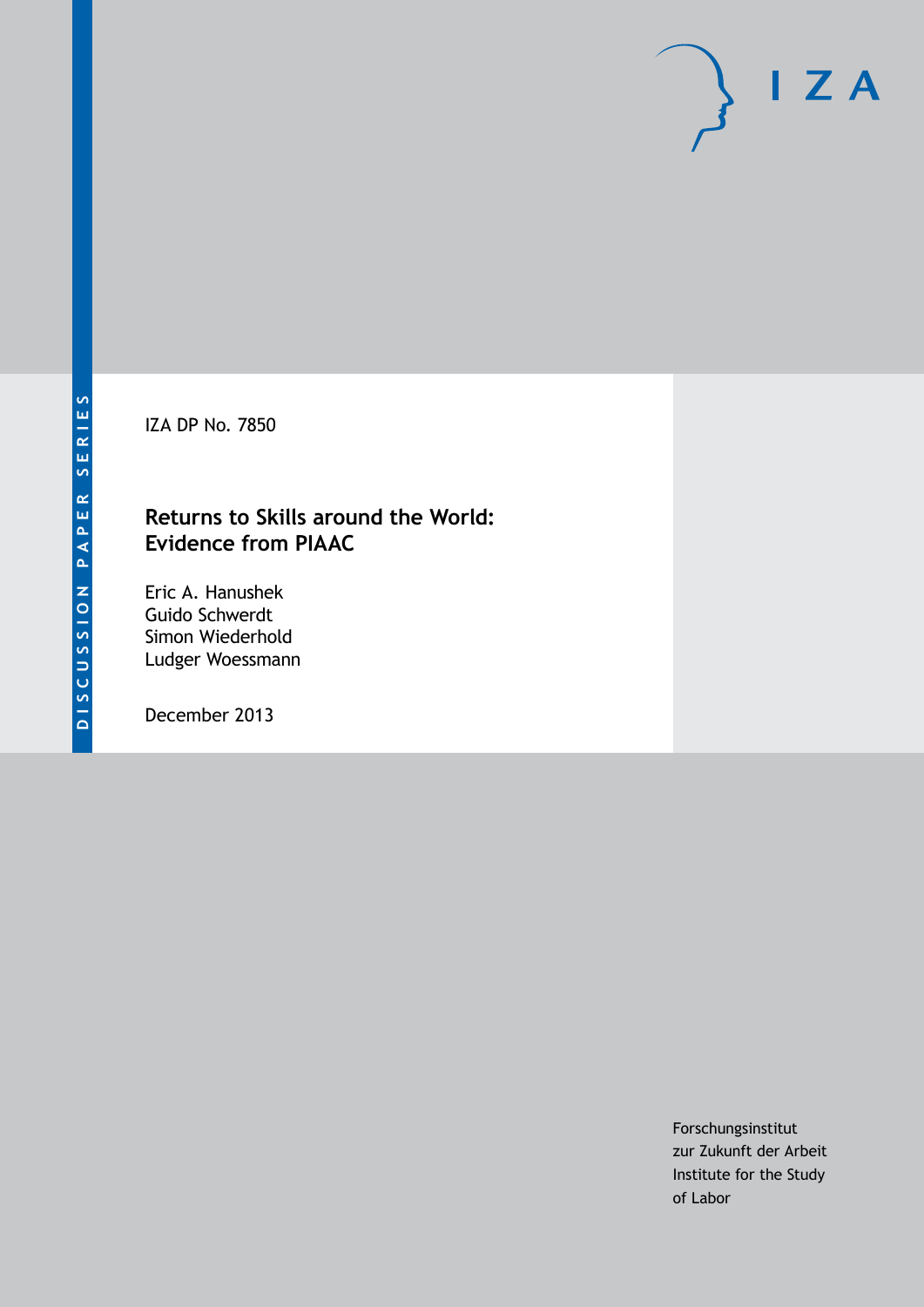DISCUSSION PAPER SERIES

I Z A

IZA DP No. 7850

# Returns to Skills around the World: Evidence from PIAAC

Eric A. Hanushek
Guido Schwerdt
Simon Wiederhold
Ludger Woessmann

December 2013

Forschungsinstitut
zur Zukunft der Arbeit
Institute for the Study
of Labor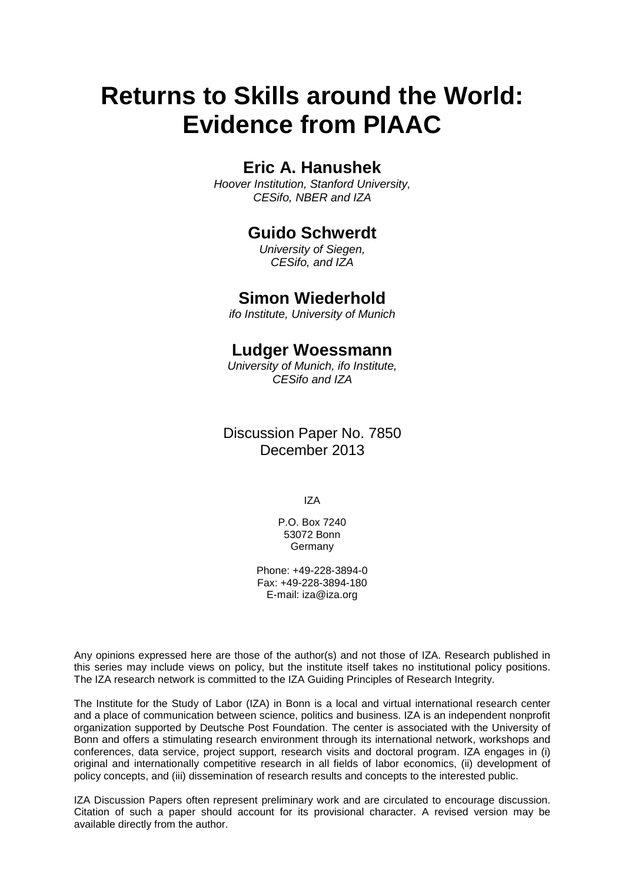# Returns to Skills around the World: Evidence from PIAAC

## Eric A. Hanushek

*Hoover Institution, Stanford University, CESifo, NBER and IZA*

## Guido Schwerdt

*University of Siegen, CESifo, and IZA*

## Simon Wiederhold

*ifo Institute, University of Munich*

## Ludger Woessmann

*University of Munich, ifo Institute, CESifo and IZA*

Discussion Paper No. 7850
December 2013

IZA

P.O. Box 7240
53072 Bonn
Germany

Phone: +49-228-3894-0
Fax: +49-228-3894-180
E-mail: iza@iza.org

Any opinions expressed here are those of the author(s) and not those of IZA. Research published in this series may include views on policy, but the institute itself takes no institutional policy positions. The IZA research network is committed to the IZA Guiding Principles of Research Integrity.

The Institute for the Study of Labor (IZA) in Bonn is a local and virtual international research center and a place of communication between science, politics and business. IZA is an independent nonprofit organization supported by Deutsche Post Foundation. The center is associated with the University of Bonn and offers a stimulating research environment through its international network, workshops and conferences, data service, project support, research visits and doctoral program. IZA engages in (i) original and internationally competitive research in all fields of labor economics, (ii) development of policy concepts, and (iii) dissemination of research results and concepts to the interested public.

IZA Discussion Papers often represent preliminary work and are circulated to encourage discussion. Citation of such a paper should account for its provisional character. A revised version may be available directly from the author.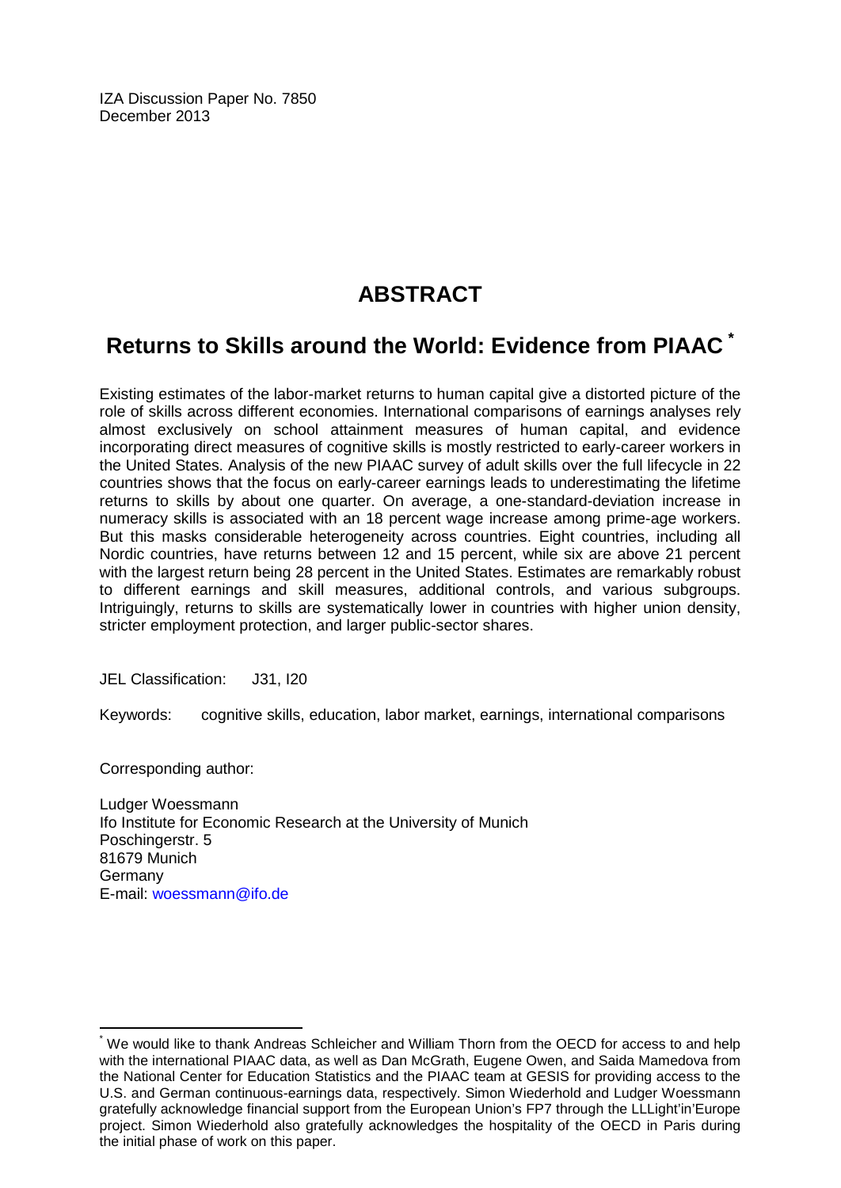IZA Discussion Paper No. 7850
December 2013

# ABSTRACT

## Returns to Skills around the World: Evidence from PIAAC [*]

Existing estimates of the labor-market returns to human capital give a distorted picture of the role of skills across different economies. International comparisons of earnings analyses rely almost exclusively on school attainment measures of human capital, and evidence incorporating direct measures of cognitive skills is mostly restricted to early-career workers in the United States. Analysis of the new PIAAC survey of adult skills over the full lifecycle in 22 countries shows that the focus on early-career earnings leads to underestimating the lifetime returns to skills by about one quarter. On average, a one-standard-deviation increase in numeracy skills is associated with an 18 percent wage increase among prime-age workers. But this masks considerable heterogeneity across countries. Eight countries, including all Nordic countries, have returns between 12 and 15 percent, while six are above 21 percent with the largest return being 28 percent in the United States. Estimates are remarkably robust to different earnings and skill measures, additional controls, and various subgroups. Intriguingly, returns to skills are systematically lower in countries with higher union density, stricter employment protection, and larger public-sector shares.

JEL Classification: J31, I20

Keywords: cognitive skills, education, labor market, earnings, international comparisons

Corresponding author:

Ludger Woessmann
Ifo Institute for Economic Research at the University of Munich
Poschingerstr. 5
81679 Munich
Germany
E-mail: woessmann@ifo.de

---

[*] We would like to thank Andreas Schleicher and William Thorn from the OECD for access to and help with the international PIAAC data, as well as Dan McGrath, Eugene Owen, and Saida Mamedova from the National Center for Education Statistics and the PIAAC team at GESIS for providing access to the U.S. and German continuous-earnings data, respectively. Simon Wiederhold and Ludger Woessmann gratefully acknowledge financial support from the European Union's FP7 through the LLLight'in'Europe project. Simon Wiederhold also gratefully acknowledges the hospitality of the OECD in Paris during the initial phase of work on this paper.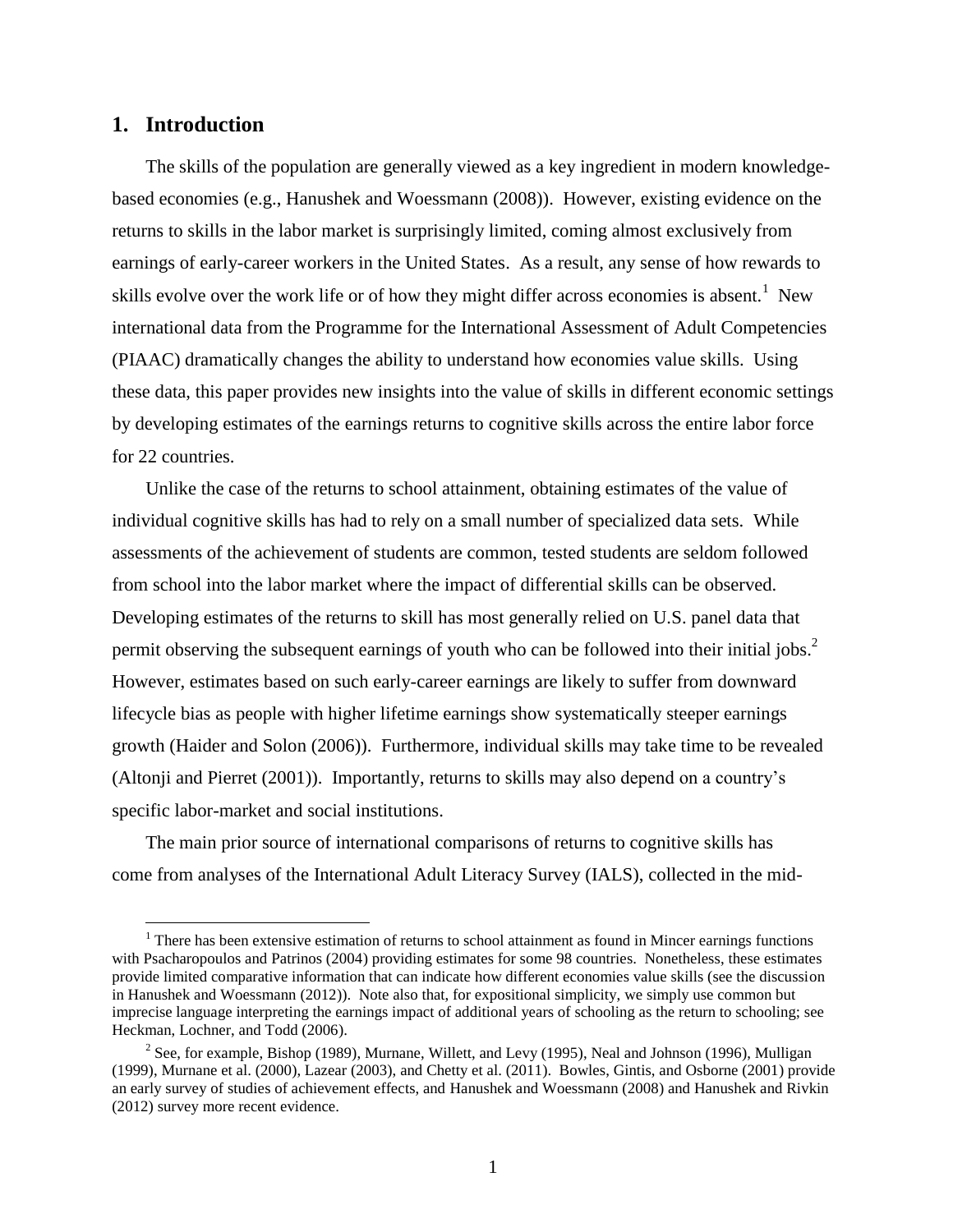## 1. Introduction

The skills of the population are generally viewed as a key ingredient in modern knowledge-based economies (e.g., Hanushek and Woessmann (2008)). However, existing evidence on the returns to skills in the labor market is surprisingly limited, coming almost exclusively from earnings of early-career workers in the United States. As a result, any sense of how rewards to skills evolve over the work life or of how they might differ across economies is absent.[1] New international data from the Programme for the International Assessment of Adult Competencies (PIAAC) dramatically changes the ability to understand how economies value skills. Using these data, this paper provides new insights into the value of skills in different economic settings by developing estimates of the earnings returns to cognitive skills across the entire labor force for 22 countries.

Unlike the case of the returns to school attainment, obtaining estimates of the value of individual cognitive skills has had to rely on a small number of specialized data sets. While assessments of the achievement of students are common, tested students are seldom followed from school into the labor market where the impact of differential skills can be observed. Developing estimates of the returns to skill has most generally relied on U.S. panel data that permit observing the subsequent earnings of youth who can be followed into their initial jobs.[2] However, estimates based on such early-career earnings are likely to suffer from downward lifecycle bias as people with higher lifetime earnings show systematically steeper earnings growth (Haider and Solon (2006)). Furthermore, individual skills may take time to be revealed (Altonji and Pierret (2001)). Importantly, returns to skills may also depend on a country's specific labor-market and social institutions.

The main prior source of international comparisons of returns to cognitive skills has come from analyses of the International Adult Literacy Survey (IALS), collected in the mid-

[1] There has been extensive estimation of returns to school attainment as found in Mincer earnings functions with Psacharopoulos and Patrinos (2004) providing estimates for some 98 countries. Nonetheless, these estimates provide limited comparative information that can indicate how different economies value skills (see the discussion in Hanushek and Woessmann (2012)). Note also that, for expositional simplicity, we simply use common but imprecise language interpreting the earnings impact of additional years of schooling as the return to schooling; see Heckman, Lochner, and Todd (2006).

[2] See, for example, Bishop (1989), Murnane, Willett, and Levy (1995), Neal and Johnson (1996), Mulligan (1999), Murnane et al. (2000), Lazear (2003), and Chetty et al. (2011). Bowles, Gintis, and Osborne (2001) provide an early survey of studies of achievement effects, and Hanushek and Woessmann (2008) and Hanushek and Rivkin (2012) survey more recent evidence.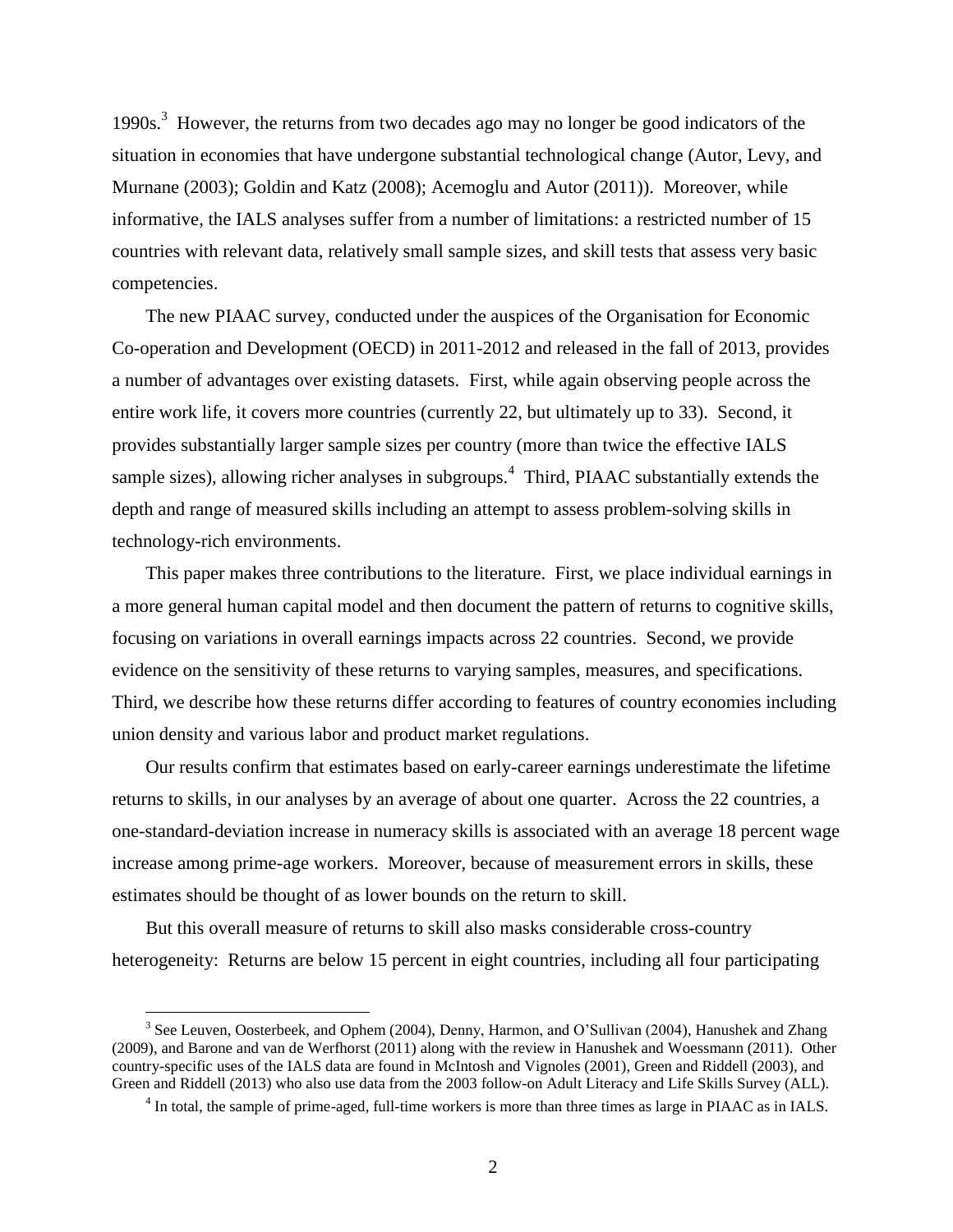1990s.[3] However, the returns from two decades ago may no longer be good indicators of the situation in economies that have undergone substantial technological change (Autor, Levy, and Murnane (2003); Goldin and Katz (2008); Acemoglu and Autor (2011)). Moreover, while informative, the IALS analyses suffer from a number of limitations: a restricted number of 15 countries with relevant data, relatively small sample sizes, and skill tests that assess very basic competencies.

The new PIAAC survey, conducted under the auspices of the Organisation for Economic Co-operation and Development (OECD) in 2011-2012 and released in the fall of 2013, provides a number of advantages over existing datasets. First, while again observing people across the entire work life, it covers more countries (currently 22, but ultimately up to 33). Second, it provides substantially larger sample sizes per country (more than twice the effective IALS sample sizes), allowing richer analyses in subgroups.[4] Third, PIAAC substantially extends the depth and range of measured skills including an attempt to assess problem-solving skills in technology-rich environments.

This paper makes three contributions to the literature. First, we place individual earnings in a more general human capital model and then document the pattern of returns to cognitive skills, focusing on variations in overall earnings impacts across 22 countries. Second, we provide evidence on the sensitivity of these returns to varying samples, measures, and specifications. Third, we describe how these returns differ according to features of country economies including union density and various labor and product market regulations.

Our results confirm that estimates based on early-career earnings underestimate the lifetime returns to skills, in our analyses by an average of about one quarter. Across the 22 countries, a one-standard-deviation increase in numeracy skills is associated with an average 18 percent wage increase among prime-age workers. Moreover, because of measurement errors in skills, these estimates should be thought of as lower bounds on the return to skill.

But this overall measure of returns to skill also masks considerable cross-country heterogeneity: Returns are below 15 percent in eight countries, including all four participating

---

[3] See Leuven, Oosterbeek, and Ophem (2004), Denny, Harmon, and O'Sullivan (2004), Hanushek and Zhang (2009), and Barone and van de Werfhorst (2011) along with the review in Hanushek and Woessmann (2011). Other country-specific uses of the IALS data are found in McIntosh and Vignoles (2001), Green and Riddell (2003), and Green and Riddell (2013) who also use data from the 2003 follow-on Adult Literacy and Life Skills Survey (ALL).

[4] In total, the sample of prime-aged, full-time workers is more than three times as large in PIAAC as in IALS.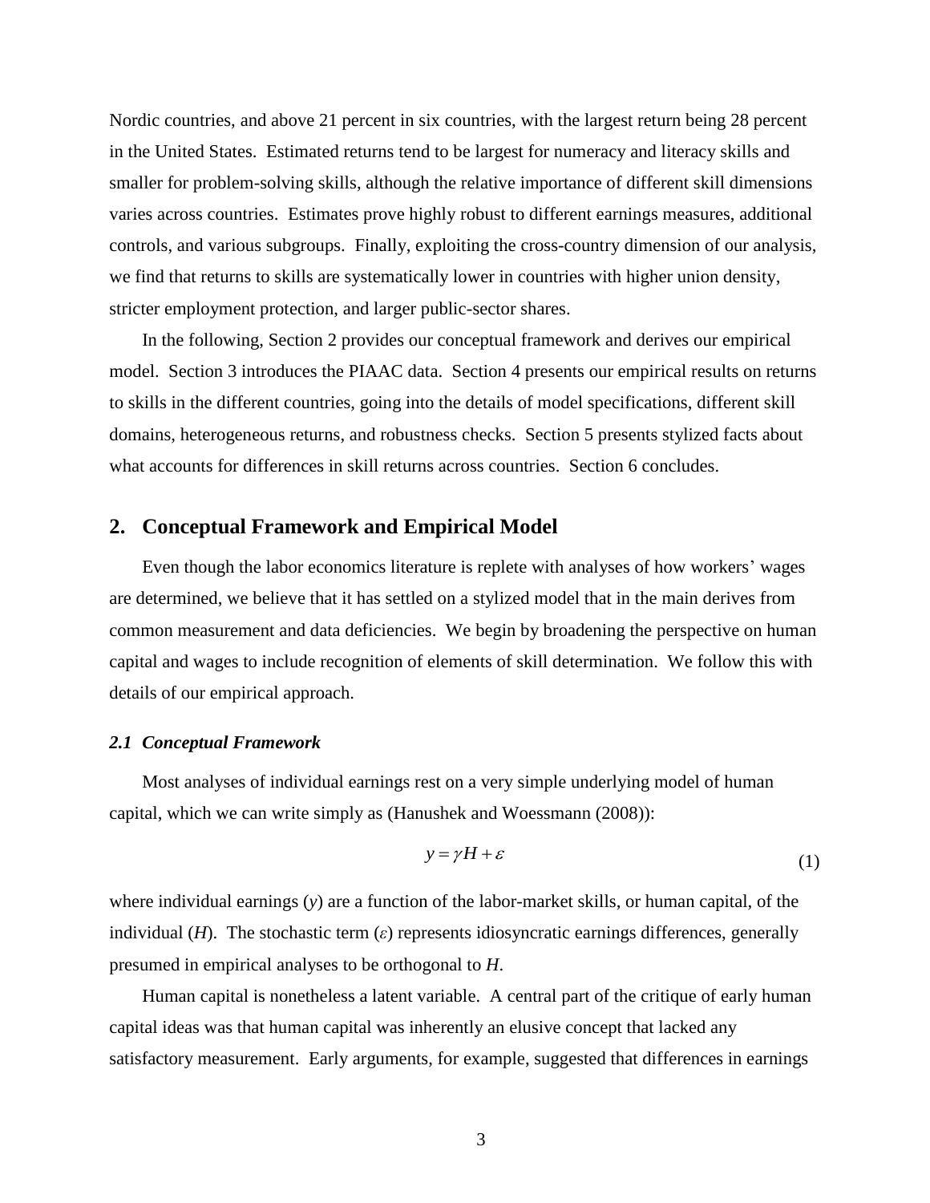Nordic countries, and above 21 percent in six countries, with the largest return being 28 percent in the United States. Estimated returns tend to be largest for numeracy and literacy skills and smaller for problem-solving skills, although the relative importance of different skill dimensions varies across countries. Estimates prove highly robust to different earnings measures, additional controls, and various subgroups. Finally, exploiting the cross-country dimension of our analysis, we find that returns to skills are systematically lower in countries with higher union density, stricter employment protection, and larger public-sector shares.

In the following, Section 2 provides our conceptual framework and derives our empirical model. Section 3 introduces the PIAAC data. Section 4 presents our empirical results on returns to skills in the different countries, going into the details of model specifications, different skill domains, heterogeneous returns, and robustness checks. Section 5 presents stylized facts about what accounts for differences in skill returns across countries. Section 6 concludes.

## 2. Conceptual Framework and Empirical Model

Even though the labor economics literature is replete with analyses of how workers' wages are determined, we believe that it has settled on a stylized model that in the main derives from common measurement and data deficiencies. We begin by broadening the perspective on human capital and wages to include recognition of elements of skill determination. We follow this with details of our empirical approach.

### *2.1 Conceptual Framework*

Most analyses of individual earnings rest on a very simple underlying model of human capital, which we can write simply as (Hanushek and Woessmann (2008)):

$$y = \gamma H + \varepsilon \tag{1}$$

where individual earnings ($y$) are a function of the labor-market skills, or human capital, of the individual ($H$). The stochastic term ($\varepsilon$) represents idiosyncratic earnings differences, generally presumed in empirical analyses to be orthogonal to $H$.

Human capital is nonetheless a latent variable. A central part of the critique of early human capital ideas was that human capital was inherently an elusive concept that lacked any satisfactory measurement. Early arguments, for example, suggested that differences in earnings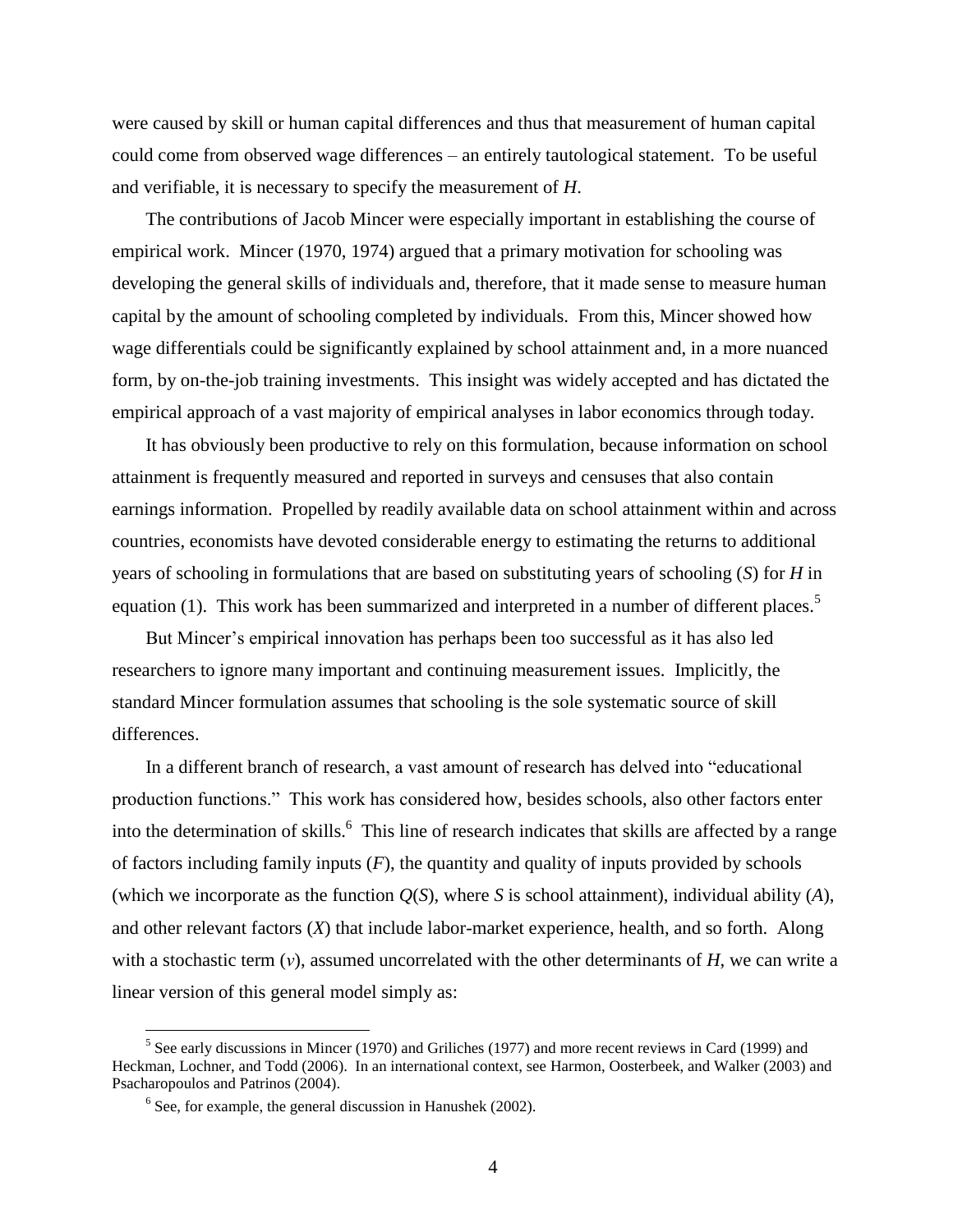were caused by skill or human capital differences and thus that measurement of human capital could come from observed wage differences – an entirely tautological statement. To be useful and verifiable, it is necessary to specify the measurement of $H$.

The contributions of Jacob Mincer were especially important in establishing the course of empirical work. Mincer (1970, 1974) argued that a primary motivation for schooling was developing the general skills of individuals and, therefore, that it made sense to measure human capital by the amount of schooling completed by individuals. From this, Mincer showed how wage differentials could be significantly explained by school attainment and, in a more nuanced form, by on-the-job training investments. This insight was widely accepted and has dictated the empirical approach of a vast majority of empirical analyses in labor economics through today.

It has obviously been productive to rely on this formulation, because information on school attainment is frequently measured and reported in surveys and censuses that also contain earnings information. Propelled by readily available data on school attainment within and across countries, economists have devoted considerable energy to estimating the returns to additional years of schooling in formulations that are based on substituting years of schooling ($S$) for $H$ in equation (1). This work has been summarized and interpreted in a number of different places.[5]

But Mincer's empirical innovation has perhaps been too successful as it has also led researchers to ignore many important and continuing measurement issues. Implicitly, the standard Mincer formulation assumes that schooling is the sole systematic source of skill differences.

In a different branch of research, a vast amount of research has delved into "educational production functions." This work has considered how, besides schools, also other factors enter into the determination of skills.[6] This line of research indicates that skills are affected by a range of factors including family inputs ($F$), the quantity and quality of inputs provided by schools (which we incorporate as the function $Q(S)$, where $S$ is school attainment), individual ability ($A$), and other relevant factors ($X$) that include labor-market experience, health, and so forth. Along with a stochastic term ($\nu$), assumed uncorrelated with the other determinants of $H$, we can write a linear version of this general model simply as:

[5] See early discussions in Mincer (1970) and Griliches (1977) and more recent reviews in Card (1999) and Heckman, Lochner, and Todd (2006). In an international context, see Harmon, Oosterbeek, and Walker (2003) and Psacharopoulos and Patrinos (2004).

[6] See, for example, the general discussion in Hanushek (2002).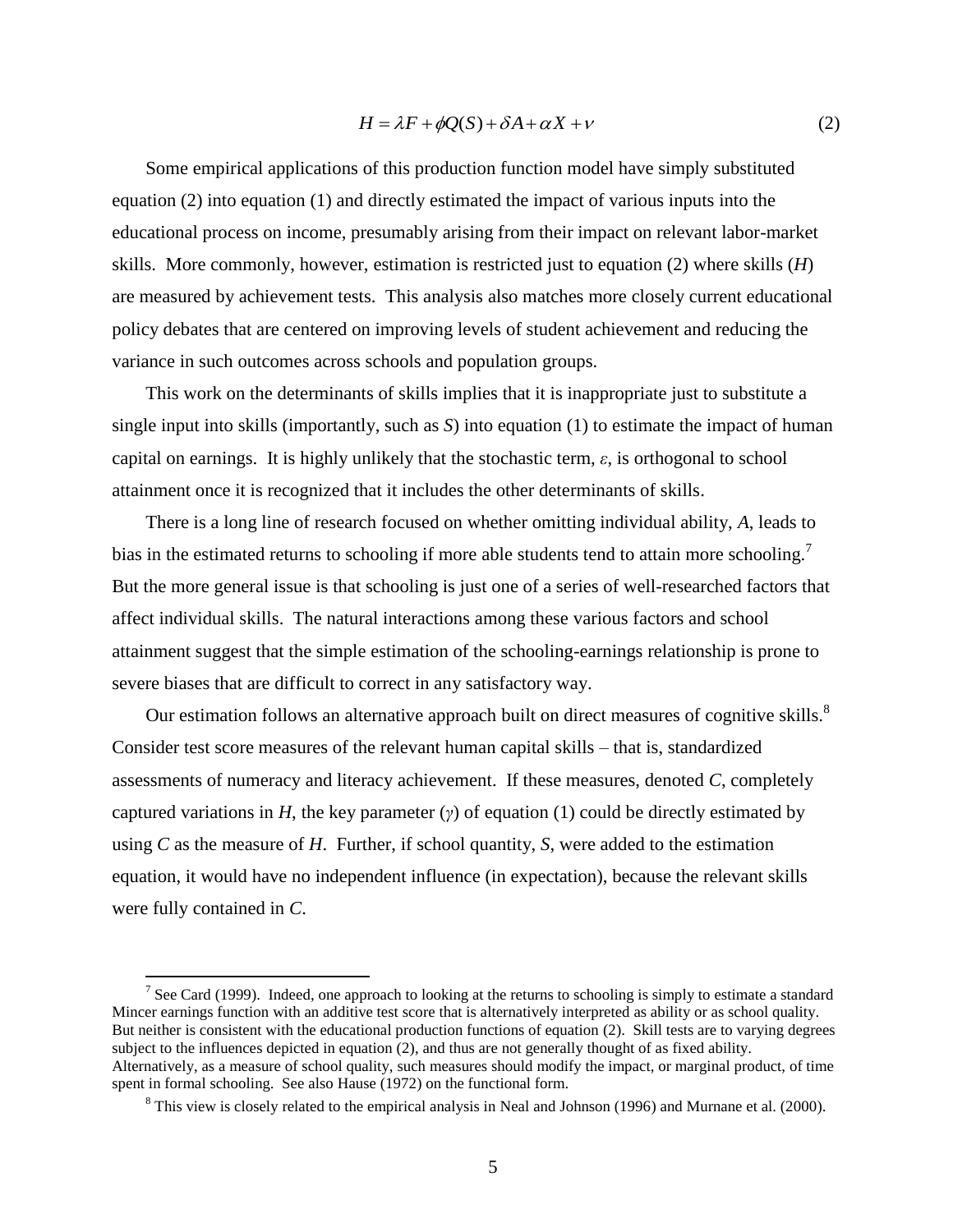$$H = \lambda F + \phi Q(S) + \delta A + \alpha X + \nu \tag{2}$$

Some empirical applications of this production function model have simply substituted equation (2) into equation (1) and directly estimated the impact of various inputs into the educational process on income, presumably arising from their impact on relevant labor-market skills. More commonly, however, estimation is restricted just to equation (2) where skills ($H$) are measured by achievement tests. This analysis also matches more closely current educational policy debates that are centered on improving levels of student achievement and reducing the variance in such outcomes across schools and population groups.

This work on the determinants of skills implies that it is inappropriate just to substitute a single input into skills (importantly, such as $S$) into equation (1) to estimate the impact of human capital on earnings. It is highly unlikely that the stochastic term, $\varepsilon$, is orthogonal to school attainment once it is recognized that it includes the other determinants of skills.

There is a long line of research focused on whether omitting individual ability, $A$, leads to bias in the estimated returns to schooling if more able students tend to attain more schooling.[7] But the more general issue is that schooling is just one of a series of well-researched factors that affect individual skills. The natural interactions among these various factors and school attainment suggest that the simple estimation of the schooling-earnings relationship is prone to severe biases that are difficult to correct in any satisfactory way.

Our estimation follows an alternative approach built on direct measures of cognitive skills.[8] Consider test score measures of the relevant human capital skills – that is, standardized assessments of numeracy and literacy achievement. If these measures, denoted $C$, completely captured variations in $H$, the key parameter ($\gamma$) of equation (1) could be directly estimated by using $C$ as the measure of $H$. Further, if school quantity, $S$, were added to the estimation equation, it would have no independent influence (in expectation), because the relevant skills were fully contained in $C$.

---

[7] See Card (1999). Indeed, one approach to looking at the returns to schooling is simply to estimate a standard Mincer earnings function with an additive test score that is alternatively interpreted as ability or as school quality. But neither is consistent with the educational production functions of equation (2). Skill tests are to varying degrees subject to the influences depicted in equation (2), and thus are not generally thought of as fixed ability. Alternatively, as a measure of school quality, such measures should modify the impact, or marginal product, of time spent in formal schooling. See also Hause (1972) on the functional form.

[8] This view is closely related to the empirical analysis in Neal and Johnson (1996) and Murnane et al. (2000).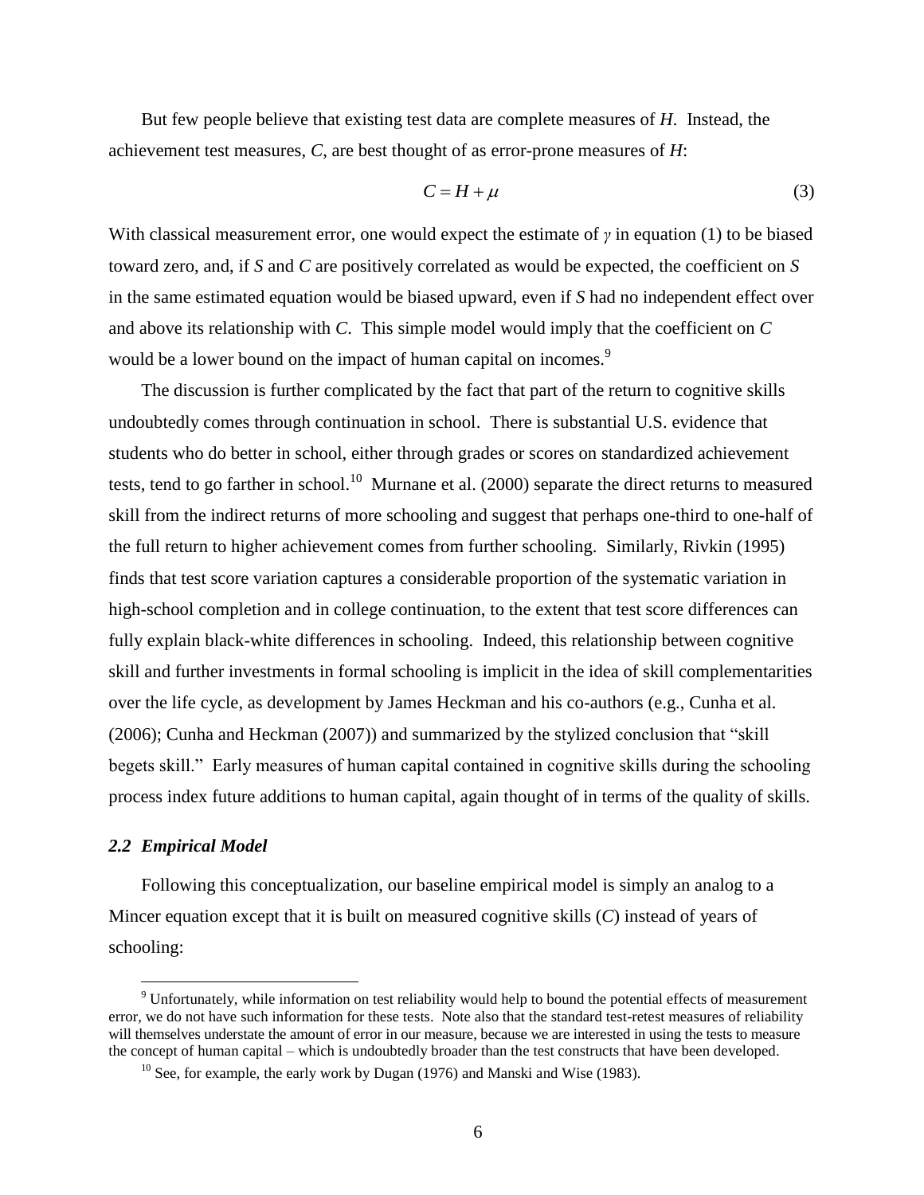But few people believe that existing test data are complete measures of $H$. Instead, the achievement test measures, $C$, are best thought of as error-prone measures of $H$:

$$C = H + \mu \tag{3}$$

With classical measurement error, one would expect the estimate of $\gamma$ in equation (1) to be biased toward zero, and, if $S$ and $C$ are positively correlated as would be expected, the coefficient on $S$ in the same estimated equation would be biased upward, even if $S$ had no independent effect over and above its relationship with $C$. This simple model would imply that the coefficient on $C$ would be a lower bound on the impact of human capital on incomes.[9]

The discussion is further complicated by the fact that part of the return to cognitive skills undoubtedly comes through continuation in school. There is substantial U.S. evidence that students who do better in school, either through grades or scores on standardized achievement tests, tend to go farther in school.[10] Murnane et al. (2000) separate the direct returns to measured skill from the indirect returns of more schooling and suggest that perhaps one-third to one-half of the full return to higher achievement comes from further schooling. Similarly, Rivkin (1995) finds that test score variation captures a considerable proportion of the systematic variation in high-school completion and in college continuation, to the extent that test score differences can fully explain black-white differences in schooling. Indeed, this relationship between cognitive skill and further investments in formal schooling is implicit in the idea of skill complementarities over the life cycle, as development by James Heckman and his co-authors (e.g., Cunha et al. (2006); Cunha and Heckman (2007)) and summarized by the stylized conclusion that "skill begets skill." Early measures of human capital contained in cognitive skills during the schooling process index future additions to human capital, again thought of in terms of the quality of skills.

### *2.2 Empirical Model*

Following this conceptualization, our baseline empirical model is simply an analog to a Mincer equation except that it is built on measured cognitive skills ($C$) instead of years of schooling:

---

[9] Unfortunately, while information on test reliability would help to bound the potential effects of measurement error, we do not have such information for these tests. Note also that the standard test-retest measures of reliability will themselves understate the amount of error in our measure, because we are interested in using the tests to measure the concept of human capital – which is undoubtedly broader than the test constructs that have been developed.

[10] See, for example, the early work by Dugan (1976) and Manski and Wise (1983).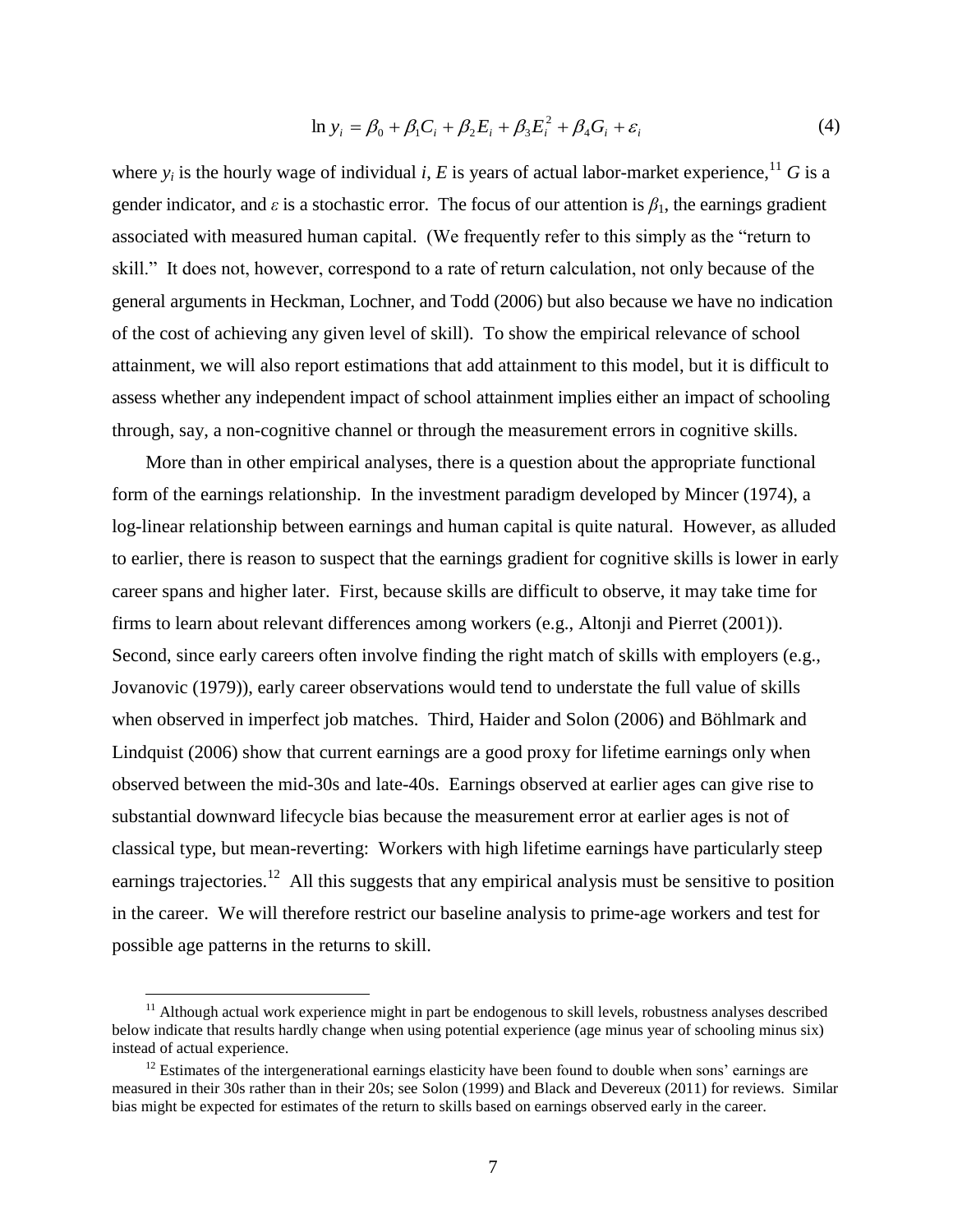$$\ln y_i = \beta_0 + \beta_1 C_i + \beta_2 E_i + \beta_3 E_i^2 + \beta_4 G_i + \varepsilon_i \tag{4}$$

where $y_i$ is the hourly wage of individual $i$, $E$ is years of actual labor-market experience,[11] $G$ is a gender indicator, and $\varepsilon$ is a stochastic error. The focus of our attention is $\beta_1$, the earnings gradient associated with measured human capital. (We frequently refer to this simply as the "return to skill." It does not, however, correspond to a rate of return calculation, not only because of the general arguments in Heckman, Lochner, and Todd (2006) but also because we have no indication of the cost of achieving any given level of skill). To show the empirical relevance of school attainment, we will also report estimations that add attainment to this model, but it is difficult to assess whether any independent impact of school attainment implies either an impact of schooling through, say, a non-cognitive channel or through the measurement errors in cognitive skills.

More than in other empirical analyses, there is a question about the appropriate functional form of the earnings relationship. In the investment paradigm developed by Mincer (1974), a log-linear relationship between earnings and human capital is quite natural. However, as alluded to earlier, there is reason to suspect that the earnings gradient for cognitive skills is lower in early career spans and higher later. First, because skills are difficult to observe, it may take time for firms to learn about relevant differences among workers (e.g., Altonji and Pierret (2001)). Second, since early careers often involve finding the right match of skills with employers (e.g., Jovanovic (1979)), early career observations would tend to understate the full value of skills when observed in imperfect job matches. Third, Haider and Solon (2006) and Böhlmark and Lindquist (2006) show that current earnings are a good proxy for lifetime earnings only when observed between the mid-30s and late-40s. Earnings observed at earlier ages can give rise to substantial downward lifecycle bias because the measurement error at earlier ages is not of classical type, but mean-reverting: Workers with high lifetime earnings have particularly steep earnings trajectories.[12] All this suggests that any empirical analysis must be sensitive to position in the career. We will therefore restrict our baseline analysis to prime-age workers and test for possible age patterns in the returns to skill.

[11] Although actual work experience might in part be endogenous to skill levels, robustness analyses described below indicate that results hardly change when using potential experience (age minus year of schooling minus six) instead of actual experience.

[12] Estimates of the intergenerational earnings elasticity have been found to double when sons' earnings are measured in their 30s rather than in their 20s; see Solon (1999) and Black and Devereux (2011) for reviews. Similar bias might be expected for estimates of the return to skills based on earnings observed early in the career.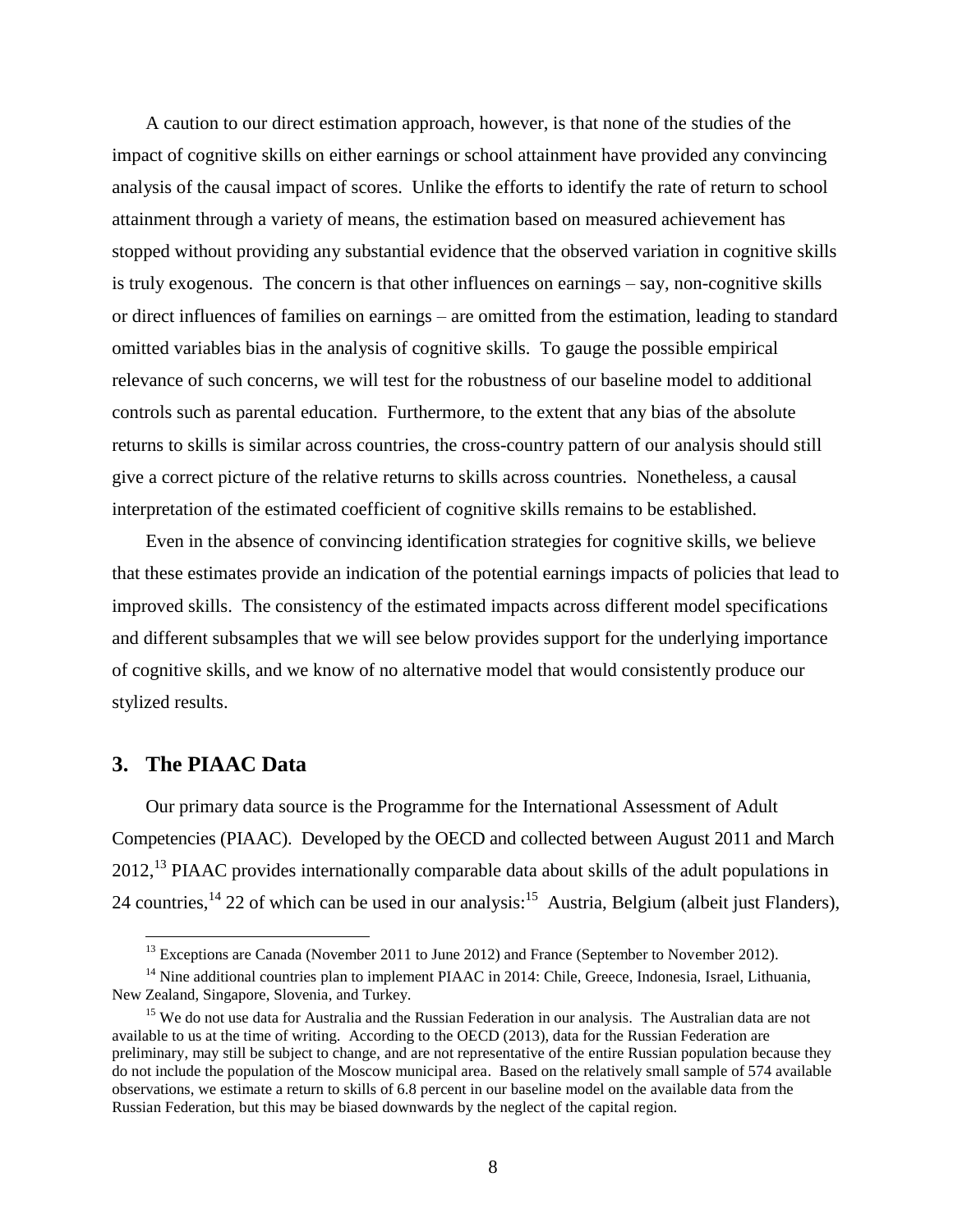A caution to our direct estimation approach, however, is that none of the studies of the impact of cognitive skills on either earnings or school attainment have provided any convincing analysis of the causal impact of scores. Unlike the efforts to identify the rate of return to school attainment through a variety of means, the estimation based on measured achievement has stopped without providing any substantial evidence that the observed variation in cognitive skills is truly exogenous. The concern is that other influences on earnings – say, non-cognitive skills or direct influences of families on earnings – are omitted from the estimation, leading to standard omitted variables bias in the analysis of cognitive skills. To gauge the possible empirical relevance of such concerns, we will test for the robustness of our baseline model to additional controls such as parental education. Furthermore, to the extent that any bias of the absolute returns to skills is similar across countries, the cross-country pattern of our analysis should still give a correct picture of the relative returns to skills across countries. Nonetheless, a causal interpretation of the estimated coefficient of cognitive skills remains to be established.

Even in the absence of convincing identification strategies for cognitive skills, we believe that these estimates provide an indication of the potential earnings impacts of policies that lead to improved skills. The consistency of the estimated impacts across different model specifications and different subsamples that we will see below provides support for the underlying importance of cognitive skills, and we know of no alternative model that would consistently produce our stylized results.

## 3. The PIAAC Data

Our primary data source is the Programme for the International Assessment of Adult Competencies (PIAAC). Developed by the OECD and collected between August 2011 and March 2012,[13] PIAAC provides internationally comparable data about skills of the adult populations in 24 countries,[14] 22 of which can be used in our analysis:[15] Austria, Belgium (albeit just Flanders),

[13] Exceptions are Canada (November 2011 to June 2012) and France (September to November 2012).

[14] Nine additional countries plan to implement PIAAC in 2014: Chile, Greece, Indonesia, Israel, Lithuania, New Zealand, Singapore, Slovenia, and Turkey.

[15] We do not use data for Australia and the Russian Federation in our analysis. The Australian data are not available to us at the time of writing. According to the OECD (2013), data for the Russian Federation are preliminary, may still be subject to change, and are not representative of the entire Russian population because they do not include the population of the Moscow municipal area. Based on the relatively small sample of 574 available observations, we estimate a return to skills of 6.8 percent in our baseline model on the available data from the Russian Federation, but this may be biased downwards by the neglect of the capital region.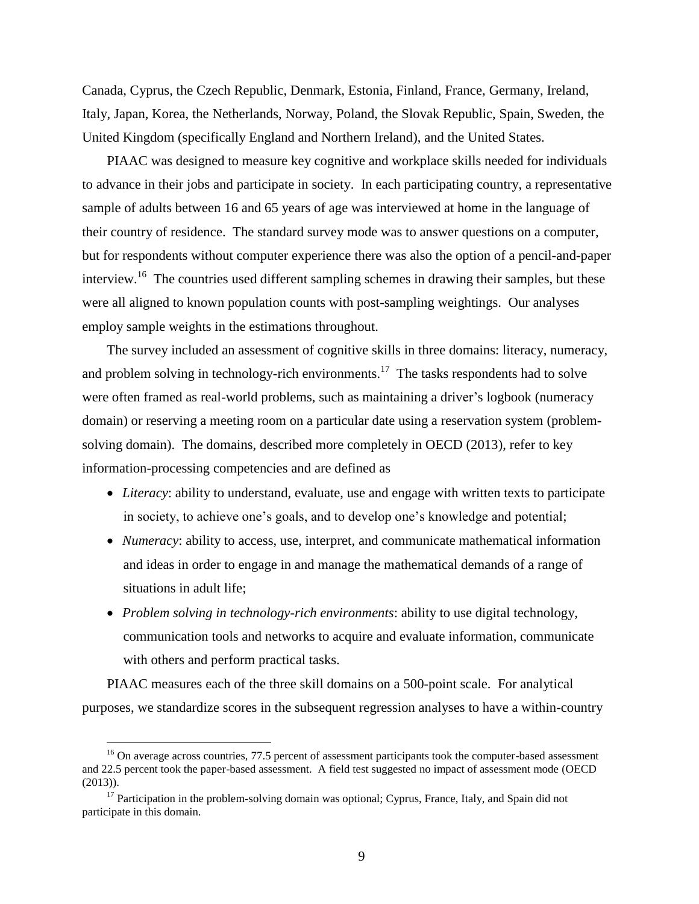Canada, Cyprus, the Czech Republic, Denmark, Estonia, Finland, France, Germany, Ireland, Italy, Japan, Korea, the Netherlands, Norway, Poland, the Slovak Republic, Spain, Sweden, the United Kingdom (specifically England and Northern Ireland), and the United States.

PIAAC was designed to measure key cognitive and workplace skills needed for individuals to advance in their jobs and participate in society. In each participating country, a representative sample of adults between 16 and 65 years of age was interviewed at home in the language of their country of residence. The standard survey mode was to answer questions on a computer, but for respondents without computer experience there was also the option of a pencil-and-paper interview.[16] The countries used different sampling schemes in drawing their samples, but these were all aligned to known population counts with post-sampling weightings. Our analyses employ sample weights in the estimations throughout.

The survey included an assessment of cognitive skills in three domains: literacy, numeracy, and problem solving in technology-rich environments.[17] The tasks respondents had to solve were often framed as real-world problems, such as maintaining a driver's logbook (numeracy domain) or reserving a meeting room on a particular date using a reservation system (problem-solving domain). The domains, described more completely in OECD (2013), refer to key information-processing competencies and are defined as

- *Literacy*: ability to understand, evaluate, use and engage with written texts to participate in society, to achieve one's goals, and to develop one's knowledge and potential;
- *Numeracy*: ability to access, use, interpret, and communicate mathematical information and ideas in order to engage in and manage the mathematical demands of a range of situations in adult life;
- *Problem solving in technology-rich environments*: ability to use digital technology, communication tools and networks to acquire and evaluate information, communicate with others and perform practical tasks.

PIAAC measures each of the three skill domains on a 500-point scale. For analytical purposes, we standardize scores in the subsequent regression analyses to have a within-country

[16] On average across countries, 77.5 percent of assessment participants took the computer-based assessment and 22.5 percent took the paper-based assessment. A field test suggested no impact of assessment mode (OECD (2013)).

[17] Participation in the problem-solving domain was optional; Cyprus, France, Italy, and Spain did not participate in this domain.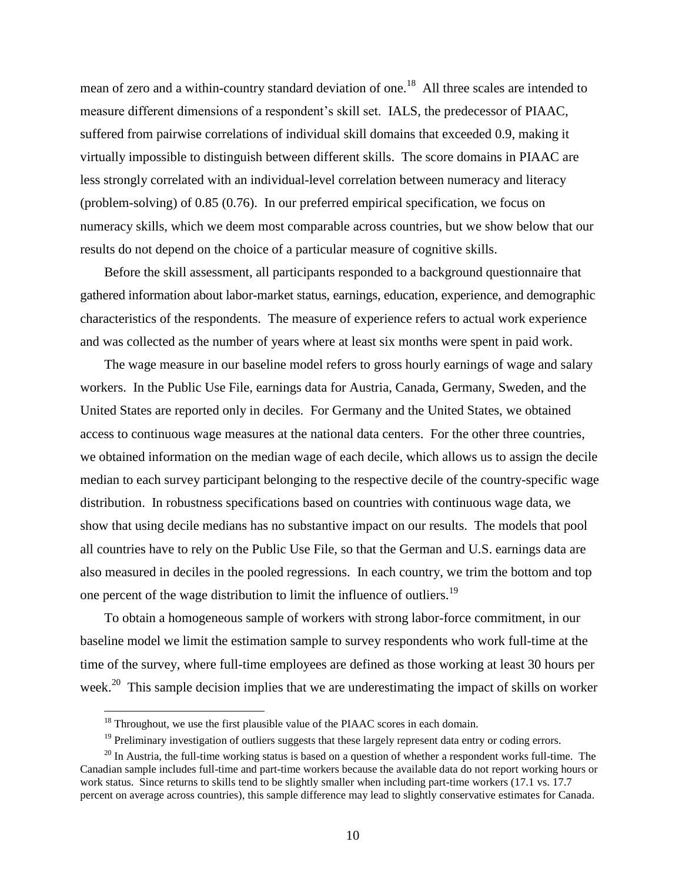mean of zero and a within-country standard deviation of one.[18] All three scales are intended to measure different dimensions of a respondent's skill set. IALS, the predecessor of PIAAC, suffered from pairwise correlations of individual skill domains that exceeded 0.9, making it virtually impossible to distinguish between different skills. The score domains in PIAAC are less strongly correlated with an individual-level correlation between numeracy and literacy (problem-solving) of 0.85 (0.76). In our preferred empirical specification, we focus on numeracy skills, which we deem most comparable across countries, but we show below that our results do not depend on the choice of a particular measure of cognitive skills.

Before the skill assessment, all participants responded to a background questionnaire that gathered information about labor-market status, earnings, education, experience, and demographic characteristics of the respondents. The measure of experience refers to actual work experience and was collected as the number of years where at least six months were spent in paid work.

The wage measure in our baseline model refers to gross hourly earnings of wage and salary workers. In the Public Use File, earnings data for Austria, Canada, Germany, Sweden, and the United States are reported only in deciles. For Germany and the United States, we obtained access to continuous wage measures at the national data centers. For the other three countries, we obtained information on the median wage of each decile, which allows us to assign the decile median to each survey participant belonging to the respective decile of the country-specific wage distribution. In robustness specifications based on countries with continuous wage data, we show that using decile medians has no substantive impact on our results. The models that pool all countries have to rely on the Public Use File, so that the German and U.S. earnings data are also measured in deciles in the pooled regressions. In each country, we trim the bottom and top one percent of the wage distribution to limit the influence of outliers.[19]

To obtain a homogeneous sample of workers with strong labor-force commitment, in our baseline model we limit the estimation sample to survey respondents who work full-time at the time of the survey, where full-time employees are defined as those working at least 30 hours per week.[20] This sample decision implies that we are underestimating the impact of skills on worker

---

[18] Throughout, we use the first plausible value of the PIAAC scores in each domain.

[19] Preliminary investigation of outliers suggests that these largely represent data entry or coding errors.

[20] In Austria, the full-time working status is based on a question of whether a respondent works full-time. The Canadian sample includes full-time and part-time workers because the available data do not report working hours or work status. Since returns to skills tend to be slightly smaller when including part-time workers (17.1 vs. 17.7 percent on average across countries), this sample difference may lead to slightly conservative estimates for Canada.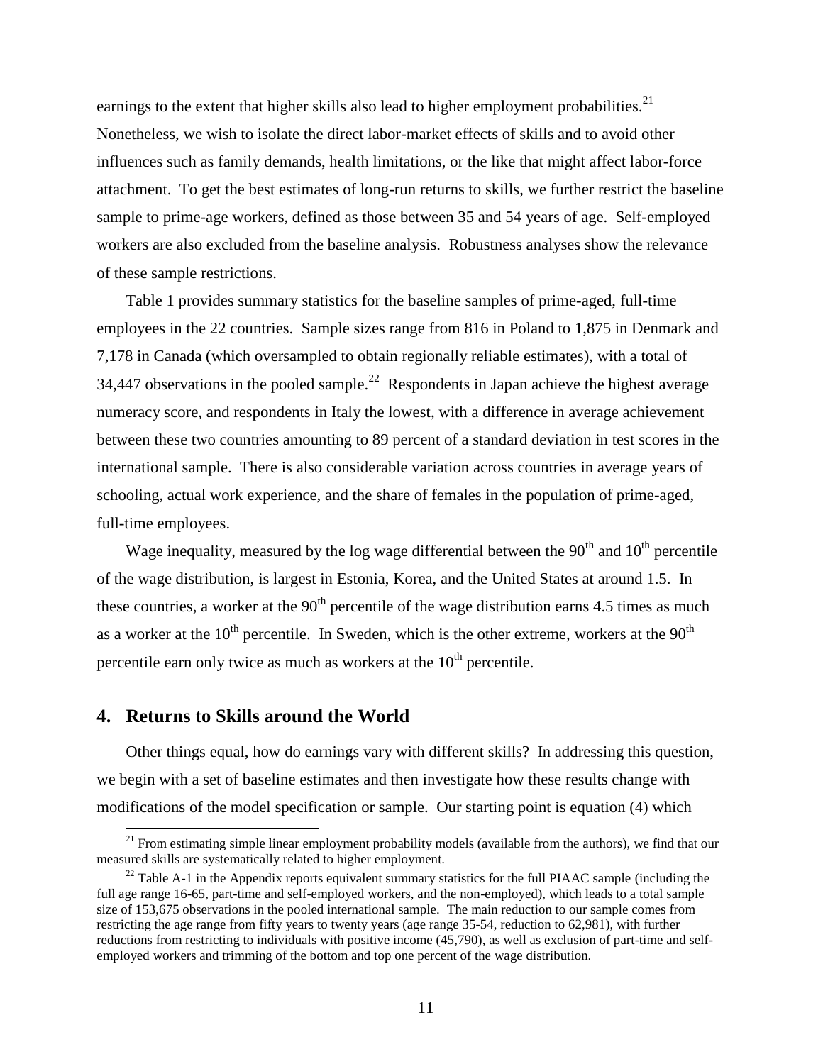earnings to the extent that higher skills also lead to higher employment probabilities.[21] Nonetheless, we wish to isolate the direct labor-market effects of skills and to avoid other influences such as family demands, health limitations, or the like that might affect labor-force attachment. To get the best estimates of long-run returns to skills, we further restrict the baseline sample to prime-age workers, defined as those between 35 and 54 years of age. Self-employed workers are also excluded from the baseline analysis. Robustness analyses show the relevance of these sample restrictions.

Table 1 provides summary statistics for the baseline samples of prime-aged, full-time employees in the 22 countries. Sample sizes range from 816 in Poland to 1,875 in Denmark and 7,178 in Canada (which oversampled to obtain regionally reliable estimates), with a total of 34,447 observations in the pooled sample.[22] Respondents in Japan achieve the highest average numeracy score, and respondents in Italy the lowest, with a difference in average achievement between these two countries amounting to 89 percent of a standard deviation in test scores in the international sample. There is also considerable variation across countries in average years of schooling, actual work experience, and the share of females in the population of prime-aged, full-time employees.

Wage inequality, measured by the log wage differential between the 90th and 10th percentile of the wage distribution, is largest in Estonia, Korea, and the United States at around 1.5. In these countries, a worker at the 90th percentile of the wage distribution earns 4.5 times as much as a worker at the 10th percentile. In Sweden, which is the other extreme, workers at the 90th percentile earn only twice as much as workers at the 10th percentile.

## 4. Returns to Skills around the World

Other things equal, how do earnings vary with different skills? In addressing this question, we begin with a set of baseline estimates and then investigate how these results change with modifications of the model specification or sample. Our starting point is equation (4) which

---

[21] From estimating simple linear employment probability models (available from the authors), we find that our measured skills are systematically related to higher employment.

[22] Table A-1 in the Appendix reports equivalent summary statistics for the full PIAAC sample (including the full age range 16-65, part-time and self-employed workers, and the non-employed), which leads to a total sample size of 153,675 observations in the pooled international sample. The main reduction to our sample comes from restricting the age range from fifty years to twenty years (age range 35-54, reduction to 62,981), with further reductions from restricting to individuals with positive income (45,790), as well as exclusion of part-time and self-employed workers and trimming of the bottom and top one percent of the wage distribution.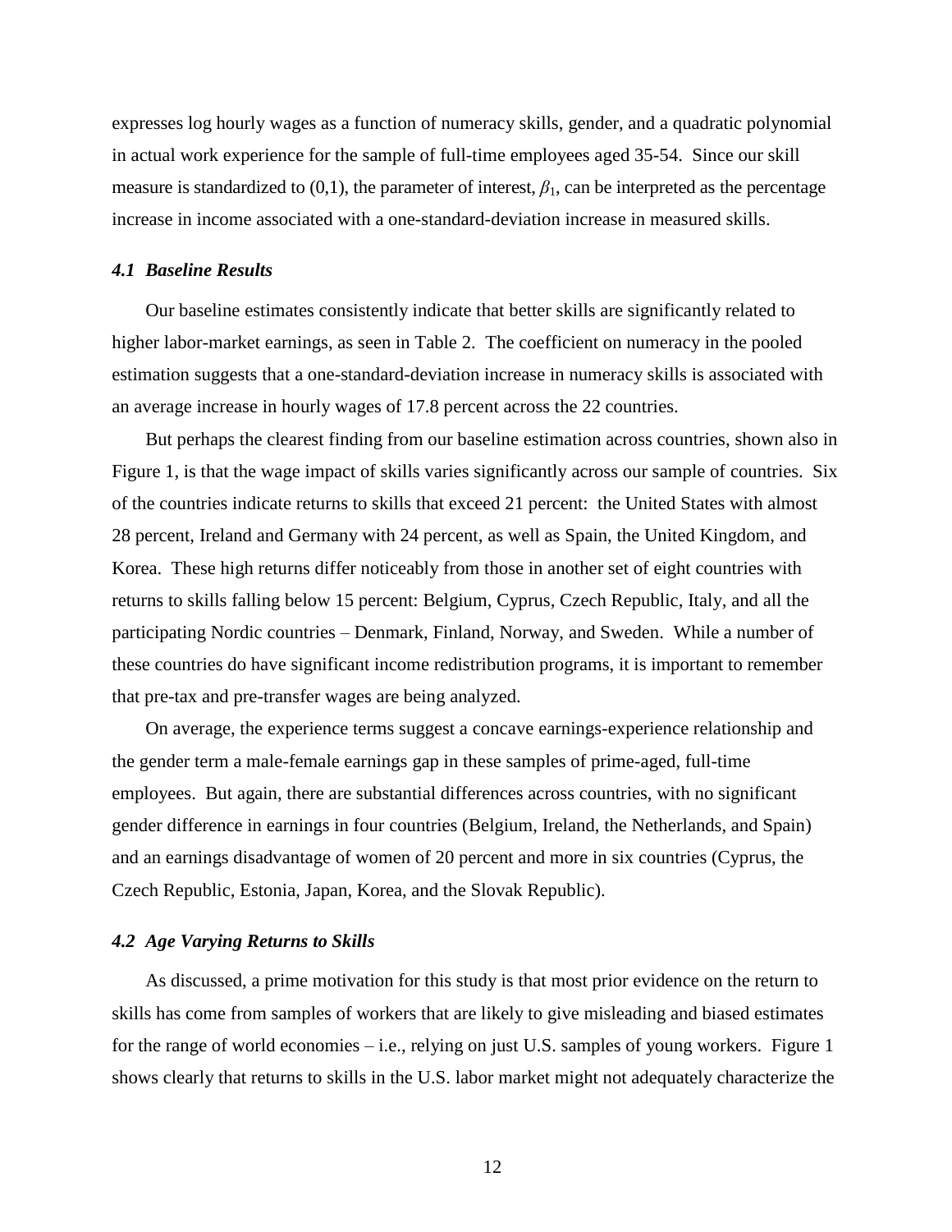expresses log hourly wages as a function of numeracy skills, gender, and a quadratic polynomial in actual work experience for the sample of full-time employees aged 35-54. Since our skill measure is standardized to (0,1), the parameter of interest, $\beta_1$, can be interpreted as the percentage increase in income associated with a one-standard-deviation increase in measured skills.

### *4.1 Baseline Results*

Our baseline estimates consistently indicate that better skills are significantly related to higher labor-market earnings, as seen in Table 2. The coefficient on numeracy in the pooled estimation suggests that a one-standard-deviation increase in numeracy skills is associated with an average increase in hourly wages of 17.8 percent across the 22 countries.

But perhaps the clearest finding from our baseline estimation across countries, shown also in Figure 1, is that the wage impact of skills varies significantly across our sample of countries. Six of the countries indicate returns to skills that exceed 21 percent: the United States with almost 28 percent, Ireland and Germany with 24 percent, as well as Spain, the United Kingdom, and Korea. These high returns differ noticeably from those in another set of eight countries with returns to skills falling below 15 percent: Belgium, Cyprus, Czech Republic, Italy, and all the participating Nordic countries – Denmark, Finland, Norway, and Sweden. While a number of these countries do have significant income redistribution programs, it is important to remember that pre-tax and pre-transfer wages are being analyzed.

On average, the experience terms suggest a concave earnings-experience relationship and the gender term a male-female earnings gap in these samples of prime-aged, full-time employees. But again, there are substantial differences across countries, with no significant gender difference in earnings in four countries (Belgium, Ireland, the Netherlands, and Spain) and an earnings disadvantage of women of 20 percent and more in six countries (Cyprus, the Czech Republic, Estonia, Japan, Korea, and the Slovak Republic).

### *4.2 Age Varying Returns to Skills*

As discussed, a prime motivation for this study is that most prior evidence on the return to skills has come from samples of workers that are likely to give misleading and biased estimates for the range of world economies – i.e., relying on just U.S. samples of young workers. Figure 1 shows clearly that returns to skills in the U.S. labor market might not adequately characterize the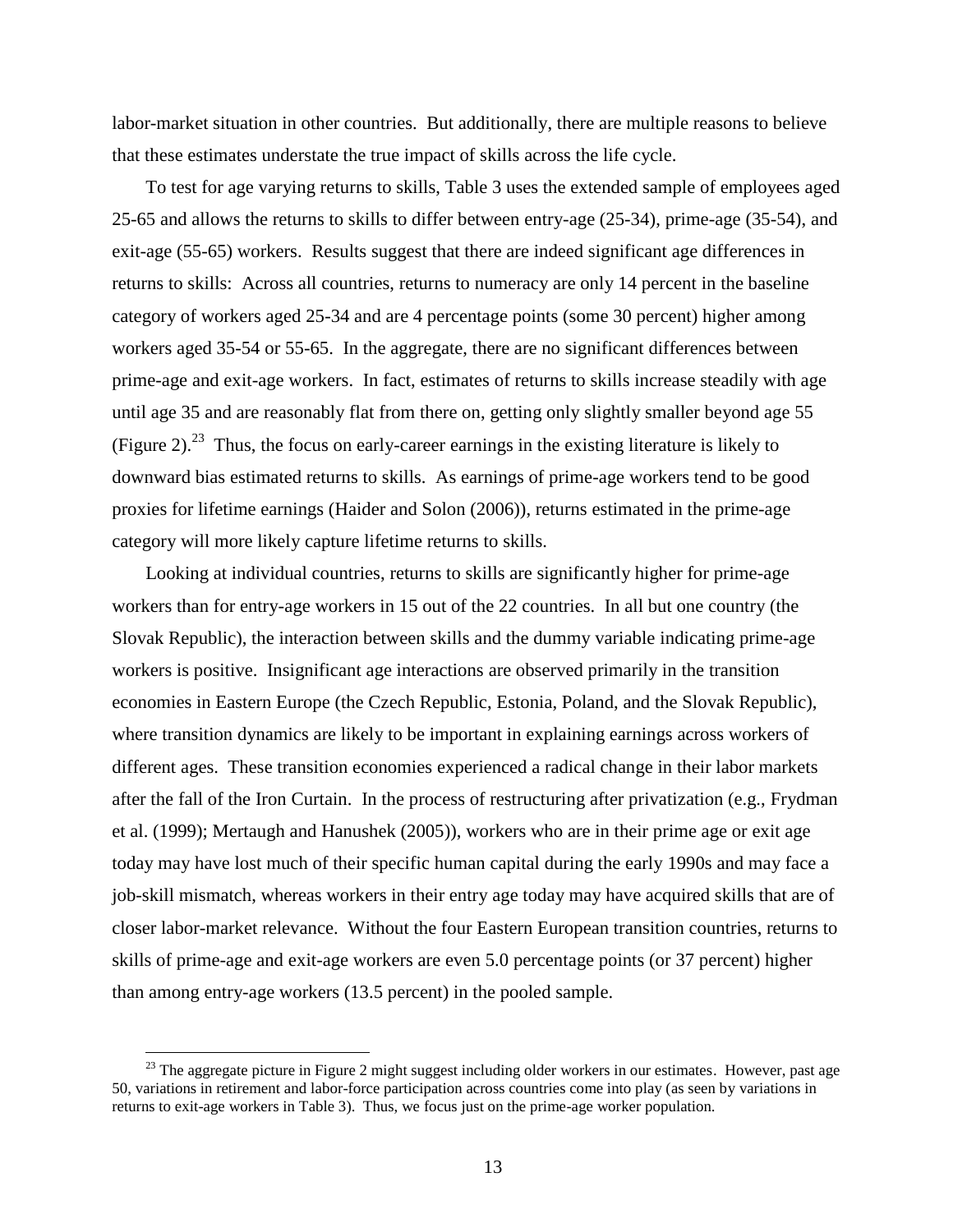labor-market situation in other countries. But additionally, there are multiple reasons to believe that these estimates understate the true impact of skills across the life cycle.

To test for age varying returns to skills, Table 3 uses the extended sample of employees aged 25-65 and allows the returns to skills to differ between entry-age (25-34), prime-age (35-54), and exit-age (55-65) workers. Results suggest that there are indeed significant age differences in returns to skills: Across all countries, returns to numeracy are only 14 percent in the baseline category of workers aged 25-34 and are 4 percentage points (some 30 percent) higher among workers aged 35-54 or 55-65. In the aggregate, there are no significant differences between prime-age and exit-age workers. In fact, estimates of returns to skills increase steadily with age until age 35 and are reasonably flat from there on, getting only slightly smaller beyond age 55 (Figure 2).[23] Thus, the focus on early-career earnings in the existing literature is likely to downward bias estimated returns to skills. As earnings of prime-age workers tend to be good proxies for lifetime earnings (Haider and Solon (2006)), returns estimated in the prime-age category will more likely capture lifetime returns to skills.

Looking at individual countries, returns to skills are significantly higher for prime-age workers than for entry-age workers in 15 out of the 22 countries. In all but one country (the Slovak Republic), the interaction between skills and the dummy variable indicating prime-age workers is positive. Insignificant age interactions are observed primarily in the transition economies in Eastern Europe (the Czech Republic, Estonia, Poland, and the Slovak Republic), where transition dynamics are likely to be important in explaining earnings across workers of different ages. These transition economies experienced a radical change in their labor markets after the fall of the Iron Curtain. In the process of restructuring after privatization (e.g., Frydman et al. (1999); Mertaugh and Hanushek (2005)), workers who are in their prime age or exit age today may have lost much of their specific human capital during the early 1990s and may face a job-skill mismatch, whereas workers in their entry age today may have acquired skills that are of closer labor-market relevance. Without the four Eastern European transition countries, returns to skills of prime-age and exit-age workers are even 5.0 percentage points (or 37 percent) higher than among entry-age workers (13.5 percent) in the pooled sample.

[23] The aggregate picture in Figure 2 might suggest including older workers in our estimates. However, past age 50, variations in retirement and labor-force participation across countries come into play (as seen by variations in returns to exit-age workers in Table 3). Thus, we focus just on the prime-age worker population.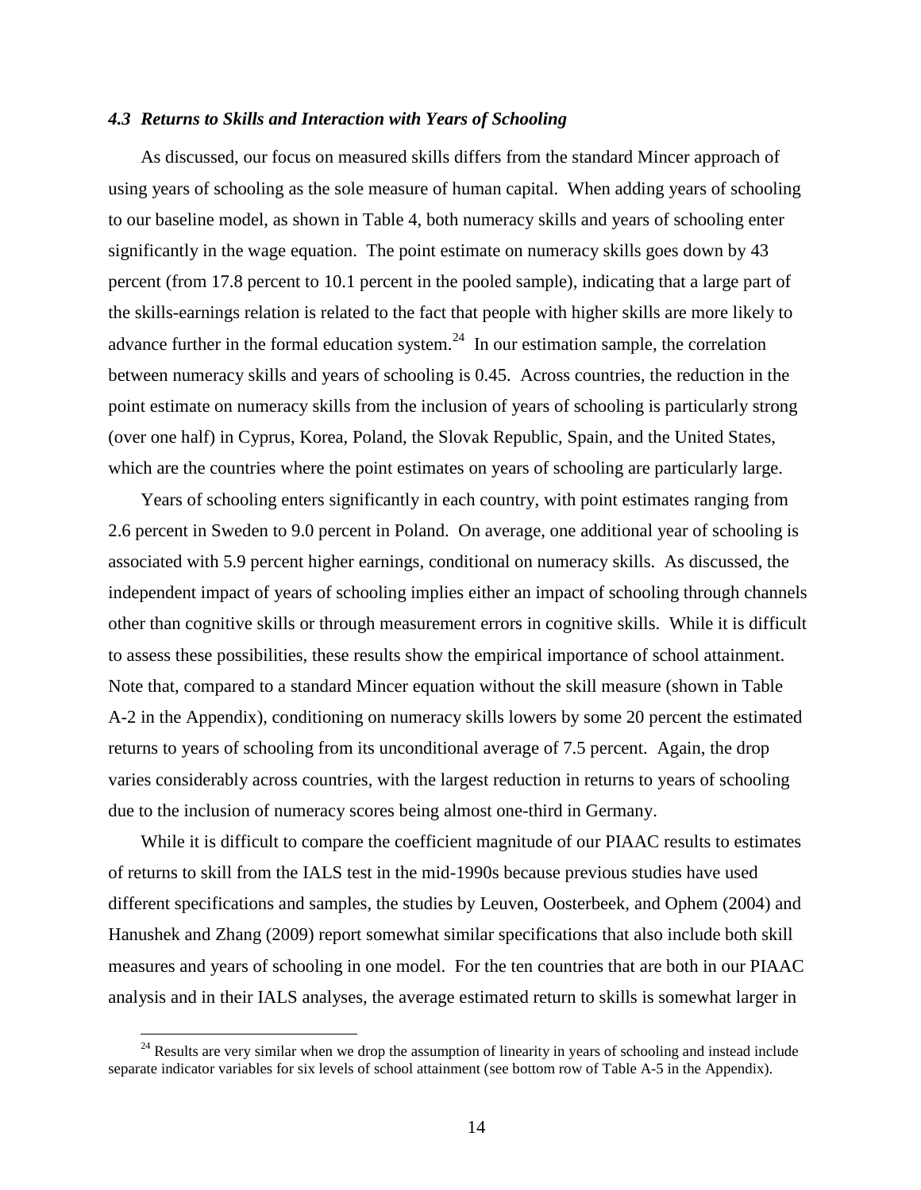### *4.3 Returns to Skills and Interaction with Years of Schooling*

As discussed, our focus on measured skills differs from the standard Mincer approach of using years of schooling as the sole measure of human capital. When adding years of schooling to our baseline model, as shown in Table 4, both numeracy skills and years of schooling enter significantly in the wage equation. The point estimate on numeracy skills goes down by 43 percent (from 17.8 percent to 10.1 percent in the pooled sample), indicating that a large part of the skills-earnings relation is related to the fact that people with higher skills are more likely to advance further in the formal education system.[24] In our estimation sample, the correlation between numeracy skills and years of schooling is 0.45. Across countries, the reduction in the point estimate on numeracy skills from the inclusion of years of schooling is particularly strong (over one half) in Cyprus, Korea, Poland, the Slovak Republic, Spain, and the United States, which are the countries where the point estimates on years of schooling are particularly large.

Years of schooling enters significantly in each country, with point estimates ranging from 2.6 percent in Sweden to 9.0 percent in Poland. On average, one additional year of schooling is associated with 5.9 percent higher earnings, conditional on numeracy skills. As discussed, the independent impact of years of schooling implies either an impact of schooling through channels other than cognitive skills or through measurement errors in cognitive skills. While it is difficult to assess these possibilities, these results show the empirical importance of school attainment. Note that, compared to a standard Mincer equation without the skill measure (shown in Table A-2 in the Appendix), conditioning on numeracy skills lowers by some 20 percent the estimated returns to years of schooling from its unconditional average of 7.5 percent. Again, the drop varies considerably across countries, with the largest reduction in returns to years of schooling due to the inclusion of numeracy scores being almost one-third in Germany.

While it is difficult to compare the coefficient magnitude of our PIAAC results to estimates of returns to skill from the IALS test in the mid-1990s because previous studies have used different specifications and samples, the studies by Leuven, Oosterbeek, and Ophem (2004) and Hanushek and Zhang (2009) report somewhat similar specifications that also include both skill measures and years of schooling in one model. For the ten countries that are both in our PIAAC analysis and in their IALS analyses, the average estimated return to skills is somewhat larger in

[24] Results are very similar when we drop the assumption of linearity in years of schooling and instead include separate indicator variables for six levels of school attainment (see bottom row of Table A-5 in the Appendix).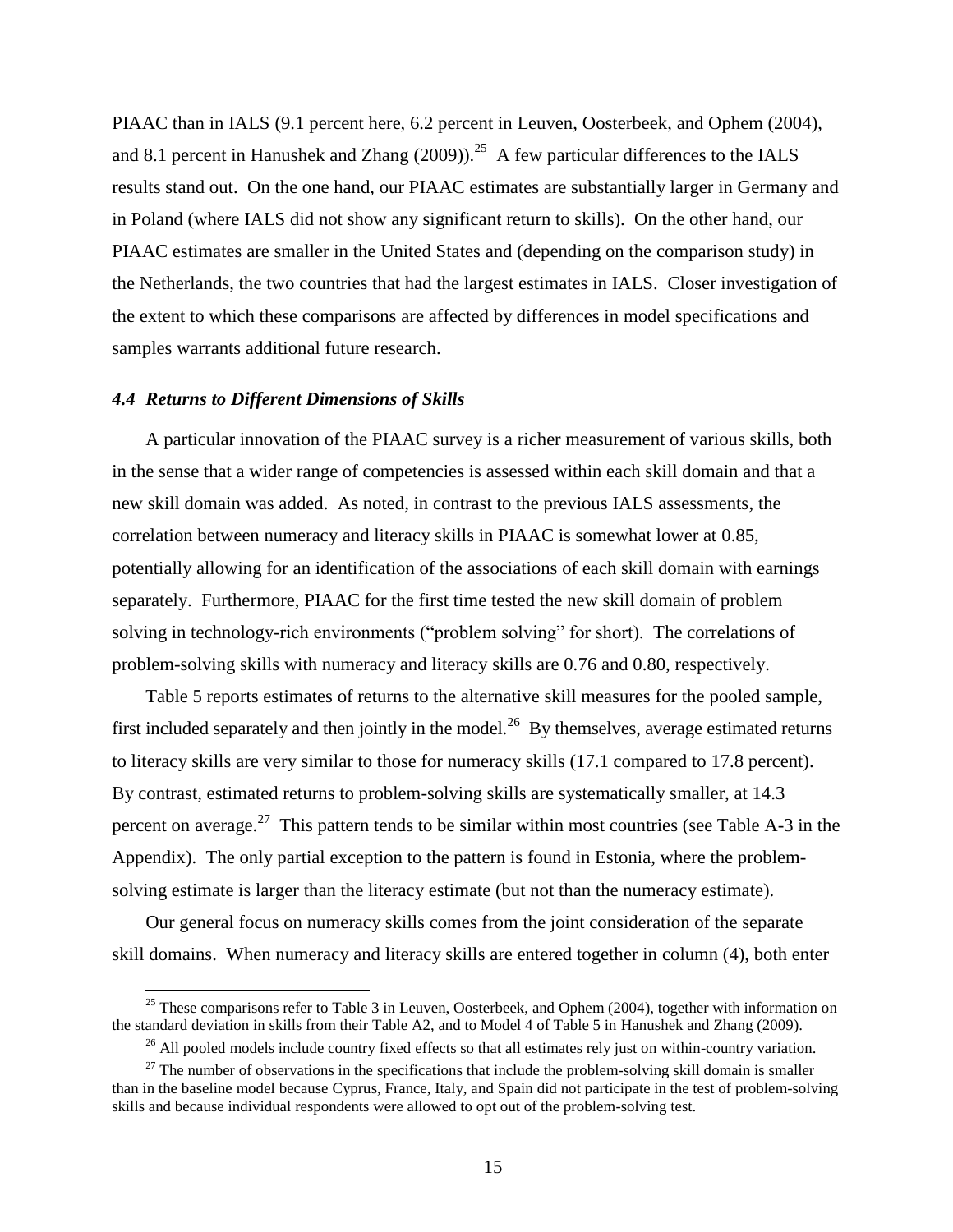PIAAC than in IALS (9.1 percent here, 6.2 percent in Leuven, Oosterbeek, and Ophem (2004), and 8.1 percent in Hanushek and Zhang (2009)).[25] A few particular differences to the IALS results stand out. On the one hand, our PIAAC estimates are substantially larger in Germany and in Poland (where IALS did not show any significant return to skills). On the other hand, our PIAAC estimates are smaller in the United States and (depending on the comparison study) in the Netherlands, the two countries that had the largest estimates in IALS. Closer investigation of the extent to which these comparisons are affected by differences in model specifications and samples warrants additional future research.

### *4.4 Returns to Different Dimensions of Skills*

A particular innovation of the PIAAC survey is a richer measurement of various skills, both in the sense that a wider range of competencies is assessed within each skill domain and that a new skill domain was added. As noted, in contrast to the previous IALS assessments, the correlation between numeracy and literacy skills in PIAAC is somewhat lower at 0.85, potentially allowing for an identification of the associations of each skill domain with earnings separately. Furthermore, PIAAC for the first time tested the new skill domain of problem solving in technology-rich environments ("problem solving" for short). The correlations of problem-solving skills with numeracy and literacy skills are 0.76 and 0.80, respectively.

Table 5 reports estimates of returns to the alternative skill measures for the pooled sample, first included separately and then jointly in the model.[26] By themselves, average estimated returns to literacy skills are very similar to those for numeracy skills (17.1 compared to 17.8 percent). By contrast, estimated returns to problem-solving skills are systematically smaller, at 14.3 percent on average.[27] This pattern tends to be similar within most countries (see Table A-3 in the Appendix). The only partial exception to the pattern is found in Estonia, where the problem-solving estimate is larger than the literacy estimate (but not than the numeracy estimate).

Our general focus on numeracy skills comes from the joint consideration of the separate skill domains. When numeracy and literacy skills are entered together in column (4), both enter

---

[25] These comparisons refer to Table 3 in Leuven, Oosterbeek, and Ophem (2004), together with information on the standard deviation in skills from their Table A2, and to Model 4 of Table 5 in Hanushek and Zhang (2009).

[26] All pooled models include country fixed effects so that all estimates rely just on within-country variation.

[27] The number of observations in the specifications that include the problem-solving skill domain is smaller than in the baseline model because Cyprus, France, Italy, and Spain did not participate in the test of problem-solving skills and because individual respondents were allowed to opt out of the problem-solving test.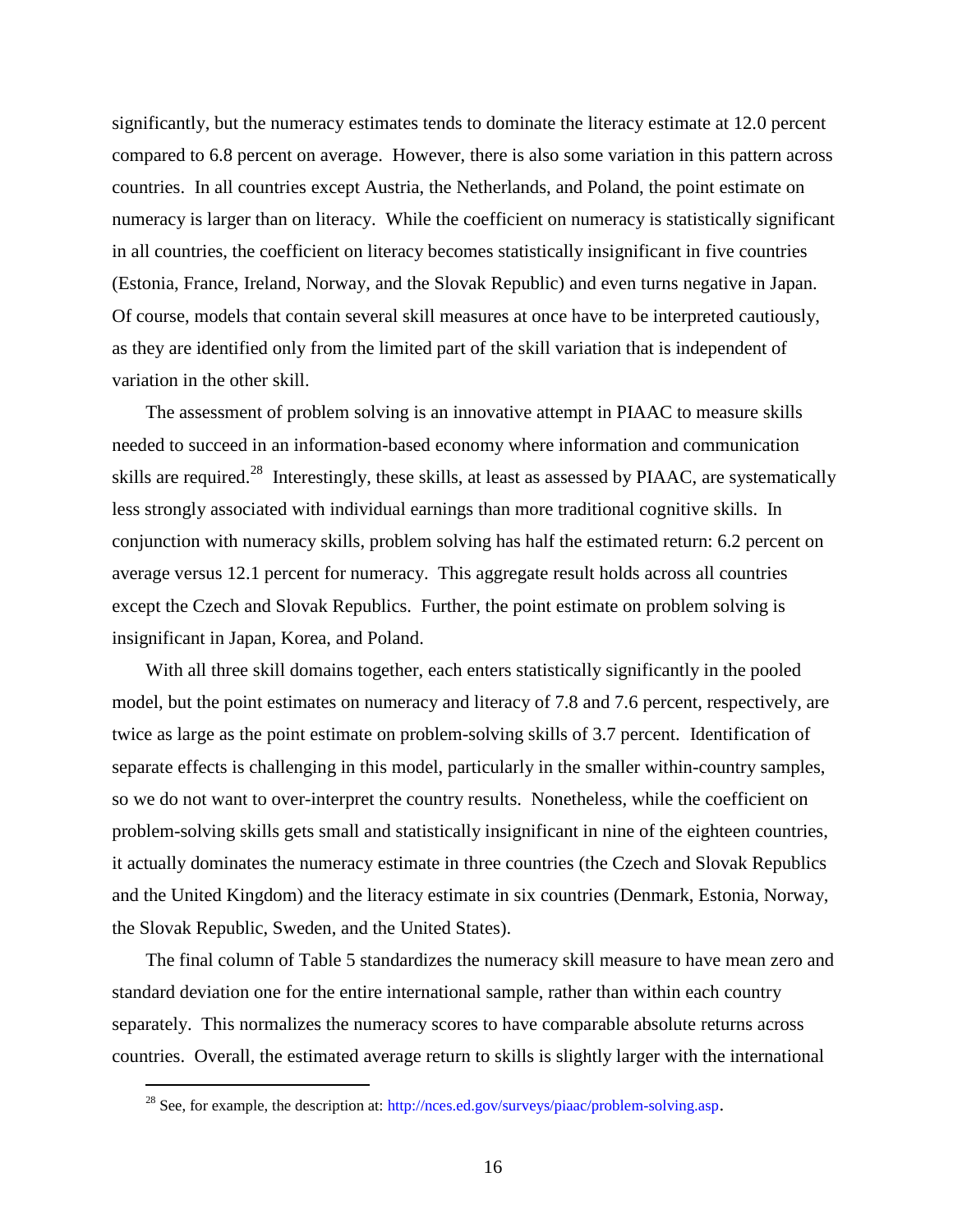significantly, but the numeracy estimates tends to dominate the literacy estimate at 12.0 percent compared to 6.8 percent on average. However, there is also some variation in this pattern across countries. In all countries except Austria, the Netherlands, and Poland, the point estimate on numeracy is larger than on literacy. While the coefficient on numeracy is statistically significant in all countries, the coefficient on literacy becomes statistically insignificant in five countries (Estonia, France, Ireland, Norway, and the Slovak Republic) and even turns negative in Japan. Of course, models that contain several skill measures at once have to be interpreted cautiously, as they are identified only from the limited part of the skill variation that is independent of variation in the other skill.

The assessment of problem solving is an innovative attempt in PIAAC to measure skills needed to succeed in an information-based economy where information and communication skills are required.[28] Interestingly, these skills, at least as assessed by PIAAC, are systematically less strongly associated with individual earnings than more traditional cognitive skills. In conjunction with numeracy skills, problem solving has half the estimated return: 6.2 percent on average versus 12.1 percent for numeracy. This aggregate result holds across all countries except the Czech and Slovak Republics. Further, the point estimate on problem solving is insignificant in Japan, Korea, and Poland.

With all three skill domains together, each enters statistically significantly in the pooled model, but the point estimates on numeracy and literacy of 7.8 and 7.6 percent, respectively, are twice as large as the point estimate on problem-solving skills of 3.7 percent. Identification of separate effects is challenging in this model, particularly in the smaller within-country samples, so we do not want to over-interpret the country results. Nonetheless, while the coefficient on problem-solving skills gets small and statistically insignificant in nine of the eighteen countries, it actually dominates the numeracy estimate in three countries (the Czech and Slovak Republics and the United Kingdom) and the literacy estimate in six countries (Denmark, Estonia, Norway, the Slovak Republic, Sweden, and the United States).

The final column of Table 5 standardizes the numeracy skill measure to have mean zero and standard deviation one for the entire international sample, rather than within each country separately. This normalizes the numeracy scores to have comparable absolute returns across countries. Overall, the estimated average return to skills is slightly larger with the international

[28] See, for example, the description at: http://nces.ed.gov/surveys/piaac/problem-solving.asp.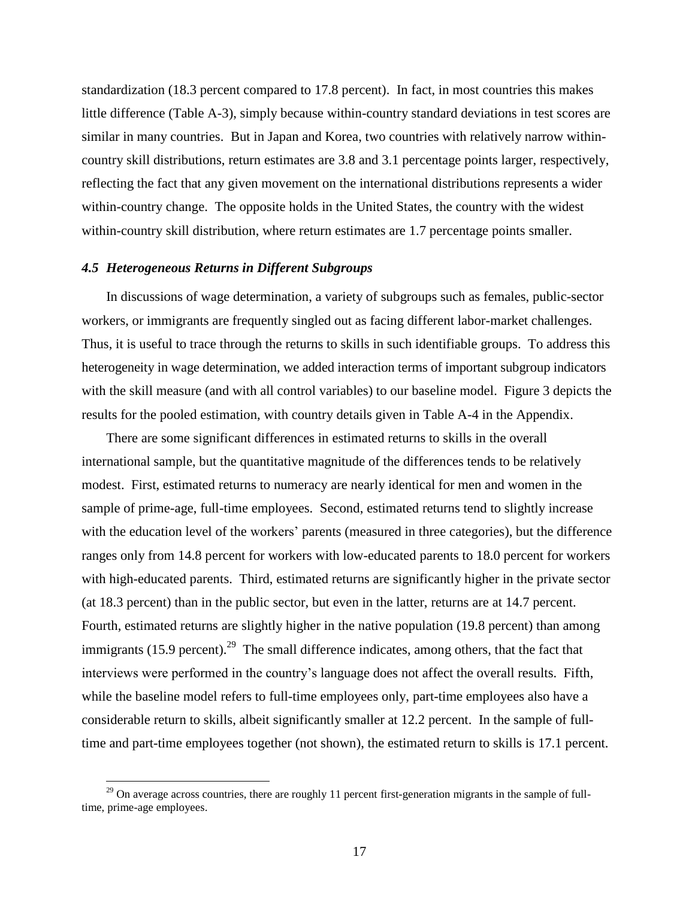standardization (18.3 percent compared to 17.8 percent). In fact, in most countries this makes little difference (Table A-3), simply because within-country standard deviations in test scores are similar in many countries. But in Japan and Korea, two countries with relatively narrow within-country skill distributions, return estimates are 3.8 and 3.1 percentage points larger, respectively, reflecting the fact that any given movement on the international distributions represents a wider within-country change. The opposite holds in the United States, the country with the widest within-country skill distribution, where return estimates are 1.7 percentage points smaller.

### *4.5 Heterogeneous Returns in Different Subgroups*

In discussions of wage determination, a variety of subgroups such as females, public-sector workers, or immigrants are frequently singled out as facing different labor-market challenges. Thus, it is useful to trace through the returns to skills in such identifiable groups. To address this heterogeneity in wage determination, we added interaction terms of important subgroup indicators with the skill measure (and with all control variables) to our baseline model. Figure 3 depicts the results for the pooled estimation, with country details given in Table A-4 in the Appendix.

There are some significant differences in estimated returns to skills in the overall international sample, but the quantitative magnitude of the differences tends to be relatively modest. First, estimated returns to numeracy are nearly identical for men and women in the sample of prime-age, full-time employees. Second, estimated returns tend to slightly increase with the education level of the workers' parents (measured in three categories), but the difference ranges only from 14.8 percent for workers with low-educated parents to 18.0 percent for workers with high-educated parents. Third, estimated returns are significantly higher in the private sector (at 18.3 percent) than in the public sector, but even in the latter, returns are at 14.7 percent. Fourth, estimated returns are slightly higher in the native population (19.8 percent) than among immigrants (15.9 percent).[29] The small difference indicates, among others, that the fact that interviews were performed in the country's language does not affect the overall results. Fifth, while the baseline model refers to full-time employees only, part-time employees also have a considerable return to skills, albeit significantly smaller at 12.2 percent. In the sample of full-time and part-time employees together (not shown), the estimated return to skills is 17.1 percent.

[29] On average across countries, there are roughly 11 percent first-generation migrants in the sample of full-time, prime-age employees.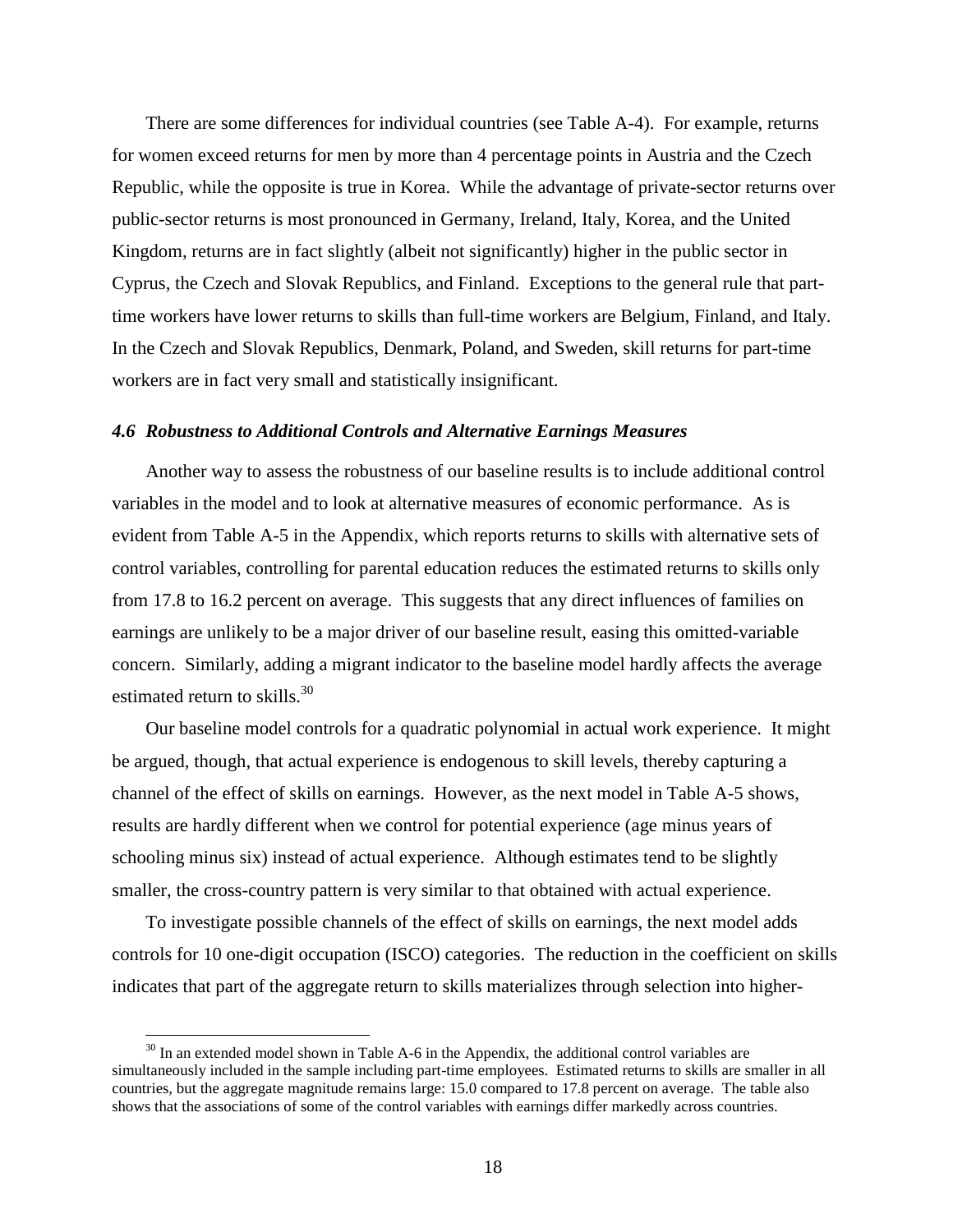There are some differences for individual countries (see Table A-4). For example, returns for women exceed returns for men by more than 4 percentage points in Austria and the Czech Republic, while the opposite is true in Korea. While the advantage of private-sector returns over public-sector returns is most pronounced in Germany, Ireland, Italy, Korea, and the United Kingdom, returns are in fact slightly (albeit not significantly) higher in the public sector in Cyprus, the Czech and Slovak Republics, and Finland. Exceptions to the general rule that part-time workers have lower returns to skills than full-time workers are Belgium, Finland, and Italy. In the Czech and Slovak Republics, Denmark, Poland, and Sweden, skill returns for part-time workers are in fact very small and statistically insignificant.

### *4.6 Robustness to Additional Controls and Alternative Earnings Measures*

Another way to assess the robustness of our baseline results is to include additional control variables in the model and to look at alternative measures of economic performance. As is evident from Table A-5 in the Appendix, which reports returns to skills with alternative sets of control variables, controlling for parental education reduces the estimated returns to skills only from 17.8 to 16.2 percent on average. This suggests that any direct influences of families on earnings are unlikely to be a major driver of our baseline result, easing this omitted-variable concern. Similarly, adding a migrant indicator to the baseline model hardly affects the average estimated return to skills.[30]

Our baseline model controls for a quadratic polynomial in actual work experience. It might be argued, though, that actual experience is endogenous to skill levels, thereby capturing a channel of the effect of skills on earnings. However, as the next model in Table A-5 shows, results are hardly different when we control for potential experience (age minus years of schooling minus six) instead of actual experience. Although estimates tend to be slightly smaller, the cross-country pattern is very similar to that obtained with actual experience.

To investigate possible channels of the effect of skills on earnings, the next model adds controls for 10 one-digit occupation (ISCO) categories. The reduction in the coefficient on skills indicates that part of the aggregate return to skills materializes through selection into higher-

[30] In an extended model shown in Table A-6 in the Appendix, the additional control variables are simultaneously included in the sample including part-time employees. Estimated returns to skills are smaller in all countries, but the aggregate magnitude remains large: 15.0 compared to 17.8 percent on average. The table also shows that the associations of some of the control variables with earnings differ markedly across countries.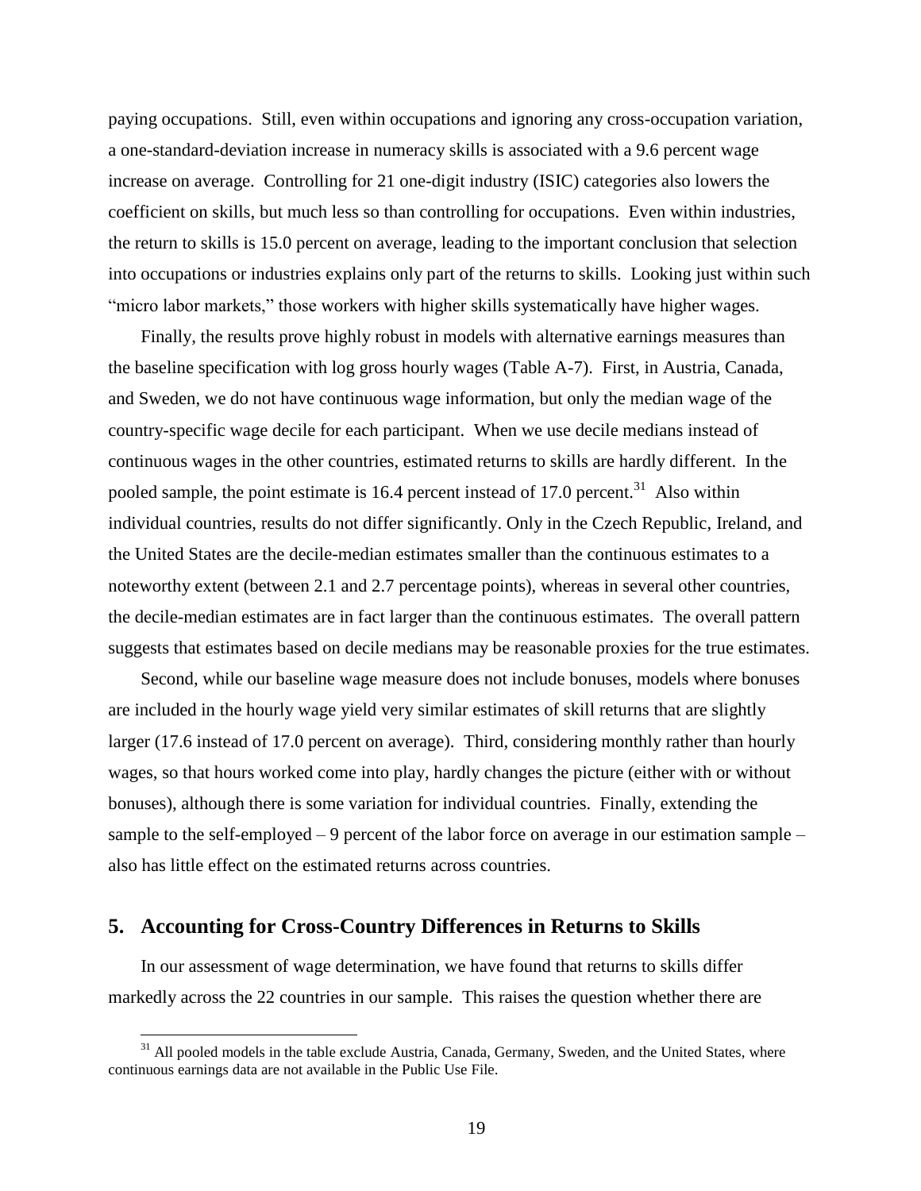paying occupations. Still, even within occupations and ignoring any cross-occupation variation, a one-standard-deviation increase in numeracy skills is associated with a 9.6 percent wage increase on average. Controlling for 21 one-digit industry (ISIC) categories also lowers the coefficient on skills, but much less so than controlling for occupations. Even within industries, the return to skills is 15.0 percent on average, leading to the important conclusion that selection into occupations or industries explains only part of the returns to skills. Looking just within such "micro labor markets," those workers with higher skills systematically have higher wages.

Finally, the results prove highly robust in models with alternative earnings measures than the baseline specification with log gross hourly wages (Table A-7). First, in Austria, Canada, and Sweden, we do not have continuous wage information, but only the median wage of the country-specific wage decile for each participant. When we use decile medians instead of continuous wages in the other countries, estimated returns to skills are hardly different. In the pooled sample, the point estimate is 16.4 percent instead of 17.0 percent.[31] Also within individual countries, results do not differ significantly. Only in the Czech Republic, Ireland, and the United States are the decile-median estimates smaller than the continuous estimates to a noteworthy extent (between 2.1 and 2.7 percentage points), whereas in several other countries, the decile-median estimates are in fact larger than the continuous estimates. The overall pattern suggests that estimates based on decile medians may be reasonable proxies for the true estimates.

Second, while our baseline wage measure does not include bonuses, models where bonuses are included in the hourly wage yield very similar estimates of skill returns that are slightly larger (17.6 instead of 17.0 percent on average). Third, considering monthly rather than hourly wages, so that hours worked come into play, hardly changes the picture (either with or without bonuses), although there is some variation for individual countries. Finally, extending the sample to the self-employed – 9 percent of the labor force on average in our estimation sample – also has little effect on the estimated returns across countries.

## 5. Accounting for Cross-Country Differences in Returns to Skills

In our assessment of wage determination, we have found that returns to skills differ markedly across the 22 countries in our sample. This raises the question whether there are

[31] All pooled models in the table exclude Austria, Canada, Germany, Sweden, and the United States, where continuous earnings data are not available in the Public Use File.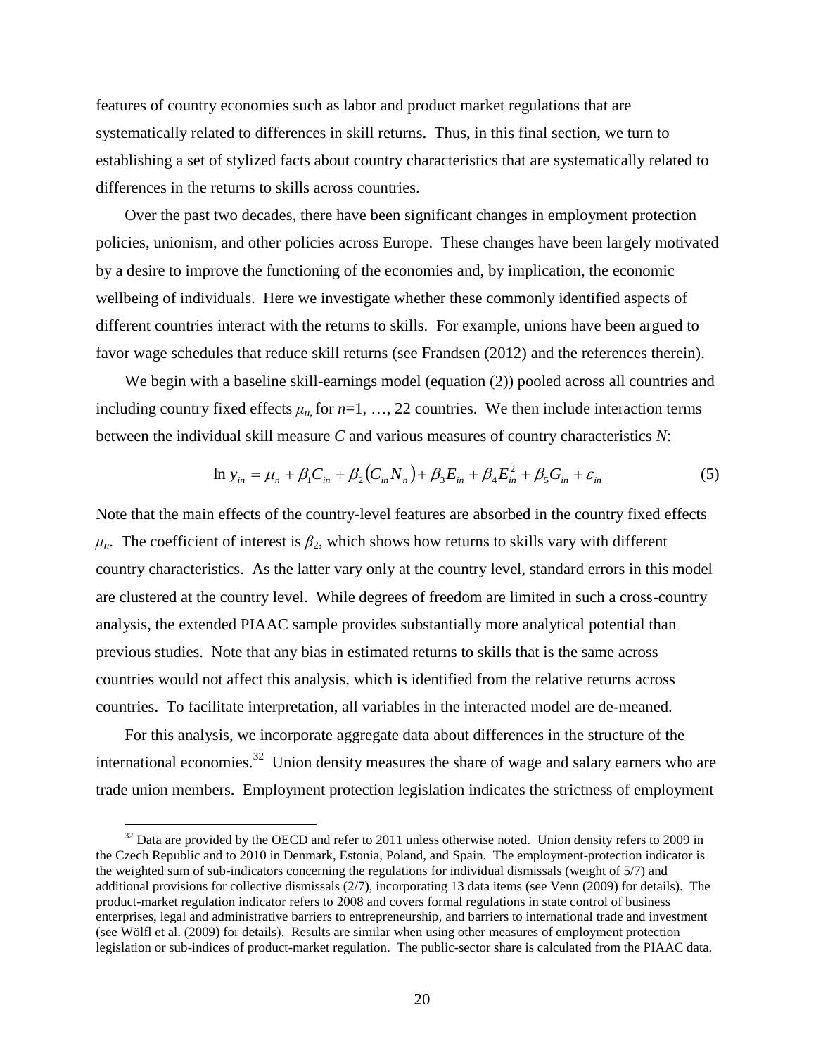features of country economies such as labor and product market regulations that are systematically related to differences in skill returns. Thus, in this final section, we turn to establishing a set of stylized facts about country characteristics that are systematically related to differences in the returns to skills across countries.

Over the past two decades, there have been significant changes in employment protection policies, unionism, and other policies across Europe. These changes have been largely motivated by a desire to improve the functioning of the economies and, by implication, the economic wellbeing of individuals. Here we investigate whether these commonly identified aspects of different countries interact with the returns to skills. For example, unions have been argued to favor wage schedules that reduce skill returns (see Frandsen (2012) and the references therein).

We begin with a baseline skill-earnings model (equation (2)) pooled across all countries and including country fixed effects $\mu_n$, for $n$=1, …, 22 countries. We then include interaction terms between the individual skill measure $C$ and various measures of country characteristics $N$:

$$\ln y_{in} = \mu_n + \beta_1 C_{in} + \beta_2 \left(C_{in} N_n\right) + \beta_3 E_{in} + \beta_4 E_{in}^2 + \beta_5 G_{in} + \varepsilon_{in} \tag{5}$$

Note that the main effects of the country-level features are absorbed in the country fixed effects $\mu_n$. The coefficient of interest is $\beta_2$, which shows how returns to skills vary with different country characteristics. As the latter vary only at the country level, standard errors in this model are clustered at the country level. While degrees of freedom are limited in such a cross-country analysis, the extended PIAAC sample provides substantially more analytical potential than previous studies. Note that any bias in estimated returns to skills that is the same across countries would not affect this analysis, which is identified from the relative returns across countries. To facilitate interpretation, all variables in the interacted model are de-meaned.

For this analysis, we incorporate aggregate data about differences in the structure of the international economies.[32] Union density measures the share of wage and salary earners who are trade union members. Employment protection legislation indicates the strictness of employment

[32] Data are provided by the OECD and refer to 2011 unless otherwise noted. Union density refers to 2009 in the Czech Republic and to 2010 in Denmark, Estonia, Poland, and Spain. The employment-protection indicator is the weighted sum of sub-indicators concerning the regulations for individual dismissals (weight of 5/7) and additional provisions for collective dismissals (2/7), incorporating 13 data items (see Venn (2009) for details). The product-market regulation indicator refers to 2008 and covers formal regulations in state control of business enterprises, legal and administrative barriers to entrepreneurship, and barriers to international trade and investment (see Wölfl et al. (2009) for details). Results are similar when using other measures of employment protection legislation or sub-indices of product-market regulation. The public-sector share is calculated from the PIAAC data.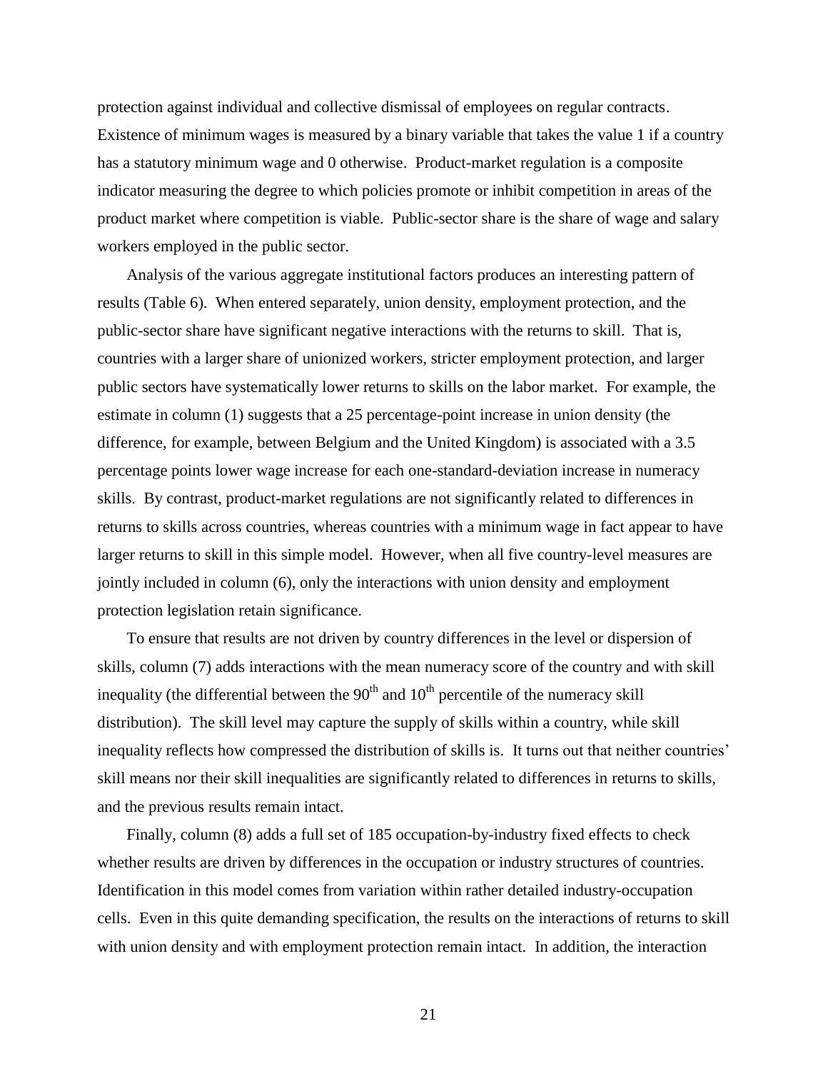protection against individual and collective dismissal of employees on regular contracts. Existence of minimum wages is measured by a binary variable that takes the value 1 if a country has a statutory minimum wage and 0 otherwise. Product-market regulation is a composite indicator measuring the degree to which policies promote or inhibit competition in areas of the product market where competition is viable. Public-sector share is the share of wage and salary workers employed in the public sector.

Analysis of the various aggregate institutional factors produces an interesting pattern of results (Table 6). When entered separately, union density, employment protection, and the public-sector share have significant negative interactions with the returns to skill. That is, countries with a larger share of unionized workers, stricter employment protection, and larger public sectors have systematically lower returns to skills on the labor market. For example, the estimate in column (1) suggests that a 25 percentage-point increase in union density (the difference, for example, between Belgium and the United Kingdom) is associated with a 3.5 percentage points lower wage increase for each one-standard-deviation increase in numeracy skills. By contrast, product-market regulations are not significantly related to differences in returns to skills across countries, whereas countries with a minimum wage in fact appear to have larger returns to skill in this simple model. However, when all five country-level measures are jointly included in column (6), only the interactions with union density and employment protection legislation retain significance.

To ensure that results are not driven by country differences in the level or dispersion of skills, column (7) adds interactions with the mean numeracy score of the country and with skill inequality (the differential between the 90$^{th}$ and 10$^{th}$ percentile of the numeracy skill distribution). The skill level may capture the supply of skills within a country, while skill inequality reflects how compressed the distribution of skills is. It turns out that neither countries' skill means nor their skill inequalities are significantly related to differences in returns to skills, and the previous results remain intact.

Finally, column (8) adds a full set of 185 occupation-by-industry fixed effects to check whether results are driven by differences in the occupation or industry structures of countries. Identification in this model comes from variation within rather detailed industry-occupation cells. Even in this quite demanding specification, the results on the interactions of returns to skill with union density and with employment protection remain intact. In addition, the interaction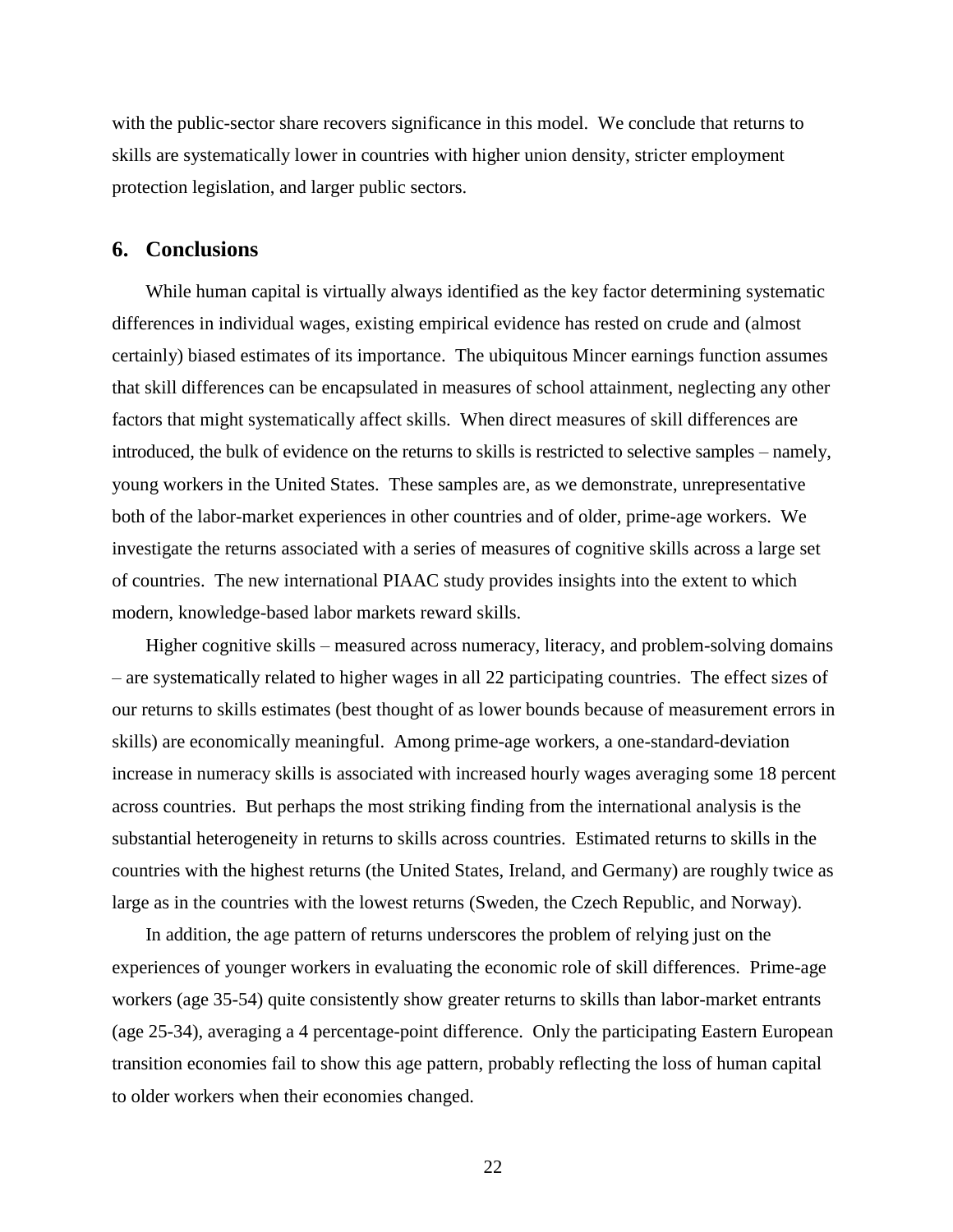with the public-sector share recovers significance in this model. We conclude that returns to skills are systematically lower in countries with higher union density, stricter employment protection legislation, and larger public sectors.

## 6. Conclusions

While human capital is virtually always identified as the key factor determining systematic differences in individual wages, existing empirical evidence has rested on crude and (almost certainly) biased estimates of its importance. The ubiquitous Mincer earnings function assumes that skill differences can be encapsulated in measures of school attainment, neglecting any other factors that might systematically affect skills. When direct measures of skill differences are introduced, the bulk of evidence on the returns to skills is restricted to selective samples – namely, young workers in the United States. These samples are, as we demonstrate, unrepresentative both of the labor-market experiences in other countries and of older, prime-age workers. We investigate the returns associated with a series of measures of cognitive skills across a large set of countries. The new international PIAAC study provides insights into the extent to which modern, knowledge-based labor markets reward skills.

Higher cognitive skills – measured across numeracy, literacy, and problem-solving domains – are systematically related to higher wages in all 22 participating countries. The effect sizes of our returns to skills estimates (best thought of as lower bounds because of measurement errors in skills) are economically meaningful. Among prime-age workers, a one-standard-deviation increase in numeracy skills is associated with increased hourly wages averaging some 18 percent across countries. But perhaps the most striking finding from the international analysis is the substantial heterogeneity in returns to skills across countries. Estimated returns to skills in the countries with the highest returns (the United States, Ireland, and Germany) are roughly twice as large as in the countries with the lowest returns (Sweden, the Czech Republic, and Norway).

In addition, the age pattern of returns underscores the problem of relying just on the experiences of younger workers in evaluating the economic role of skill differences. Prime-age workers (age 35-54) quite consistently show greater returns to skills than labor-market entrants (age 25-34), averaging a 4 percentage-point difference. Only the participating Eastern European transition economies fail to show this age pattern, probably reflecting the loss of human capital to older workers when their economies changed.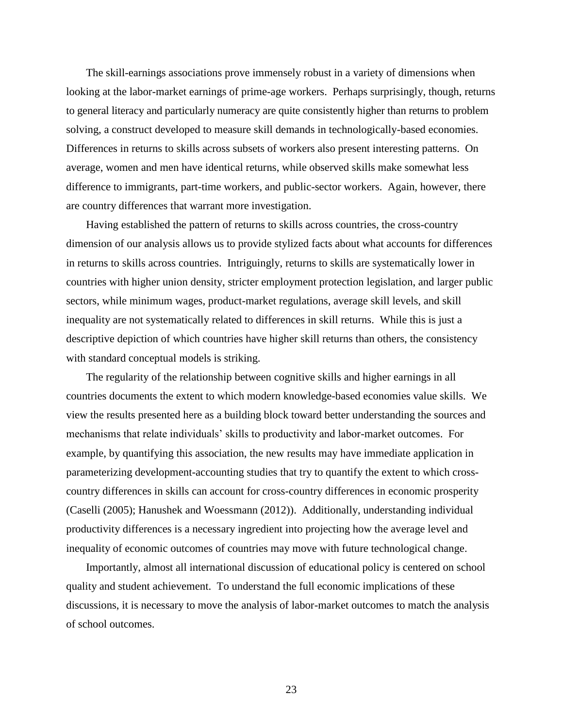The skill-earnings associations prove immensely robust in a variety of dimensions when looking at the labor-market earnings of prime-age workers. Perhaps surprisingly, though, returns to general literacy and particularly numeracy are quite consistently higher than returns to problem solving, a construct developed to measure skill demands in technologically-based economies. Differences in returns to skills across subsets of workers also present interesting patterns. On average, women and men have identical returns, while observed skills make somewhat less difference to immigrants, part-time workers, and public-sector workers. Again, however, there are country differences that warrant more investigation.

Having established the pattern of returns to skills across countries, the cross-country dimension of our analysis allows us to provide stylized facts about what accounts for differences in returns to skills across countries. Intriguingly, returns to skills are systematically lower in countries with higher union density, stricter employment protection legislation, and larger public sectors, while minimum wages, product-market regulations, average skill levels, and skill inequality are not systematically related to differences in skill returns. While this is just a descriptive depiction of which countries have higher skill returns than others, the consistency with standard conceptual models is striking.

The regularity of the relationship between cognitive skills and higher earnings in all countries documents the extent to which modern knowledge-based economies value skills. We view the results presented here as a building block toward better understanding the sources and mechanisms that relate individuals' skills to productivity and labor-market outcomes. For example, by quantifying this association, the new results may have immediate application in parameterizing development-accounting studies that try to quantify the extent to which cross-country differences in skills can account for cross-country differences in economic prosperity (Caselli (2005); Hanushek and Woessmann (2012)). Additionally, understanding individual productivity differences is a necessary ingredient into projecting how the average level and inequality of economic outcomes of countries may move with future technological change.

Importantly, almost all international discussion of educational policy is centered on school quality and student achievement. To understand the full economic implications of these discussions, it is necessary to move the analysis of labor-market outcomes to match the analysis of school outcomes.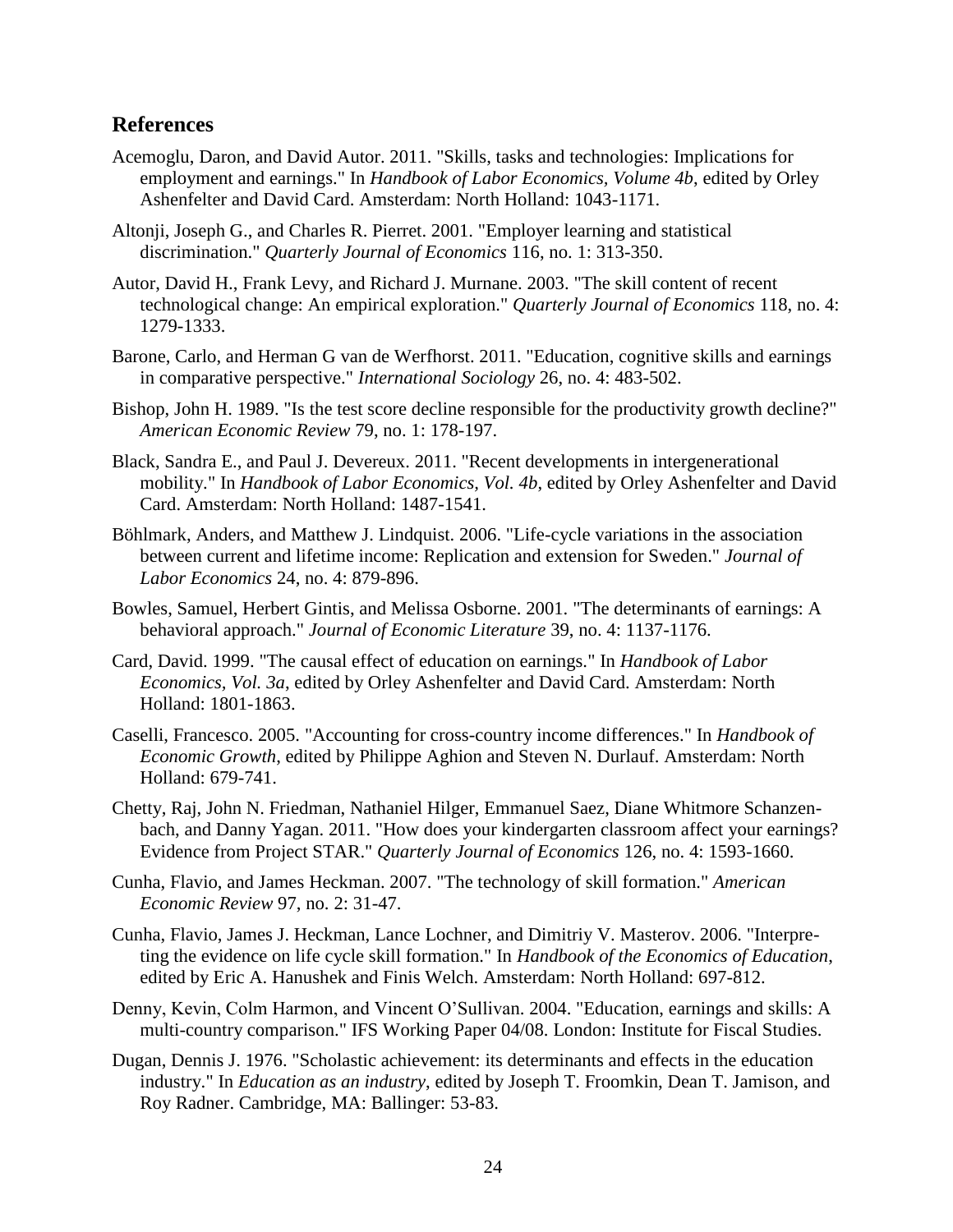## References

Acemoglu, Daron, and David Autor. 2011. "Skills, tasks and technologies: Implications for employment and earnings." In *Handbook of Labor Economics, Volume 4b*, edited by Orley Ashenfelter and David Card. Amsterdam: North Holland: 1043-1171.

Altonji, Joseph G., and Charles R. Pierret. 2001. "Employer learning and statistical discrimination." *Quarterly Journal of Economics* 116, no. 1: 313-350.

Autor, David H., Frank Levy, and Richard J. Murnane. 2003. "The skill content of recent technological change: An empirical exploration." *Quarterly Journal of Economics* 118, no. 4: 1279-1333.

Barone, Carlo, and Herman G van de Werfhorst. 2011. "Education, cognitive skills and earnings in comparative perspective." *International Sociology* 26, no. 4: 483-502.

Bishop, John H. 1989. "Is the test score decline responsible for the productivity growth decline?" *American Economic Review* 79, no. 1: 178-197.

Black, Sandra E., and Paul J. Devereux. 2011. "Recent developments in intergenerational mobility." In *Handbook of Labor Economics, Vol. 4b*, edited by Orley Ashenfelter and David Card. Amsterdam: North Holland: 1487-1541.

Böhlmark, Anders, and Matthew J. Lindquist. 2006. "Life-cycle variations in the association between current and lifetime income: Replication and extension for Sweden." *Journal of Labor Economics* 24, no. 4: 879-896.

Bowles, Samuel, Herbert Gintis, and Melissa Osborne. 2001. "The determinants of earnings: A behavioral approach." *Journal of Economic Literature* 39, no. 4: 1137-1176.

Card, David. 1999. "The causal effect of education on earnings." In *Handbook of Labor Economics, Vol. 3a*, edited by Orley Ashenfelter and David Card. Amsterdam: North Holland: 1801-1863.

Caselli, Francesco. 2005. "Accounting for cross-country income differences." In *Handbook of Economic Growth*, edited by Philippe Aghion and Steven N. Durlauf. Amsterdam: North Holland: 679-741.

Chetty, Raj, John N. Friedman, Nathaniel Hilger, Emmanuel Saez, Diane Whitmore Schanzenbach, and Danny Yagan. 2011. "How does your kindergarten classroom affect your earnings? Evidence from Project STAR." *Quarterly Journal of Economics* 126, no. 4: 1593-1660.

Cunha, Flavio, and James Heckman. 2007. "The technology of skill formation." *American Economic Review* 97, no. 2: 31-47.

Cunha, Flavio, James J. Heckman, Lance Lochner, and Dimitriy V. Masterov. 2006. "Interpreting the evidence on life cycle skill formation." In *Handbook of the Economics of Education*, edited by Eric A. Hanushek and Finis Welch. Amsterdam: North Holland: 697-812.

Denny, Kevin, Colm Harmon, and Vincent O'Sullivan. 2004. "Education, earnings and skills: A multi-country comparison." IFS Working Paper 04/08. London: Institute for Fiscal Studies.

Dugan, Dennis J. 1976. "Scholastic achievement: its determinants and effects in the education industry." In *Education as an industry*, edited by Joseph T. Froomkin, Dean T. Jamison, and Roy Radner. Cambridge, MA: Ballinger: 53-83.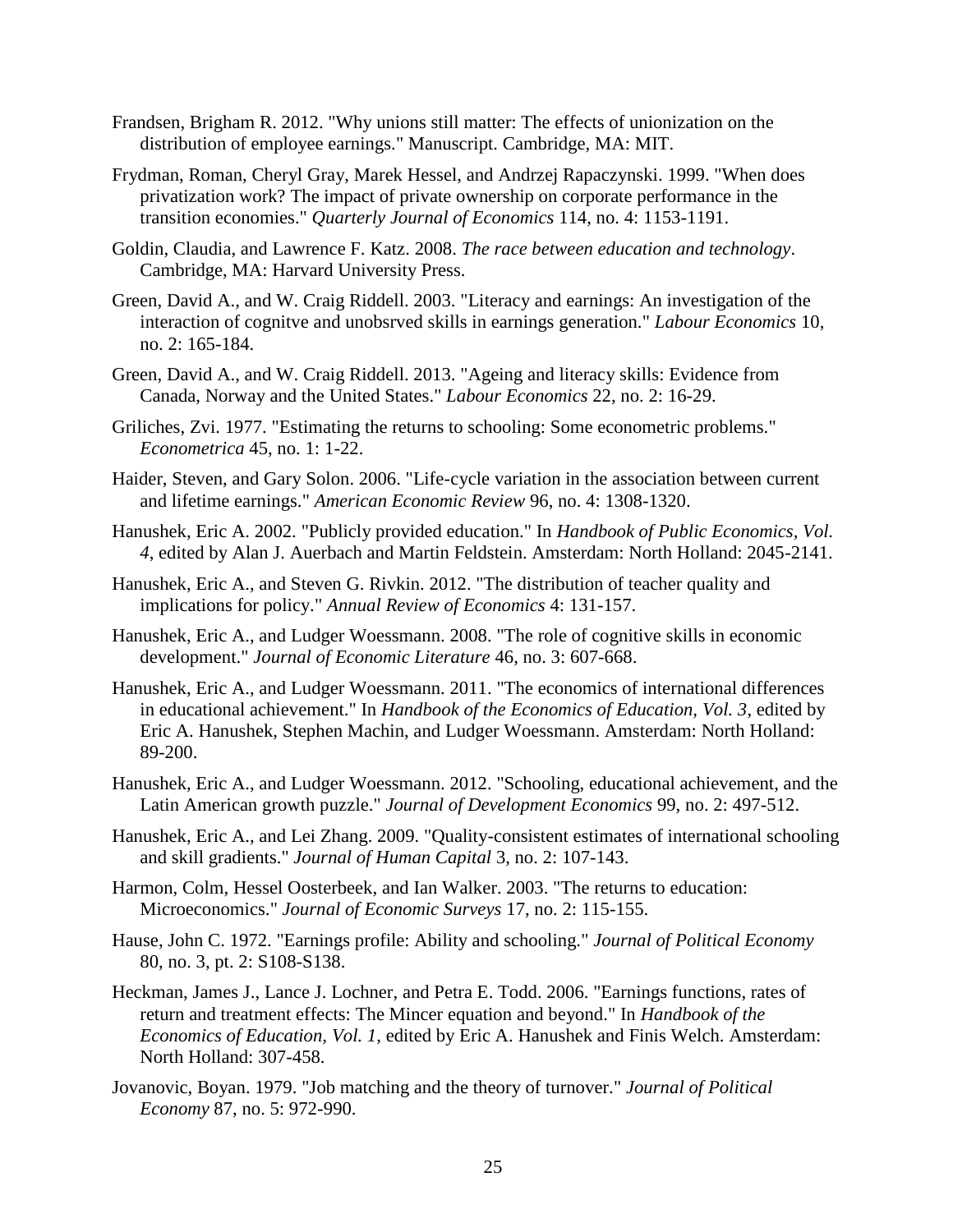Frandsen, Brigham R. 2012. "Why unions still matter: The effects of unionization on the distribution of employee earnings." Manuscript. Cambridge, MA: MIT.

Frydman, Roman, Cheryl Gray, Marek Hessel, and Andrzej Rapaczynski. 1999. "When does privatization work? The impact of private ownership on corporate performance in the transition economies." *Quarterly Journal of Economics* 114, no. 4: 1153-1191.

Goldin, Claudia, and Lawrence F. Katz. 2008. *The race between education and technology*. Cambridge, MA: Harvard University Press.

Green, David A., and W. Craig Riddell. 2003. "Literacy and earnings: An investigation of the interaction of cognitve and unobsrved skills in earnings generation." *Labour Economics* 10, no. 2: 165-184.

Green, David A., and W. Craig Riddell. 2013. "Ageing and literacy skills: Evidence from Canada, Norway and the United States." *Labour Economics* 22, no. 2: 16-29.

Griliches, Zvi. 1977. "Estimating the returns to schooling: Some econometric problems." *Econometrica* 45, no. 1: 1-22.

Haider, Steven, and Gary Solon. 2006. "Life-cycle variation in the association between current and lifetime earnings." *American Economic Review* 96, no. 4: 1308-1320.

Hanushek, Eric A. 2002. "Publicly provided education." In *Handbook of Public Economics, Vol. 4*, edited by Alan J. Auerbach and Martin Feldstein. Amsterdam: North Holland: 2045-2141.

Hanushek, Eric A., and Steven G. Rivkin. 2012. "The distribution of teacher quality and implications for policy." *Annual Review of Economics* 4: 131-157.

Hanushek, Eric A., and Ludger Woessmann. 2008. "The role of cognitive skills in economic development." *Journal of Economic Literature* 46, no. 3: 607-668.

Hanushek, Eric A., and Ludger Woessmann. 2011. "The economics of international differences in educational achievement." In *Handbook of the Economics of Education, Vol. 3*, edited by Eric A. Hanushek, Stephen Machin, and Ludger Woessmann. Amsterdam: North Holland: 89-200.

Hanushek, Eric A., and Ludger Woessmann. 2012. "Schooling, educational achievement, and the Latin American growth puzzle." *Journal of Development Economics* 99, no. 2: 497-512.

Hanushek, Eric A., and Lei Zhang. 2009. "Quality-consistent estimates of international schooling and skill gradients." *Journal of Human Capital* 3, no. 2: 107-143.

Harmon, Colm, Hessel Oosterbeek, and Ian Walker. 2003. "The returns to education: Microeconomics." *Journal of Economic Surveys* 17, no. 2: 115-155.

Hause, John C. 1972. "Earnings profile: Ability and schooling." *Journal of Political Economy* 80, no. 3, pt. 2: S108-S138.

Heckman, James J., Lance J. Lochner, and Petra E. Todd. 2006. "Earnings functions, rates of return and treatment effects: The Mincer equation and beyond." In *Handbook of the Economics of Education, Vol. 1*, edited by Eric A. Hanushek and Finis Welch. Amsterdam: North Holland: 307-458.

Jovanovic, Boyan. 1979. "Job matching and the theory of turnover." *Journal of Political Economy* 87, no. 5: 972-990.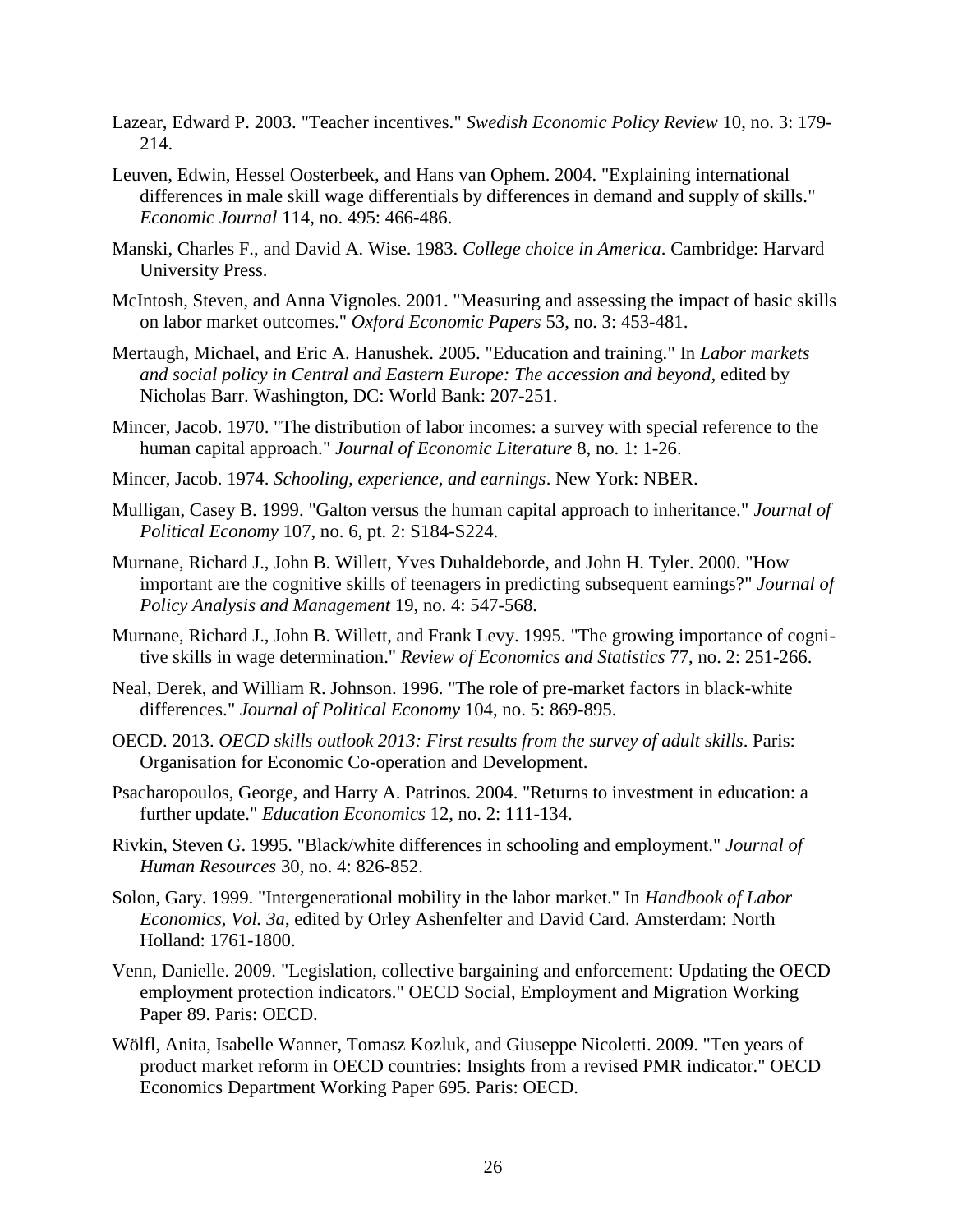Lazear, Edward P. 2003. "Teacher incentives." *Swedish Economic Policy Review* 10, no. 3: 179-214.

Leuven, Edwin, Hessel Oosterbeek, and Hans van Ophem. 2004. "Explaining international differences in male skill wage differentials by differences in demand and supply of skills." *Economic Journal* 114, no. 495: 466-486.

Manski, Charles F., and David A. Wise. 1983. *College choice in America*. Cambridge: Harvard University Press.

McIntosh, Steven, and Anna Vignoles. 2001. "Measuring and assessing the impact of basic skills on labor market outcomes." *Oxford Economic Papers* 53, no. 3: 453-481.

Mertaugh, Michael, and Eric A. Hanushek. 2005. "Education and training." In *Labor markets and social policy in Central and Eastern Europe: The accession and beyond*, edited by Nicholas Barr. Washington, DC: World Bank: 207-251.

Mincer, Jacob. 1970. "The distribution of labor incomes: a survey with special reference to the human capital approach." *Journal of Economic Literature* 8, no. 1: 1-26.

Mincer, Jacob. 1974. *Schooling, experience, and earnings*. New York: NBER.

Mulligan, Casey B. 1999. "Galton versus the human capital approach to inheritance." *Journal of Political Economy* 107, no. 6, pt. 2: S184-S224.

Murnane, Richard J., John B. Willett, Yves Duhaldeborde, and John H. Tyler. 2000. "How important are the cognitive skills of teenagers in predicting subsequent earnings?" *Journal of Policy Analysis and Management* 19, no. 4: 547-568.

Murnane, Richard J., John B. Willett, and Frank Levy. 1995. "The growing importance of cognitive skills in wage determination." *Review of Economics and Statistics* 77, no. 2: 251-266.

Neal, Derek, and William R. Johnson. 1996. "The role of pre-market factors in black-white differences." *Journal of Political Economy* 104, no. 5: 869-895.

OECD. 2013. *OECD skills outlook 2013: First results from the survey of adult skills*. Paris: Organisation for Economic Co-operation and Development.

Psacharopoulos, George, and Harry A. Patrinos. 2004. "Returns to investment in education: a further update." *Education Economics* 12, no. 2: 111-134.

Rivkin, Steven G. 1995. "Black/white differences in schooling and employment." *Journal of Human Resources* 30, no. 4: 826-852.

Solon, Gary. 1999. "Intergenerational mobility in the labor market." In *Handbook of Labor Economics, Vol. 3a*, edited by Orley Ashenfelter and David Card. Amsterdam: North Holland: 1761-1800.

Venn, Danielle. 2009. "Legislation, collective bargaining and enforcement: Updating the OECD employment protection indicators." OECD Social, Employment and Migration Working Paper 89. Paris: OECD.

Wölfl, Anita, Isabelle Wanner, Tomasz Kozluk, and Giuseppe Nicoletti. 2009. "Ten years of product market reform in OECD countries: Insights from a revised PMR indicator." OECD Economics Department Working Paper 695. Paris: OECD.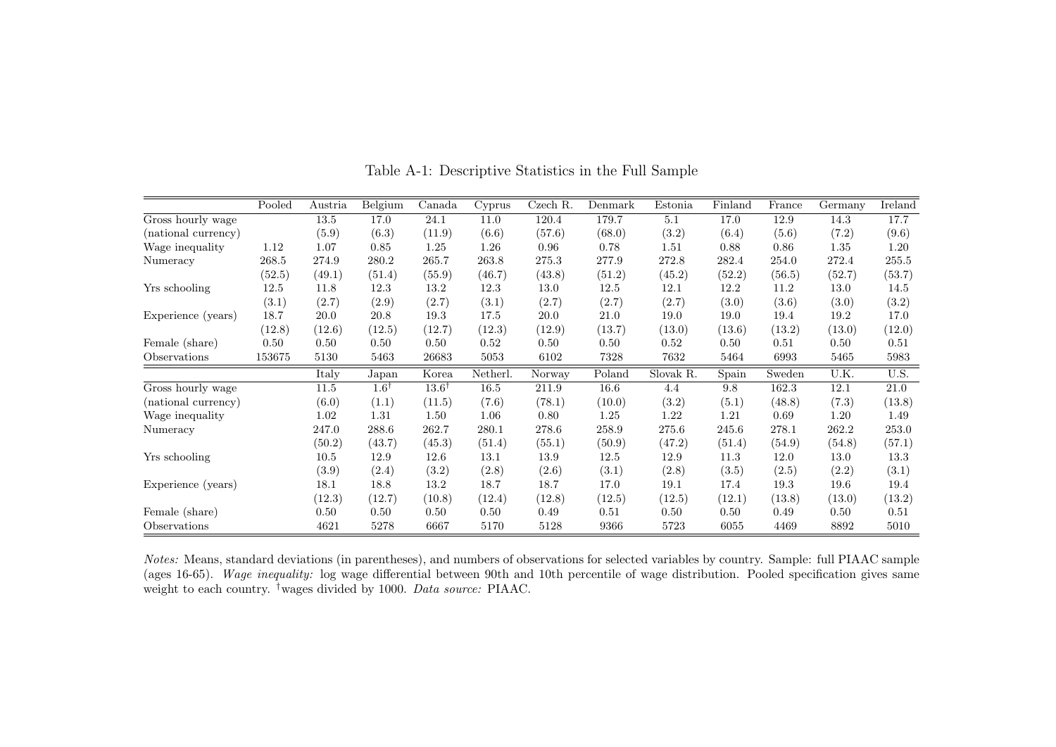Table A-1: Descriptive Statistics in the Full Sample

| | Pooled | Austria | Belgium | Canada | Cyprus | Czech R. | Denmark | Estonia | Finland | France | Germany | Ireland |
|---|---|---|---|---|---|---|---|---|---|---|---|---|
| Gross hourly wage | | 13.5 | 17.0 | 24.1 | 11.0 | 120.4 | 179.7 | 5.1 | 17.0 | 12.9 | 14.3 | 17.7 |
| (national currency) | | (5.9) | (6.3) | (11.9) | (6.6) | (57.6) | (68.0) | (3.2) | (6.4) | (5.6) | (7.2) | (9.6) |
| Wage inequality | 1.12 | 1.07 | 0.85 | 1.25 | 1.26 | 0.96 | 0.78 | 1.51 | 0.88 | 0.86 | 1.35 | 1.20 |
| Numeracy | 268.5 | 274.9 | 280.2 | 265.7 | 263.8 | 275.3 | 277.9 | 272.8 | 282.4 | 254.0 | 272.4 | 255.5 |
| | (52.5) | (49.1) | (51.4) | (55.9) | (46.7) | (43.8) | (51.2) | (45.2) | (52.2) | (56.5) | (52.7) | (53.7) |
| Yrs schooling | 12.5 | 11.8 | 12.3 | 13.2 | 12.3 | 13.0 | 12.5 | 12.1 | 12.2 | 11.2 | 13.0 | 14.5 |
| | (3.1) | (2.7) | (2.9) | (2.7) | (3.1) | (2.7) | (2.7) | (2.7) | (3.0) | (3.6) | (3.0) | (3.2) |
| Experience (years) | 18.7 | 20.0 | 20.8 | 19.3 | 17.5 | 20.0 | 21.0 | 19.0 | 19.0 | 19.4 | 19.2 | 17.0 |
| | (12.8) | (12.6) | (12.5) | (12.7) | (12.3) | (12.9) | (13.7) | (13.0) | (13.6) | (13.2) | (13.0) | (12.0) |
| Female (share) | 0.50 | 0.50 | 0.50 | 0.50 | 0.52 | 0.50 | 0.50 | 0.52 | 0.50 | 0.51 | 0.50 | 0.51 |
| Observations | 153675 | 5130 | 5463 | 26683 | 5053 | 6102 | 7328 | 7632 | 5464 | 6993 | 5465 | 5983 |
| | | Italy | Japan | Korea | Netherl. | Norway | Poland | Slovak R. | Spain | Sweden | U.K. | U.S. |
| Gross hourly wage | | 11.5 | 1.6† | 13.6† | 16.5 | 211.9 | 16.6 | 4.4 | 9.8 | 162.3 | 12.1 | 21.0 |
| (national currency) | | (6.0) | (1.1) | (11.5) | (7.6) | (78.1) | (10.0) | (3.2) | (5.1) | (48.8) | (7.3) | (13.8) |
| Wage inequality | | 1.02 | 1.31 | 1.50 | 1.06 | 0.80 | 1.25 | 1.22 | 1.21 | 0.69 | 1.20 | 1.49 |
| Numeracy | | 247.0 | 288.6 | 262.7 | 280.1 | 278.6 | 258.9 | 275.6 | 245.6 | 278.1 | 262.2 | 253.0 |
| | | (50.2) | (43.7) | (45.3) | (51.4) | (55.1) | (50.9) | (47.2) | (51.4) | (54.9) | (54.8) | (57.1) |
| Yrs schooling | | 10.5 | 12.9 | 12.6 | 13.1 | 13.9 | 12.5 | 12.9 | 11.3 | 12.0 | 13.0 | 13.3 |
| | | (3.9) | (2.4) | (3.2) | (2.8) | (2.6) | (3.1) | (2.8) | (3.5) | (2.5) | (2.2) | (3.1) |
| Experience (years) | | 18.1 | 18.8 | 13.2 | 18.7 | 18.7 | 17.0 | 19.1 | 17.4 | 19.3 | 19.6 | 19.4 |
| | | (12.3) | (12.7) | (10.8) | (12.4) | (12.8) | (12.5) | (12.5) | (12.1) | (13.8) | (13.0) | (13.2) |
| Female (share) | | 0.50 | 0.50 | 0.50 | 0.50 | 0.49 | 0.51 | 0.50 | 0.50 | 0.49 | 0.50 | 0.51 |
| Observations | | 4621 | 5278 | 6667 | 5170 | 5128 | 9366 | 5723 | 6055 | 4469 | 8892 | 5010 |

*Notes:* Means, standard deviations (in parentheses), and numbers of observations for selected variables by country. Sample: full PIAAC sample (ages 16-65). *Wage inequality:* log wage differential between 90th and 10th percentile of wage distribution. Pooled specification gives same weight to each country. †wages divided by 1000. *Data source:* PIAAC.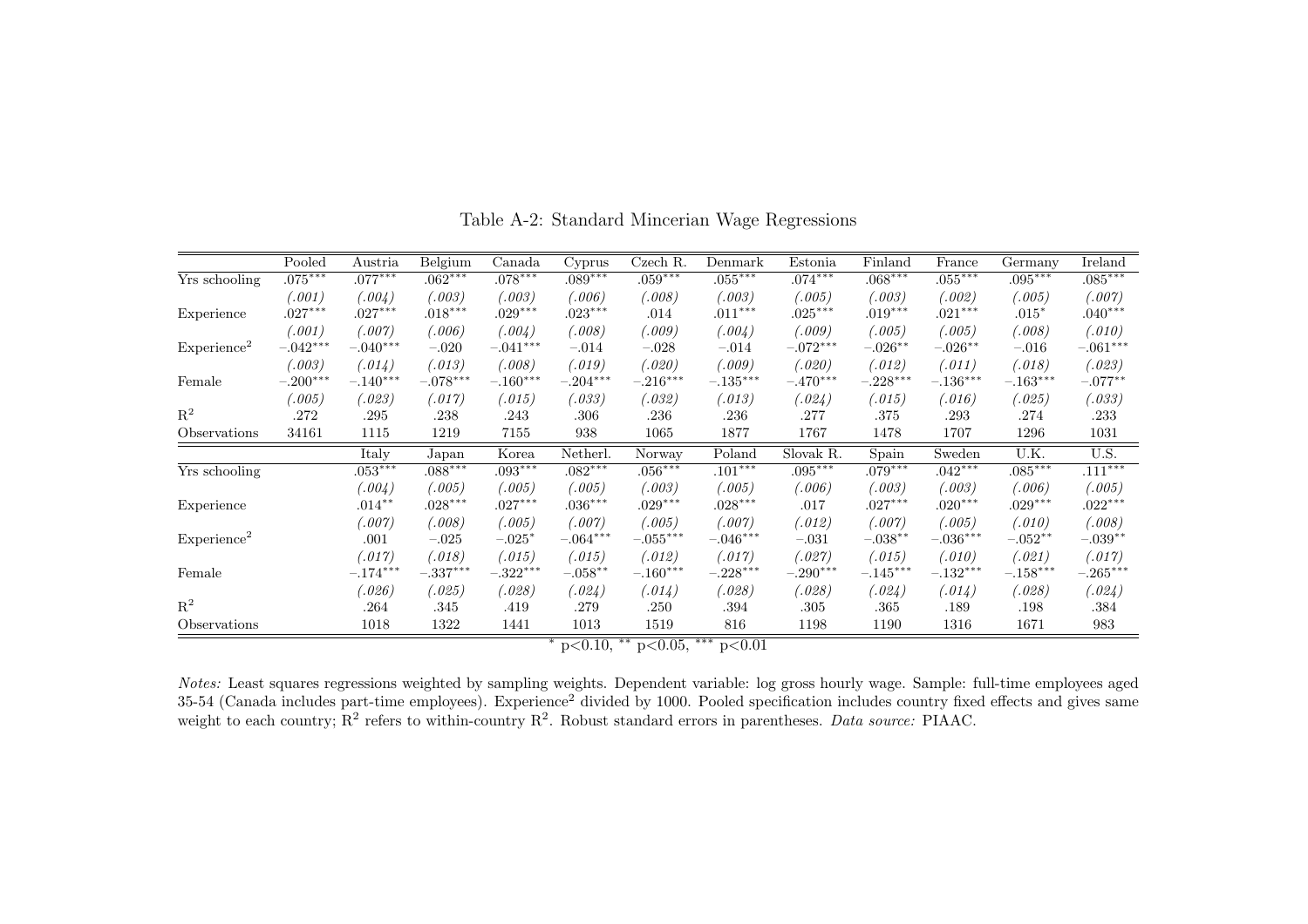Table A-2: Standard Mincerian Wage Regressions

| | Pooled | Austria | Belgium | Canada | Cyprus | Czech R. | Denmark | Estonia | Finland | France | Germany | Ireland |
|---|---|---|---|---|---|---|---|---|---|---|---|---|
| Yrs schooling | .075*** | .077*** | .062*** | .078*** | .089*** | .059*** | .055*** | .074*** | .068*** | .055*** | .095*** | .085*** |
| | *(.001)* | *(.004)* | *(.003)* | *(.003)* | *(.006)* | *(.008)* | *(.003)* | *(.005)* | *(.003)* | *(.002)* | *(.005)* | *(.007)* |
| Experience | .027*** | .027*** | .018*** | .029*** | .023*** | .014 | .011*** | .025*** | .019*** | .021*** | .015* | .040*** |
| | *(.001)* | *(.007)* | *(.006)* | *(.004)* | *(.008)* | *(.009)* | *(.004)* | *(.009)* | *(.005)* | *(.005)* | *(.008)* | *(.010)* |
| Experience$^2$ | −.042*** | −.040*** | −.020 | −.041*** | −.014 | −.028 | −.014 | −.072*** | −.026** | −.026** | −.016 | −.061*** |
| | *(.003)* | *(.014)* | *(.013)* | *(.008)* | *(.019)* | *(.020)* | *(.009)* | *(.020)* | *(.012)* | *(.011)* | *(.018)* | *(.023)* |
| Female | −.200*** | −.140*** | −.078*** | −.160*** | −.204*** | −.216*** | −.135*** | −.470*** | −.228*** | −.136*** | −.163*** | −.077** |
| | *(.005)* | *(.023)* | *(.017)* | *(.015)* | *(.033)* | *(.032)* | *(.013)* | *(.024)* | *(.015)* | *(.016)* | *(.025)* | *(.033)* |
| $R^2$ | .272 | .295 | .238 | .243 | .306 | .236 | .236 | .277 | .375 | .293 | .274 | .233 |
| Observations | 34161 | 1115 | 1219 | 7155 | 938 | 1065 | 1877 | 1767 | 1478 | 1707 | 1296 | 1031 |

| | Italy | Japan | Korea | Netherl. | Norway | Poland | Slovak R. | Spain | Sweden | U.K. | U.S. |
|---|---|---|---|---|---|---|---|---|---|---|---|
| Yrs schooling | .053*** | .088*** | .093*** | .082*** | .056*** | .101*** | .095*** | .079*** | .042*** | .085*** | .111*** |
| | *(.004)* | *(.005)* | *(.005)* | *(.005)* | *(.003)* | *(.005)* | *(.006)* | *(.003)* | *(.003)* | *(.006)* | *(.005)* |
| Experience | .014** | .028*** | .027*** | .036*** | .029*** | .028*** | .017 | .027*** | .020*** | .029*** | .022*** |
| | *(.007)* | *(.008)* | *(.005)* | *(.007)* | *(.005)* | *(.007)* | *(.012)* | *(.007)* | *(.005)* | *(.010)* | *(.008)* |
| Experience$^2$ | .001 | −.025 | −.025* | −.064*** | −.055*** | −.046*** | −.031 | −.038** | −.036*** | −.052** | −.039** |
| | *(.017)* | *(.018)* | *(.015)* | *(.015)* | *(.012)* | *(.017)* | *(.027)* | *(.015)* | *(.010)* | *(.021)* | *(.017)* |
| Female | −.174*** | −.337*** | −.322*** | −.058** | −.160*** | −.228*** | −.290*** | −.145*** | −.132*** | −.158*** | −.265*** |
| | *(.026)* | *(.025)* | *(.028)* | *(.024)* | *(.014)* | *(.028)* | *(.028)* | *(.024)* | *(.014)* | *(.028)* | *(.024)* |
| $R^2$ | .264 | .345 | .419 | .279 | .250 | .394 | .305 | .365 | .189 | .198 | .384 |
| Observations | 1018 | 1322 | 1441 | 1013 | 1519 | 816 | 1198 | 1190 | 1316 | 1671 | 983 |

* $p<0.10$, ** $p<0.05$, *** $p<0.01$

*Notes:* Least squares regressions weighted by sampling weights. Dependent variable: log gross hourly wage. Sample: full-time employees aged 35-54 (Canada includes part-time employees). Experience$^2$ divided by 1000. Pooled specification includes country fixed effects and gives same weight to each country; $R^2$ refers to within-country $R^2$. Robust standard errors in parentheses. *Data source:* PIAAC.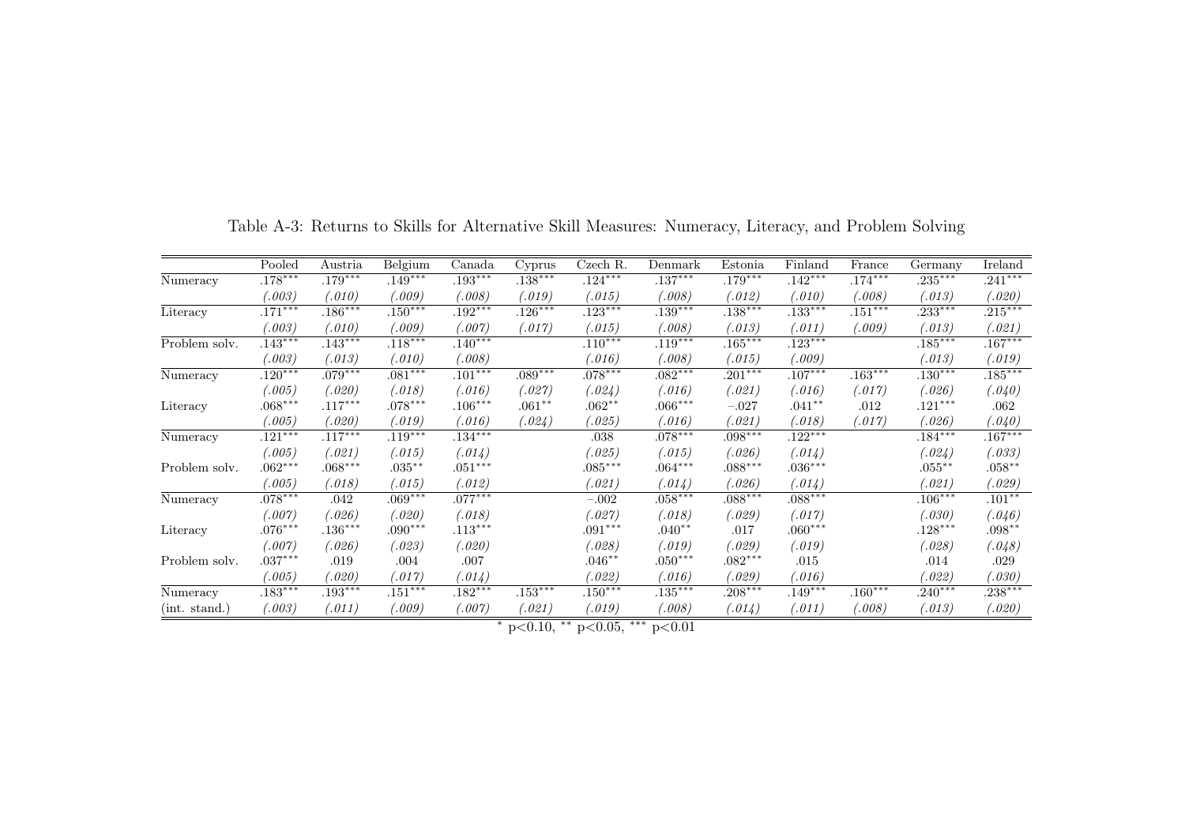Table A-3: Returns to Skills for Alternative Skill Measures: Numeracy, Literacy, and Problem Solving

| | Pooled | Austria | Belgium | Canada | Cyprus | Czech R. | Denmark | Estonia | Finland | France | Germany | Ireland |
|---|---|---|---|---|---|---|---|---|---|---|---|---|
| Numeracy | .178*** | .179*** | .149*** | .193*** | .138*** | .124*** | .137*** | .179*** | .142*** | .174*** | .235*** | .241*** |
| | *(.003)* | *(.010)* | *(.009)* | *(.008)* | *(.019)* | *(.015)* | *(.008)* | *(.012)* | *(.010)* | *(.008)* | *(.013)* | *(.020)* |
| Literacy | .171*** | .186*** | .150*** | .192*** | .126*** | .123*** | .139*** | .138*** | .133*** | .151*** | .233*** | .215*** |
| | *(.003)* | *(.010)* | *(.009)* | *(.007)* | *(.017)* | *(.015)* | *(.008)* | *(.013)* | *(.011)* | *(.009)* | *(.013)* | *(.021)* |
| Problem solv. | .143*** | .143*** | .118*** | .140*** | | .110*** | .119*** | .165*** | .123*** | | .185*** | .167*** |
| | *(.003)* | *(.013)* | *(.010)* | *(.008)* | | *(.016)* | *(.008)* | *(.015)* | *(.009)* | | *(.013)* | *(.019)* |
| Numeracy | .120*** | .079*** | .081*** | .101*** | .089*** | .078*** | .082*** | .201*** | .107*** | .163*** | .130*** | .185*** |
| | *(.005)* | *(.020)* | *(.018)* | *(.016)* | *(.027)* | *(.024)* | *(.016)* | *(.021)* | *(.016)* | *(.017)* | *(.026)* | *(.040)* |
| Literacy | .068*** | .117*** | .078*** | .106*** | .061** | .062** | .066*** | −.027 | .041** | .012 | .121*** | .062 |
| | *(.005)* | *(.020)* | *(.019)* | *(.016)* | *(.024)* | *(.025)* | *(.016)* | *(.021)* | *(.018)* | *(.017)* | *(.026)* | *(.040)* |
| Numeracy | .121*** | .117*** | .119*** | .134*** | | .038 | .078*** | .098*** | .122*** | | .184*** | .167*** |
| | *(.005)* | *(.021)* | *(.015)* | *(.014)* | | *(.025)* | *(.015)* | *(.026)* | *(.014)* | | *(.024)* | *(.033)* |
| Problem solv. | .062*** | .068*** | .035** | .051*** | | .085*** | .064*** | .088*** | .036*** | | .055** | .058** |
| | *(.005)* | *(.018)* | *(.015)* | *(.012)* | | *(.021)* | *(.014)* | *(.026)* | *(.014)* | | *(.021)* | *(.029)* |
| Numeracy | .078*** | .042 | .069*** | .077*** | | −.002 | .058*** | .088*** | .088*** | | .106*** | .101** |
| | *(.007)* | *(.026)* | *(.020)* | *(.018)* | | *(.027)* | *(.018)* | *(.029)* | *(.017)* | | *(.030)* | *(.046)* |
| Literacy | .076*** | .136*** | .090*** | .113*** | | .091*** | .040** | .017 | .060*** | | .128*** | .098** |
| | *(.007)* | *(.026)* | *(.023)* | *(.020)* | | *(.028)* | *(.019)* | *(.029)* | *(.019)* | | *(.028)* | *(.048)* |
| Problem solv. | .037*** | .019 | .004 | .007 | | .046** | .050*** | .082*** | .015 | | .014 | .029 |
| | *(.005)* | *(.020)* | *(.017)* | *(.014)* | | *(.022)* | *(.016)* | *(.029)* | *(.016)* | | *(.022)* | *(.030)* |
| Numeracy | .183*** | .193*** | .151*** | .182*** | .153*** | .150*** | .135*** | .208*** | .149*** | .160*** | .240*** | .238*** |
| (int. stand.) | *(.003)* | *(.011)* | *(.009)* | *(.007)* | *(.021)* | *(.019)* | *(.008)* | *(.014)* | *(.011)* | *(.008)* | *(.013)* | *(.020)* |

* p<0.10, ** p<0.05, *** p<0.01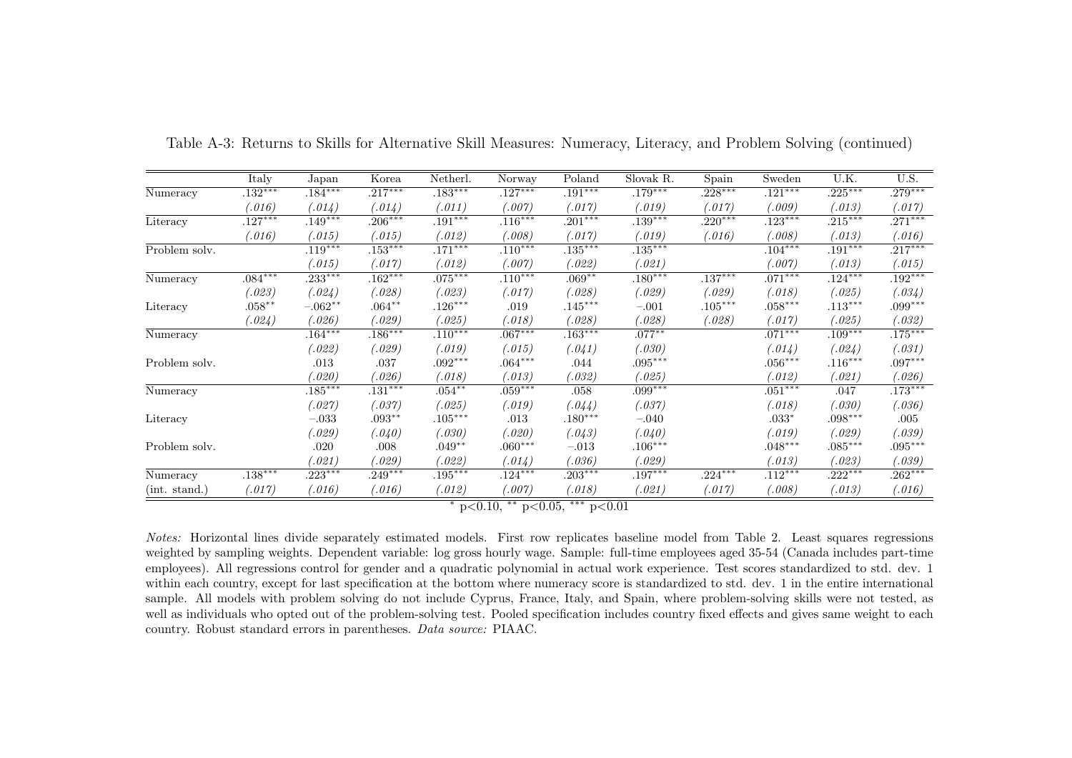Table A-3: Returns to Skills for Alternative Skill Measures: Numeracy, Literacy, and Problem Solving (continued)

| | Italy | Japan | Korea | Netherl. | Norway | Poland | Slovak R. | Spain | Sweden | U.K. | U.S. |
|---|---|---|---|---|---|---|---|---|---|---|---|
| Numeracy | .132*** | .184*** | .217*** | .183*** | .127*** | .191*** | .179*** | .228*** | .121*** | .225*** | .279*** |
| | *(.016)* | *(.014)* | *(.014)* | *(.011)* | *(.007)* | *(.017)* | *(.019)* | *(.017)* | *(.009)* | *(.013)* | *(.017)* |
| Literacy | .127*** | .149*** | .206*** | .191*** | .116*** | .201*** | .139*** | .220*** | .123*** | .215*** | .271*** |
| | *(.016)* | *(.015)* | *(.015)* | *(.012)* | *(.008)* | *(.017)* | *(.019)* | *(.016)* | *(.008)* | *(.013)* | *(.016)* |
| Problem solv. | | .119*** | .153*** | .171*** | .110*** | .135*** | .135*** | | .104*** | .191*** | .217*** |
| | | *(.015)* | *(.017)* | *(.012)* | *(.007)* | *(.022)* | *(.021)* | | *(.007)* | *(.013)* | *(.015)* |
| Numeracy | .084*** | .233*** | .162*** | .075*** | .110*** | .069** | .180*** | .137*** | .071*** | .124*** | .192*** |
| | *(.023)* | *(.024)* | *(.028)* | *(.023)* | *(.017)* | *(.028)* | *(.029)* | *(.029)* | *(.018)* | *(.025)* | *(.034)* |
| Literacy | .058** | −.062** | .064** | .126*** | .019 | .145*** | −.001 | .105*** | .058*** | .113*** | .099*** |
| | *(.024)* | *(.026)* | *(.029)* | *(.025)* | *(.018)* | *(.028)* | *(.028)* | *(.028)* | *(.017)* | *(.025)* | *(.032)* |
| Numeracy | | .164*** | .186*** | .110*** | .067*** | .163*** | .077** | | .071*** | .109*** | .175*** |
| | | *(.022)* | *(.029)* | *(.019)* | *(.015)* | *(.041)* | *(.030)* | | *(.014)* | *(.024)* | *(.031)* |
| Problem solv. | | .013 | .037 | .092*** | .064*** | .044 | .095*** | | .056*** | .116*** | .097*** |
| | | *(.020)* | *(.026)* | *(.018)* | *(.013)* | *(.032)* | *(.025)* | | *(.012)* | *(.021)* | *(.026)* |
| Numeracy | | .185*** | .131*** | .054** | .059*** | .058 | .099*** | | .051*** | .047 | .173*** |
| | | *(.027)* | *(.037)* | *(.025)* | *(.019)* | *(.044)* | *(.037)* | | *(.018)* | *(.030)* | *(.036)* |
| Literacy | | −.033 | .093** | .105*** | .013 | .180*** | −.040 | | .033* | .098*** | .005 |
| | | *(.029)* | *(.040)* | *(.030)* | *(.020)* | *(.043)* | *(.040)* | | *(.019)* | *(.029)* | *(.039)* |
| Problem solv. | | .020 | .008 | .049** | .060*** | −.013 | .106*** | | .048*** | .085*** | .095*** |
| | | *(.021)* | *(.029)* | *(.022)* | *(.014)* | *(.036)* | *(.029)* | | *(.013)* | *(.023)* | *(.039)* |
| Numeracy | .138*** | .223*** | .249*** | .195*** | .124*** | .203*** | .197*** | .224*** | .112*** | .222*** | .262*** |
| (int. stand.) | *(.017)* | *(.016)* | *(.016)* | *(.012)* | *(.007)* | *(.018)* | *(.021)* | *(.017)* | *(.008)* | *(.013)* | *(.016)* |

\* p<0.10, ** p<0.05, *** p<0.01

*Notes:* Horizontal lines divide separately estimated models. First row replicates baseline model from Table 2. Least squares regressions weighted by sampling weights. Dependent variable: log gross hourly wage. Sample: full-time employees aged 35-54 (Canada includes part-time employees). All regressions control for gender and a quadratic polynomial in actual work experience. Test scores standardized to std. dev. 1 within each country, except for last specification at the bottom where numeracy score is standardized to std. dev. 1 in the entire international sample. All models with problem solving do not include Cyprus, France, Italy, and Spain, where problem-solving skills were not tested, as well as individuals who opted out of the problem-solving test. Pooled specification includes country fixed effects and gives same weight to each country. Robust standard errors in parentheses. *Data source:* PIAAC.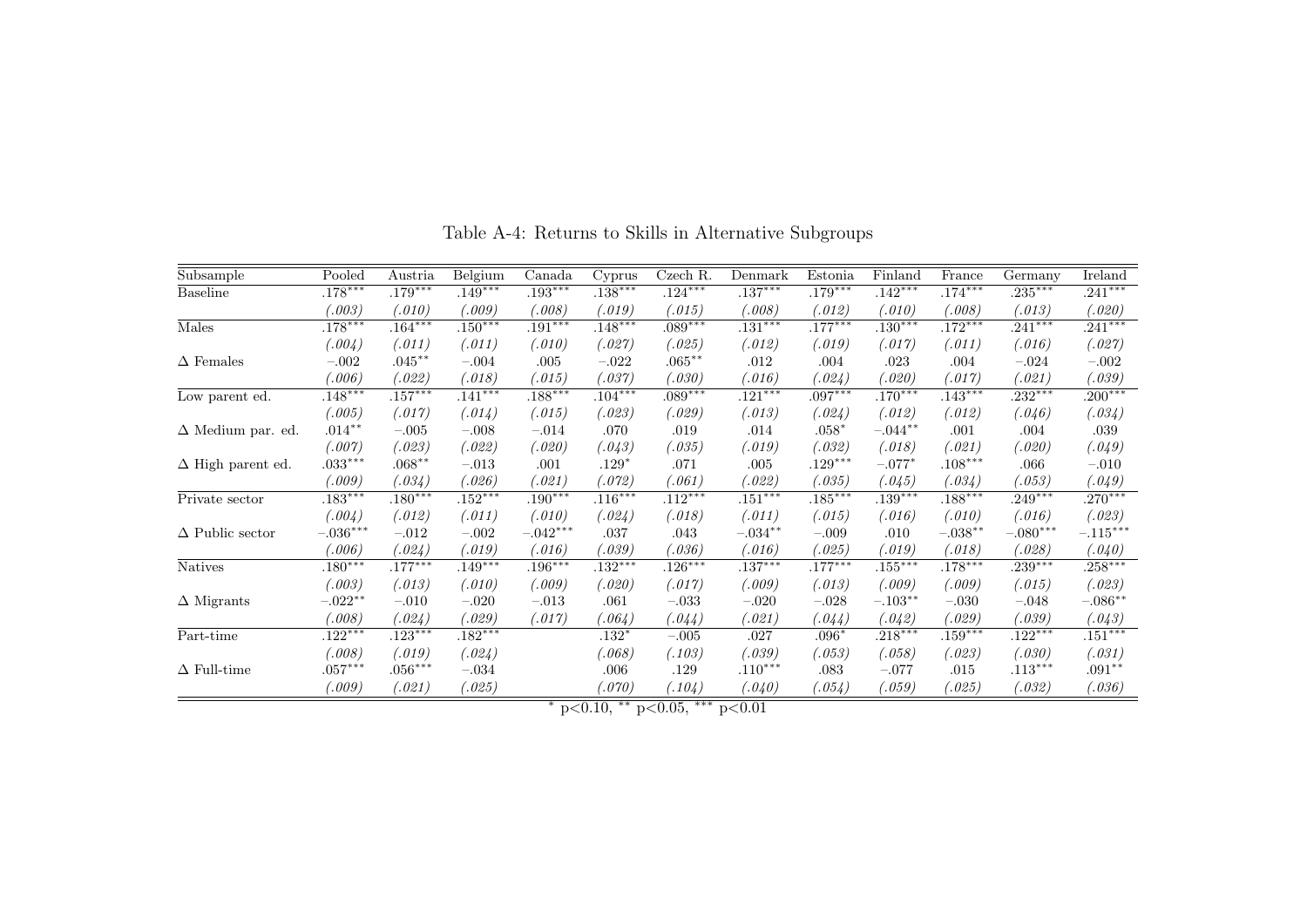Table A-4: Returns to Skills in Alternative Subgroups

| Subsample | Pooled | Austria | Belgium | Canada | Cyprus | Czech R. | Denmark | Estonia | Finland | France | Germany | Ireland |
|---|---|---|---|---|---|---|---|---|---|---|---|---|
| Baseline | .178*** | .179*** | .149*** | .193*** | .138*** | .124*** | .137*** | .179*** | .142*** | .174*** | .235*** | .241*** |
| | *(.003)* | *(.010)* | *(.009)* | *(.008)* | *(.019)* | *(.015)* | *(.008)* | *(.012)* | *(.010)* | *(.008)* | *(.013)* | *(.020)* |
| Males | .178*** | .164*** | .150*** | .191*** | .148*** | .089*** | .131*** | .177*** | .130*** | .172*** | .241*** | .241*** |
| | *(.004)* | *(.011)* | *(.011)* | *(.010)* | *(.027)* | *(.025)* | *(.012)* | *(.019)* | *(.017)* | *(.011)* | *(.016)* | *(.027)* |
| Δ Females | −.002 | .045** | −.004 | .005 | −.022 | .065** | .012 | .004 | .023 | .004 | −.024 | −.002 |
| | *(.006)* | *(.022)* | *(.018)* | *(.015)* | *(.037)* | *(.030)* | *(.016)* | *(.024)* | *(.020)* | *(.017)* | *(.021)* | *(.039)* |
| Low parent ed. | .148*** | .157*** | .141*** | .188*** | .104*** | .089*** | .121*** | .097*** | .170*** | .143*** | .232*** | .200*** |
| | *(.005)* | *(.017)* | *(.014)* | *(.015)* | *(.023)* | *(.029)* | *(.013)* | *(.024)* | *(.012)* | *(.012)* | *(.046)* | *(.034)* |
| Δ Medium par. ed. | .014** | −.005 | −.008 | −.014 | .070 | .019 | .014 | .058* | −.044** | .001 | .004 | .039 |
| | *(.007)* | *(.023)* | *(.022)* | *(.020)* | *(.043)* | *(.035)* | *(.019)* | *(.032)* | *(.018)* | *(.021)* | *(.020)* | *(.049)* |
| Δ High parent ed. | .033*** | .068** | −.013 | .001 | .129* | .071 | .005 | .129*** | −.077* | .108*** | .066 | −.010 |
| | *(.009)* | *(.034)* | *(.026)* | *(.021)* | *(.072)* | *(.061)* | *(.022)* | *(.035)* | *(.045)* | *(.034)* | *(.053)* | *(.049)* |
| Private sector | .183*** | .180*** | .152*** | .190*** | .116*** | .112*** | .151*** | .185*** | .139*** | .188*** | .249*** | .270*** |
| | *(.004)* | *(.012)* | *(.011)* | *(.010)* | *(.024)* | *(.018)* | *(.011)* | *(.015)* | *(.016)* | *(.010)* | *(.016)* | *(.023)* |
| Δ Public sector | −.036*** | −.012 | −.002 | −.042*** | .037 | .043 | −.034** | −.009 | .010 | −.038** | −.080*** | −.115*** |
| | *(.006)* | *(.024)* | *(.019)* | *(.016)* | *(.039)* | *(.036)* | *(.016)* | *(.025)* | *(.019)* | *(.018)* | *(.028)* | *(.040)* |
| Natives | .180*** | .177*** | .149*** | .196*** | .132*** | .126*** | .137*** | .177*** | .155*** | .178*** | .239*** | .258*** |
| | *(.003)* | *(.013)* | *(.010)* | *(.009)* | *(.020)* | *(.017)* | *(.009)* | *(.013)* | *(.009)* | *(.009)* | *(.015)* | *(.023)* |
| Δ Migrants | −.022** | −.010 | −.020 | −.013 | .061 | −.033 | −.020 | −.028 | −.103** | −.030 | −.048 | −.086** |
| | *(.008)* | *(.024)* | *(.029)* | *(.017)* | *(.064)* | *(.044)* | *(.021)* | *(.044)* | *(.042)* | *(.029)* | *(.039)* | *(.043)* |
| Part-time | .122*** | .123*** | .182*** | | .132* | −.005 | .027 | .096* | .218*** | .159*** | .122*** | .151*** |
| | *(.008)* | *(.019)* | *(.024)* | | *(.068)* | *(.103)* | *(.039)* | *(.053)* | *(.058)* | *(.023)* | *(.030)* | *(.031)* |
| Δ Full-time | .057*** | .056*** | −.034 | | .006 | .129 | .110*** | .083 | −.077 | .015 | .113*** | .091** |
| | *(.009)* | *(.021)* | *(.025)* | | *(.070)* | *(.104)* | *(.040)* | *(.054)* | *(.059)* | *(.025)* | *(.032)* | *(.036)* |

\* p<0.10, ** p<0.05, *** p<0.01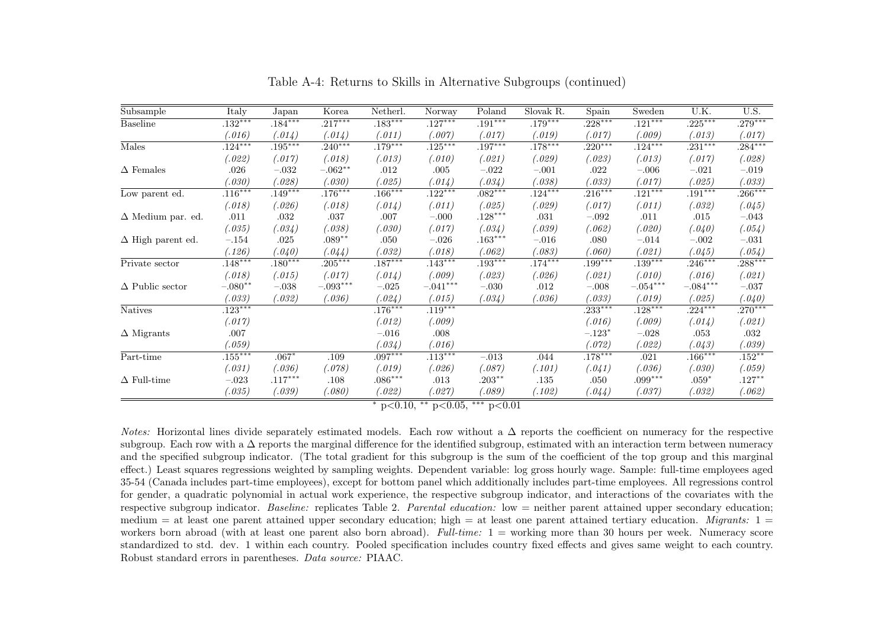Table A-4: Returns to Skills in Alternative Subgroups (continued)

| Subsample | Italy | Japan | Korea | Netherl. | Norway | Poland | Slovak R. | Spain | Sweden | U.K. | U.S. |
|---|---|---|---|---|---|---|---|---|---|---|---|
| Baseline | .132*** | .184*** | .217*** | .183*** | .127*** | .191*** | .179*** | .228*** | .121*** | .225*** | .279*** |
| | *(.016)* | *(.014)* | *(.014)* | *(.011)* | *(.007)* | *(.017)* | *(.019)* | *(.017)* | *(.009)* | *(.013)* | *(.017)* |
| Males | .124*** | .195*** | .240*** | .179*** | .125*** | .197*** | .178*** | .220*** | .124*** | .231*** | .284*** |
| | *(.022)* | *(.017)* | *(.018)* | *(.013)* | *(.010)* | *(.021)* | *(.029)* | *(.023)* | *(.013)* | *(.017)* | *(.028)* |
| Δ Females | .026 | −.032 | −.062** | .012 | .005 | −.022 | −.001 | .022 | −.006 | −.021 | −.019 |
| | *(.030)* | *(.028)* | *(.030)* | *(.025)* | *(.014)* | *(.034)* | *(.038)* | *(.033)* | *(.017)* | *(.025)* | *(.033)* |
| Low parent ed. | .116*** | .149*** | .176*** | .166*** | .122*** | .082*** | .124*** | .216*** | .121*** | .191*** | .266*** |
| | *(.018)* | *(.026)* | *(.018)* | *(.014)* | *(.011)* | *(.025)* | *(.029)* | *(.017)* | *(.011)* | *(.032)* | *(.045)* |
| Δ Medium par. ed. | .011 | .032 | .037 | .007 | −.000 | .128*** | .031 | −.092 | .011 | .015 | −.043 |
| | *(.035)* | *(.034)* | *(.038)* | *(.030)* | *(.017)* | *(.034)* | *(.039)* | *(.062)* | *(.020)* | *(.040)* | *(.054)* |
| Δ High parent ed. | −.154 | .025 | .089** | .050 | −.026 | .163*** | −.016 | .080 | −.014 | −.002 | −.031 |
| | *(.126)* | *(.040)* | *(.044)* | *(.032)* | *(.018)* | *(.062)* | *(.083)* | *(.060)* | *(.021)* | *(.045)* | *(.054)* |
| Private sector | .148*** | .180*** | .205*** | .187*** | .143*** | .193*** | .174*** | .199*** | .139*** | .246*** | .288*** |
| | *(.018)* | *(.015)* | *(.017)* | *(.014)* | *(.009)* | *(.023)* | *(.026)* | *(.021)* | *(.010)* | *(.016)* | *(.021)* |
| Δ Public sector | −.080** | −.038 | −.093*** | −.025 | −.041*** | −.030 | .012 | −.008 | −.054*** | −.084*** | −.037 |
| | *(.033)* | *(.032)* | *(.036)* | *(.024)* | *(.015)* | *(.034)* | *(.036)* | *(.033)* | *(.019)* | *(.025)* | *(.040)* |
| Natives | .123*** | | | .176*** | .119*** | | | .233*** | .128*** | .224*** | .270*** |
| | *(.017)* | | | *(.012)* | *(.009)* | | | *(.016)* | *(.009)* | *(.014)* | *(.021)* |
| Δ Migrants | .007 | | | −.016 | .008 | | | −.123* | −.028 | .053 | .032 |
| | *(.059)* | | | *(.034)* | *(.016)* | | | *(.072)* | *(.022)* | *(.043)* | *(.039)* |
| Part-time | .155*** | .067* | .109 | .097*** | .113*** | −.013 | .044 | .178*** | .021 | .166*** | .152** |
| | *(.031)* | *(.036)* | *(.078)* | *(.019)* | *(.026)* | *(.087)* | *(.101)* | *(.041)* | *(.036)* | *(.030)* | *(.059)* |
| Δ Full-time | −.023 | .117*** | .108 | .086*** | .013 | .203** | .135 | .050 | .099*** | .059* | .127** |
| | *(.035)* | *(.039)* | *(.080)* | *(.022)* | *(.027)* | *(.089)* | *(.102)* | *(.044)* | *(.037)* | *(.032)* | *(.062)* |

\* p<0.10, ** p<0.05, *** p<0.01

*Notes:* Horizontal lines divide separately estimated models. Each row without a Δ reports the coefficient on numeracy for the respective subgroup. Each row with a Δ reports the marginal difference for the identified subgroup, estimated with an interaction term between numeracy and the specified subgroup indicator. (The total gradient for this subgroup is the sum of the coefficient of the top group and this marginal effect.) Least squares regressions weighted by sampling weights. Dependent variable: log gross hourly wage. Sample: full-time employees aged 35-54 (Canada includes part-time employees), except for bottom panel which additionally includes part-time employees. All regressions control for gender, a quadratic polynomial in actual work experience, the respective subgroup indicator, and interactions of the covariates with the respective subgroup indicator. *Baseline:* replicates Table 2. *Parental education:* low = neither parent attained upper secondary education; medium = at least one parent attained upper secondary education; high = at least one parent attained tertiary education. *Migrants:* 1 = workers born abroad (with at least one parent also born abroad). *Full-time:* 1 = working more than 30 hours per week. Numeracy score standardized to std. dev. 1 within each country. Pooled specification includes country fixed effects and gives same weight to each country. Robust standard errors in parentheses. *Data source:* PIAAC.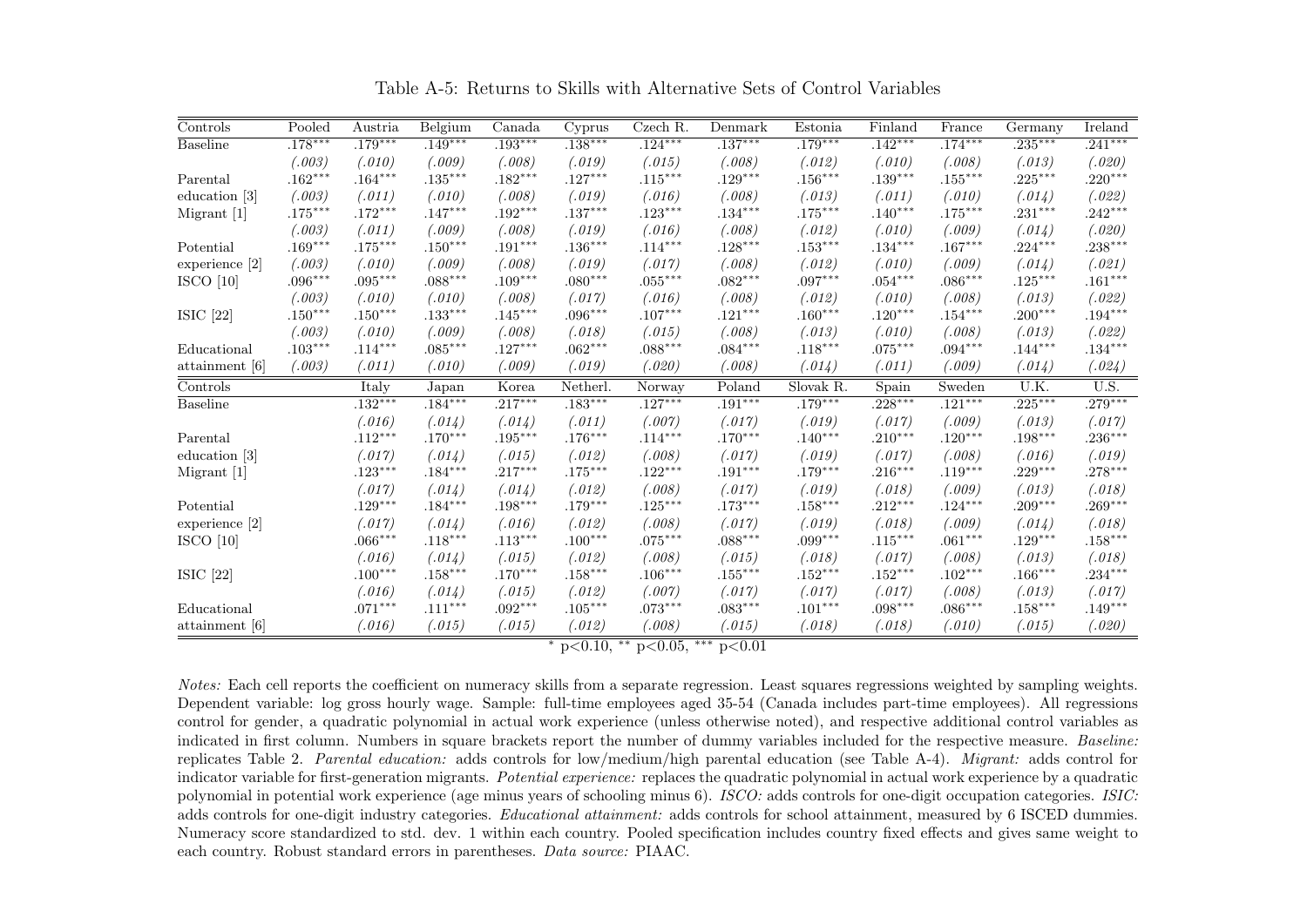Table A-5: Returns to Skills with Alternative Sets of Control Variables

| Controls | Pooled | Austria | Belgium | Canada | Cyprus | Czech R. | Denmark | Estonia | Finland | France | Germany | Ireland |
|---|---|---|---|---|---|---|---|---|---|---|---|---|
| Baseline | .178$^{***}$ | .179$^{***}$ | .149$^{***}$ | .193$^{***}$ | .138$^{***}$ | .124$^{***}$ | .137$^{***}$ | .179$^{***}$ | .142$^{***}$ | .174$^{***}$ | .235$^{***}$ | .241$^{***}$ |
| | *(.003)* | *(.010)* | *(.009)* | *(.008)* | *(.019)* | *(.015)* | *(.008)* | *(.012)* | *(.010)* | *(.008)* | *(.013)* | *(.020)* |
| Parental education [3] | .162$^{***}$ | .164$^{***}$ | .135$^{***}$ | .182$^{***}$ | .127$^{***}$ | .115$^{***}$ | .129$^{***}$ | .156$^{***}$ | .139$^{***}$ | .155$^{***}$ | .225$^{***}$ | .220$^{***}$ |
| | *(.003)* | *(.011)* | *(.010)* | *(.008)* | *(.019)* | *(.016)* | *(.008)* | *(.013)* | *(.011)* | *(.010)* | *(.014)* | *(.022)* |
| Migrant [1] | .175$^{***}$ | .172$^{***}$ | .147$^{***}$ | .192$^{***}$ | .137$^{***}$ | .123$^{***}$ | .134$^{***}$ | .175$^{***}$ | .140$^{***}$ | .175$^{***}$ | .231$^{***}$ | .242$^{***}$ |
| | *(.003)* | *(.011)* | *(.009)* | *(.008)* | *(.019)* | *(.016)* | *(.008)* | *(.012)* | *(.010)* | *(.009)* | *(.014)* | *(.020)* |
| Potential experience [2] | .169$^{***}$ | .175$^{***}$ | .150$^{***}$ | .191$^{***}$ | .136$^{***}$ | .114$^{***}$ | .128$^{***}$ | .153$^{***}$ | .134$^{***}$ | .167$^{***}$ | .224$^{***}$ | .238$^{***}$ |
| | *(.003)* | *(.010)* | *(.009)* | *(.008)* | *(.019)* | *(.017)* | *(.008)* | *(.012)* | *(.010)* | *(.009)* | *(.014)* | *(.021)* |
| ISCO [10] | .096$^{***}$ | .095$^{***}$ | .088$^{***}$ | .109$^{***}$ | .080$^{***}$ | .055$^{***}$ | .082$^{***}$ | .097$^{***}$ | .054$^{***}$ | .086$^{***}$ | .125$^{***}$ | .161$^{***}$ |
| | *(.003)* | *(.010)* | *(.010)* | *(.008)* | *(.017)* | *(.016)* | *(.008)* | *(.012)* | *(.010)* | *(.008)* | *(.013)* | *(.022)* |
| ISIC [22] | .150$^{***}$ | .150$^{***}$ | .133$^{***}$ | .145$^{***}$ | .096$^{***}$ | .107$^{***}$ | .121$^{***}$ | .160$^{***}$ | .120$^{***}$ | .154$^{***}$ | .200$^{***}$ | .194$^{***}$ |
| | *(.003)* | *(.010)* | *(.009)* | *(.008)* | *(.018)* | *(.015)* | *(.008)* | *(.013)* | *(.010)* | *(.008)* | *(.013)* | *(.022)* |
| Educational attainment [6] | .103$^{***}$ | .114$^{***}$ | .085$^{***}$ | .127$^{***}$ | .062$^{***}$ | .088$^{***}$ | .084$^{***}$ | .118$^{***}$ | .075$^{***}$ | .094$^{***}$ | .144$^{***}$ | .134$^{***}$ |
| | *(.003)* | *(.011)* | *(.010)* | *(.009)* | *(.019)* | *(.020)* | *(.008)* | *(.014)* | *(.011)* | *(.009)* | *(.014)* | *(.024)* |

| Controls | Italy | Japan | Korea | Netherl. | Norway | Poland | Slovak R. | Spain | Sweden | U.K. | U.S. |
|---|---|---|---|---|---|---|---|---|---|---|---|
| Baseline | .132$^{***}$ | .184$^{***}$ | .217$^{***}$ | .183$^{***}$ | .127$^{***}$ | .191$^{***}$ | .179$^{***}$ | .228$^{***}$ | .121$^{***}$ | .225$^{***}$ | .279$^{***}$ |
| | *(.016)* | *(.014)* | *(.014)* | *(.011)* | *(.007)* | *(.017)* | *(.019)* | *(.017)* | *(.009)* | *(.013)* | *(.017)* |
| Parental education [3] | .112$^{***}$ | .170$^{***}$ | .195$^{***}$ | .176$^{***}$ | .114$^{***}$ | .170$^{***}$ | .140$^{***}$ | .210$^{***}$ | .120$^{***}$ | .198$^{***}$ | .236$^{***}$ |
| | *(.017)* | *(.014)* | *(.015)* | *(.012)* | *(.008)* | *(.017)* | *(.019)* | *(.017)* | *(.008)* | *(.016)* | *(.019)* |
| Migrant [1] | .123$^{***}$ | .184$^{***}$ | .217$^{***}$ | .175$^{***}$ | .122$^{***}$ | .191$^{***}$ | .179$^{***}$ | .216$^{***}$ | .119$^{***}$ | .229$^{***}$ | .278$^{***}$ |
| | *(.017)* | *(.014)* | *(.014)* | *(.012)* | *(.008)* | *(.017)* | *(.019)* | *(.018)* | *(.009)* | *(.013)* | *(.018)* |
| Potential experience [2] | .129$^{***}$ | .184$^{***}$ | .198$^{***}$ | .179$^{***}$ | .125$^{***}$ | .173$^{***}$ | .158$^{***}$ | .212$^{***}$ | .124$^{***}$ | .209$^{***}$ | .269$^{***}$ |
| | *(.017)* | *(.014)* | *(.016)* | *(.012)* | *(.008)* | *(.017)* | *(.019)* | *(.018)* | *(.009)* | *(.014)* | *(.018)* |
| ISCO [10] | .066$^{***}$ | .118$^{***}$ | .113$^{***}$ | .100$^{***}$ | .075$^{***}$ | .088$^{***}$ | .099$^{***}$ | .115$^{***}$ | .061$^{***}$ | .129$^{***}$ | .158$^{***}$ |
| | *(.016)* | *(.014)* | *(.015)* | *(.012)* | *(.008)* | *(.015)* | *(.018)* | *(.017)* | *(.008)* | *(.013)* | *(.018)* |
| ISIC [22] | .100$^{***}$ | .158$^{***}$ | .170$^{***}$ | .158$^{***}$ | .106$^{***}$ | .155$^{***}$ | .152$^{***}$ | .152$^{***}$ | .102$^{***}$ | .166$^{***}$ | .234$^{***}$ |
| | *(.016)* | *(.014)* | *(.015)* | *(.012)* | *(.007)* | *(.017)* | *(.017)* | *(.017)* | *(.008)* | *(.013)* | *(.017)* |
| Educational attainment [6] | .071$^{***}$ | .111$^{***}$ | .092$^{***}$ | .105$^{***}$ | .073$^{***}$ | .083$^{***}$ | .101$^{***}$ | .098$^{***}$ | .086$^{***}$ | .158$^{***}$ | .149$^{***}$ |
| | *(.016)* | *(.015)* | *(.015)* | *(.012)* | *(.008)* | *(.015)* | *(.018)* | *(.018)* | *(.010)* | *(.015)* | *(.020)* |

$^{*}$ p<0.10, $^{**}$ p<0.05, $^{***}$ p<0.01

*Notes:* Each cell reports the coefficient on numeracy skills from a separate regression. Least squares regressions weighted by sampling weights. Dependent variable: log gross hourly wage. Sample: full-time employees aged 35-54 (Canada includes part-time employees). All regressions control for gender, a quadratic polynomial in actual work experience (unless otherwise noted), and respective additional control variables as indicated in first column. Numbers in square brackets report the number of dummy variables included for the respective measure. *Baseline:* replicates Table 2. *Parental education:* adds controls for low/medium/high parental education (see Table A-4). *Migrant:* adds control for indicator variable for first-generation migrants. *Potential experience:* replaces the quadratic polynomial in actual work experience by a quadratic polynomial in potential work experience (age minus years of schooling minus 6). *ISCO:* adds controls for one-digit occupation categories. *ISIC:* adds controls for one-digit industry categories. *Educational attainment:* adds controls for school attainment, measured by 6 ISCED dummies. Numeracy score standardized to std. dev. 1 within each country. Pooled specification includes country fixed effects and gives same weight to each country. Robust standard errors in parentheses. *Data source:* PIAAC.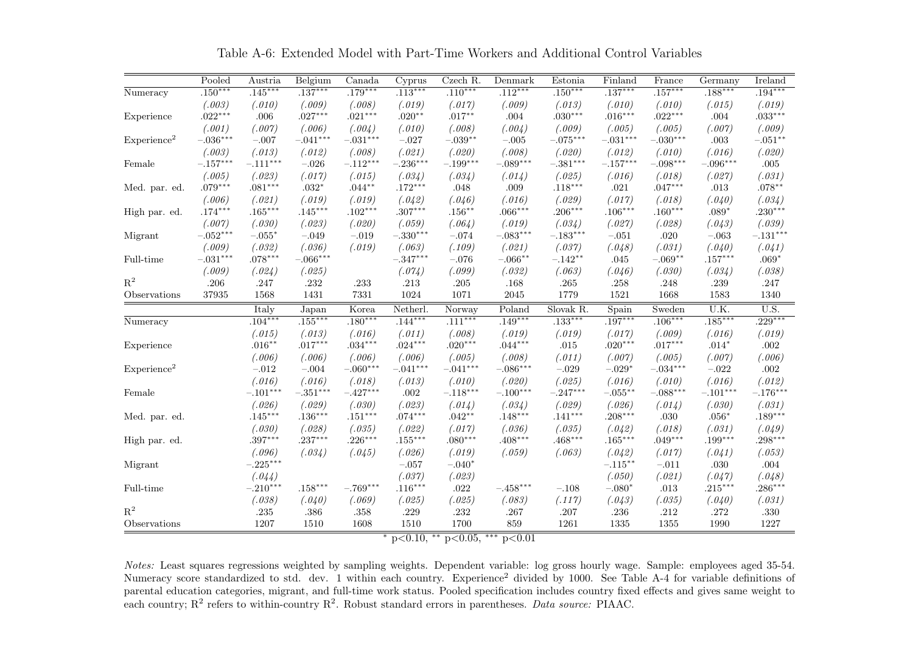Table A-6: Extended Model with Part-Time Workers and Additional Control Variables

| | Pooled | Austria | Belgium | Canada | Cyprus | Czech R. | Denmark | Estonia | Finland | France | Germany | Ireland |
|---|---|---|---|---|---|---|---|---|---|---|---|---|
| Numeracy | .150*** | .145*** | .137*** | .179*** | .113*** | .110*** | .112*** | .150*** | .137*** | .157*** | .188*** | .194*** |
| | *(.003)* | *(.010)* | *(.009)* | *(.008)* | *(.019)* | *(.017)* | *(.009)* | *(.013)* | *(.010)* | *(.010)* | *(.015)* | *(.019)* |
| Experience | .022*** | .006 | .027*** | .021*** | .020** | .017** | .004 | .030*** | .016*** | .022*** | .004 | .033*** |
| | *(.001)* | *(.007)* | *(.006)* | *(.004)* | *(.010)* | *(.008)* | *(.004)* | *(.009)* | *(.005)* | *(.005)* | *(.007)* | *(.009)* |
| Experience$^2$ | −.036*** | −.007 | −.041*** | −.031*** | −.027 | −.039** | −.005 | −.075*** | −.031*** | −.030*** | .003 | −.051** |
| | *(.003)* | *(.013)* | *(.012)* | *(.008)* | *(.021)* | *(.020)* | *(.008)* | *(.020)* | *(.012)* | *(.010)* | *(.016)* | *(.020)* |
| Female | −.157*** | −.111*** | −.026 | −.112*** | −.236*** | −.199*** | −.089*** | −.381*** | −.157*** | −.098*** | −.096*** | .005 |
| | *(.005)* | *(.023)* | *(.017)* | *(.015)* | *(.034)* | *(.034)* | *(.014)* | *(.025)* | *(.016)* | *(.018)* | *(.027)* | *(.031)* |
| Med. par. ed. | .079*** | .081*** | .032* | .044** | .172*** | .048 | .009 | .118*** | .021 | .047*** | .013 | .078** |
| | *(.006)* | *(.021)* | *(.019)* | *(.019)* | *(.042)* | *(.046)* | *(.016)* | *(.029)* | *(.017)* | *(.018)* | *(.040)* | *(.034)* |
| High par. ed. | .174*** | .165*** | .145*** | .102*** | .307*** | .156** | .066*** | .206*** | .106*** | .160*** | .089* | .230*** |
| | *(.007)* | *(.030)* | *(.023)* | *(.020)* | *(.059)* | *(.064)* | *(.019)* | *(.034)* | *(.027)* | *(.028)* | *(.043)* | *(.039)* |
| Migrant | −.052*** | −.055* | −.049 | −.019 | −.330*** | −.074 | −.083*** | −.183*** | −.051 | .020 | −.063 | −.131*** |
| | *(.009)* | *(.032)* | *(.036)* | *(.019)* | *(.063)* | *(.109)* | *(.021)* | *(.037)* | *(.048)* | *(.031)* | *(.040)* | *(.041)* |
| Full-time | −.031*** | .078*** | −.066*** | | −.347*** | −.076 | −.066** | −.142** | .045 | −.069** | .157*** | .069* |
| | *(.009)* | *(.024)* | *(.025)* | | *(.074)* | *(.099)* | *(.032)* | *(.063)* | *(.046)* | *(.030)* | *(.034)* | *(.038)* |
| $R^2$ | .206 | .247 | .232 | .233 | .213 | .205 | .168 | .265 | .258 | .248 | .239 | .247 |
| Observations | 37935 | 1568 | 1431 | 7331 | 1024 | 1071 | 2045 | 1779 | 1521 | 1668 | 1583 | 1340 |
| | | Italy | Japan | Korea | Netherl. | Norway | Poland | Slovak R. | Spain | Sweden | U.K. | U.S. |
| Numeracy | | .104*** | .155*** | .180*** | .144*** | .111*** | .149*** | .133*** | .197*** | .106*** | .185*** | .229*** |
| | | *(.015)* | *(.013)* | *(.016)* | *(.011)* | *(.008)* | *(.019)* | *(.019)* | *(.017)* | *(.009)* | *(.016)* | *(.019)* |
| Experience | | .016** | .017*** | .034*** | .024*** | .020*** | .044*** | .015 | .020*** | .017*** | .014* | .002 |
| | | *(.006)* | *(.006)* | *(.006)* | *(.006)* | *(.005)* | *(.008)* | *(.011)* | *(.007)* | *(.005)* | *(.007)* | *(.006)* |
| Experience$^2$ | | −.012 | −.004 | −.060*** | −.041*** | −.041*** | −.086*** | −.029 | −.029* | −.034*** | −.022 | .002 |
| | | *(.016)* | *(.016)* | *(.018)* | *(.013)* | *(.010)* | *(.020)* | *(.025)* | *(.016)* | *(.010)* | *(.016)* | *(.012)* |
| Female | | −.101*** | −.351*** | −.427*** | .002 | −.118*** | −.100*** | −.247*** | −.055** | −.088*** | −.101*** | −.176*** |
| | | *(.026)* | *(.029)* | *(.030)* | *(.023)* | *(.014)* | *(.034)* | *(.029)* | *(.026)* | *(.014)* | *(.030)* | *(.031)* |
| Med. par. ed. | | .145*** | .136*** | .151*** | .074*** | .042** | .148*** | .141*** | .208*** | .030 | .056* | .189*** |
| | | *(.030)* | *(.028)* | *(.035)* | *(.022)* | *(.017)* | *(.036)* | *(.035)* | *(.042)* | *(.018)* | *(.031)* | *(.049)* |
| High par. ed. | | .397*** | .237*** | .226*** | .155*** | .080*** | .408*** | .468*** | .165*** | .049*** | .199*** | .298*** |
| | | *(.096)* | *(.034)* | *(.045)* | *(.026)* | *(.019)* | *(.059)* | *(.063)* | *(.042)* | *(.017)* | *(.041)* | *(.053)* |
| Migrant | | −.225*** | | | −.057 | −.040* | | | −.115** | −.011 | .030 | .004 |
| | | *(.044)* | | | *(.037)* | *(.023)* | | | *(.050)* | *(.021)* | *(.047)* | *(.048)* |
| Full-time | | −.210*** | .158*** | −.769*** | .116*** | .022 | −.458*** | −.108 | −.080* | .013 | .215*** | .286*** |
| | | *(.038)* | *(.040)* | *(.069)* | *(.025)* | *(.025)* | *(.083)* | *(.117)* | *(.043)* | *(.035)* | *(.040)* | *(.031)* |
| $R^2$ | | .235 | .386 | .358 | .229 | .232 | .267 | .207 | .236 | .212 | .272 | .330 |
| Observations | | 1207 | 1510 | 1608 | 1510 | 1700 | 859 | 1261 | 1335 | 1355 | 1990 | 1227 |

* p<0.10, ** p<0.05, *** p<0.01

*Notes:* Least squares regressions weighted by sampling weights. Dependent variable: log gross hourly wage. Sample: employees aged 35-54. Numeracy score standardized to std. dev. 1 within each country. Experience$^2$ divided by 1000. See Table A-4 for variable definitions of parental education categories, migrant, and full-time work status. Pooled specification includes country fixed effects and gives same weight to each country; $R^2$ refers to within-country $R^2$. Robust standard errors in parentheses. *Data source:* PIAAC.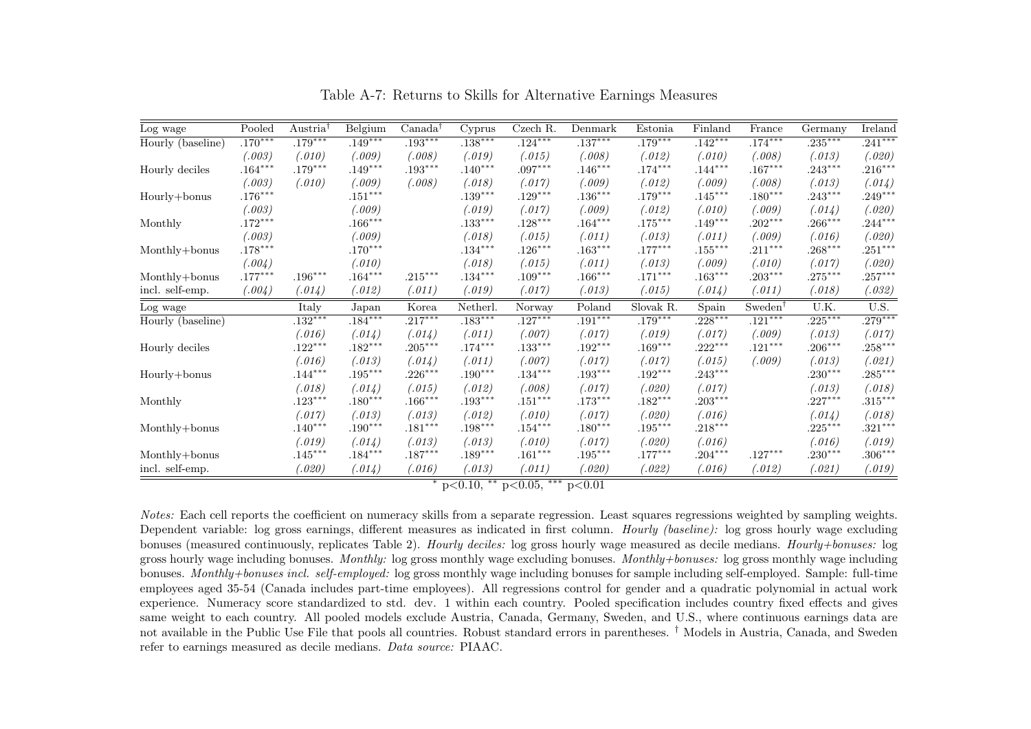Table A-7: Returns to Skills for Alternative Earnings Measures

| Log wage | Pooled | Austria† | Belgium | Canada† | Cyprus | Czech R. | Denmark | Estonia | Finland | France | Germany | Ireland |
|---|---|---|---|---|---|---|---|---|---|---|---|---|
| Hourly (baseline) | .170*** | .179*** | .149*** | .193*** | .138*** | .124*** | .137*** | .179*** | .142*** | .174*** | .235*** | .241*** |
| | *(.003)* | *(.010)* | *(.009)* | *(.008)* | *(.019)* | *(.015)* | *(.008)* | *(.012)* | *(.010)* | *(.008)* | *(.013)* | *(.020)* |
| Hourly deciles | .164*** | .179*** | .149*** | .193*** | .140*** | .097*** | .146*** | .174*** | .144*** | .167*** | .243*** | .216*** |
| | *(.003)* | *(.010)* | *(.009)* | *(.008)* | *(.018)* | *(.017)* | *(.009)* | *(.012)* | *(.009)* | *(.008)* | *(.013)* | *(.014)* |
| Hourly+bonus | .176*** | | .151*** | | .139*** | .129*** | .136*** | .179*** | .145*** | .180*** | .243*** | .249*** |
| | *(.003)* | | *(.009)* | | *(.019)* | *(.017)* | *(.009)* | *(.012)* | *(.010)* | *(.009)* | *(.014)* | *(.020)* |
| Monthly | .172*** | | .166*** | | .133*** | .128*** | .164*** | .175*** | .149*** | .202*** | .266*** | .244*** |
| | *(.003)* | | *(.009)* | | *(.018)* | *(.015)* | *(.011)* | *(.013)* | *(.011)* | *(.009)* | *(.016)* | *(.020)* |
| Monthly+bonus | .178*** | | .170*** | | .134*** | .126*** | .163*** | .177*** | .155*** | .211*** | .268*** | .251*** |
| | *(.004)* | | *(.010)* | | *(.018)* | *(.015)* | *(.011)* | *(.013)* | *(.009)* | *(.010)* | *(.017)* | *(.020)* |
| Monthly+bonus | .177*** | .196*** | .164*** | .215*** | .134*** | .109*** | .166*** | .171*** | .163*** | .203*** | .275*** | .257*** |
| incl. self-emp. | *(.004)* | *(.014)* | *(.012)* | *(.011)* | *(.019)* | *(.017)* | *(.013)* | *(.015)* | *(.014)* | *(.011)* | *(.018)* | *(.032)* |
| **Log wage** | | **Italy** | **Japan** | **Korea** | **Netherl.** | **Norway** | **Poland** | **Slovak R.** | **Spain** | **Sweden†** | **U.K.** | **U.S.** |
| Hourly (baseline) | | .132*** | .184*** | .217*** | .183*** | .127*** | .191*** | .179*** | .228*** | .121*** | .225*** | .279*** |
| | | *(.016)* | *(.014)* | *(.014)* | *(.011)* | *(.007)* | *(.017)* | *(.019)* | *(.017)* | *(.009)* | *(.013)* | *(.017)* |
| Hourly deciles | | .122*** | .182*** | .205*** | .174*** | .133*** | .192*** | .169*** | .222*** | .121*** | .206*** | .258*** |
| | | *(.016)* | *(.013)* | *(.014)* | *(.011)* | *(.007)* | *(.017)* | *(.017)* | *(.015)* | *(.009)* | *(.013)* | *(.021)* |
| Hourly+bonus | | .144*** | .195*** | .226*** | .190*** | .134*** | .193*** | .192*** | .243*** | | .230*** | .285*** |
| | | *(.018)* | *(.014)* | *(.015)* | *(.012)* | *(.008)* | *(.017)* | *(.020)* | *(.017)* | | *(.013)* | *(.018)* |
| Monthly | | .123*** | .180*** | .166*** | .193*** | .151*** | .173*** | .182*** | .203*** | | .227*** | .315*** |
| | | *(.017)* | *(.013)* | *(.013)* | *(.012)* | *(.010)* | *(.017)* | *(.020)* | *(.016)* | | *(.014)* | *(.018)* |
| Monthly+bonus | | .140*** | .190*** | .181*** | .198*** | .154*** | .180*** | .195*** | .218*** | | .225*** | .321*** |
| | | *(.019)* | *(.014)* | *(.013)* | *(.013)* | *(.010)* | *(.017)* | *(.020)* | *(.016)* | | *(.016)* | *(.019)* |
| Monthly+bonus | | .145*** | .184*** | .187*** | .189*** | .161*** | .195*** | .177*** | .204*** | .127*** | .230*** | .306*** |
| incl. self-emp. | | *(.020)* | *(.014)* | *(.016)* | *(.013)* | *(.011)* | *(.020)* | *(.022)* | *(.016)* | *(.012)* | *(.021)* | *(.019)* |

\* p<0.10, \*\* p<0.05, \*\*\* p<0.01

*Notes:* Each cell reports the coefficient on numeracy skills from a separate regression. Least squares regressions weighted by sampling weights. Dependent variable: log gross earnings, different measures as indicated in first column. *Hourly (baseline):* log gross hourly wage excluding bonuses (measured continuously, replicates Table 2). *Hourly deciles:* log gross hourly wage measured as decile medians. *Hourly+bonuses:* log gross hourly wage including bonuses. *Monthly:* log gross monthly wage excluding bonuses. *Monthly+bonuses:* log gross monthly wage including bonuses. *Monthly+bonuses incl. self-employed:* log gross monthly wage including bonuses for sample including self-employed. Sample: full-time employees aged 35-54 (Canada includes part-time employees). All regressions control for gender and a quadratic polynomial in actual work experience. Numeracy score standardized to std. dev. 1 within each country. Pooled specification includes country fixed effects and gives same weight to each country. All pooled models exclude Austria, Canada, Germany, Sweden, and U.S., where continuous earnings data are not available in the Public Use File that pools all countries. Robust standard errors in parentheses. † Models in Austria, Canada, and Sweden refer to earnings measured as decile medians. *Data source:* PIAAC.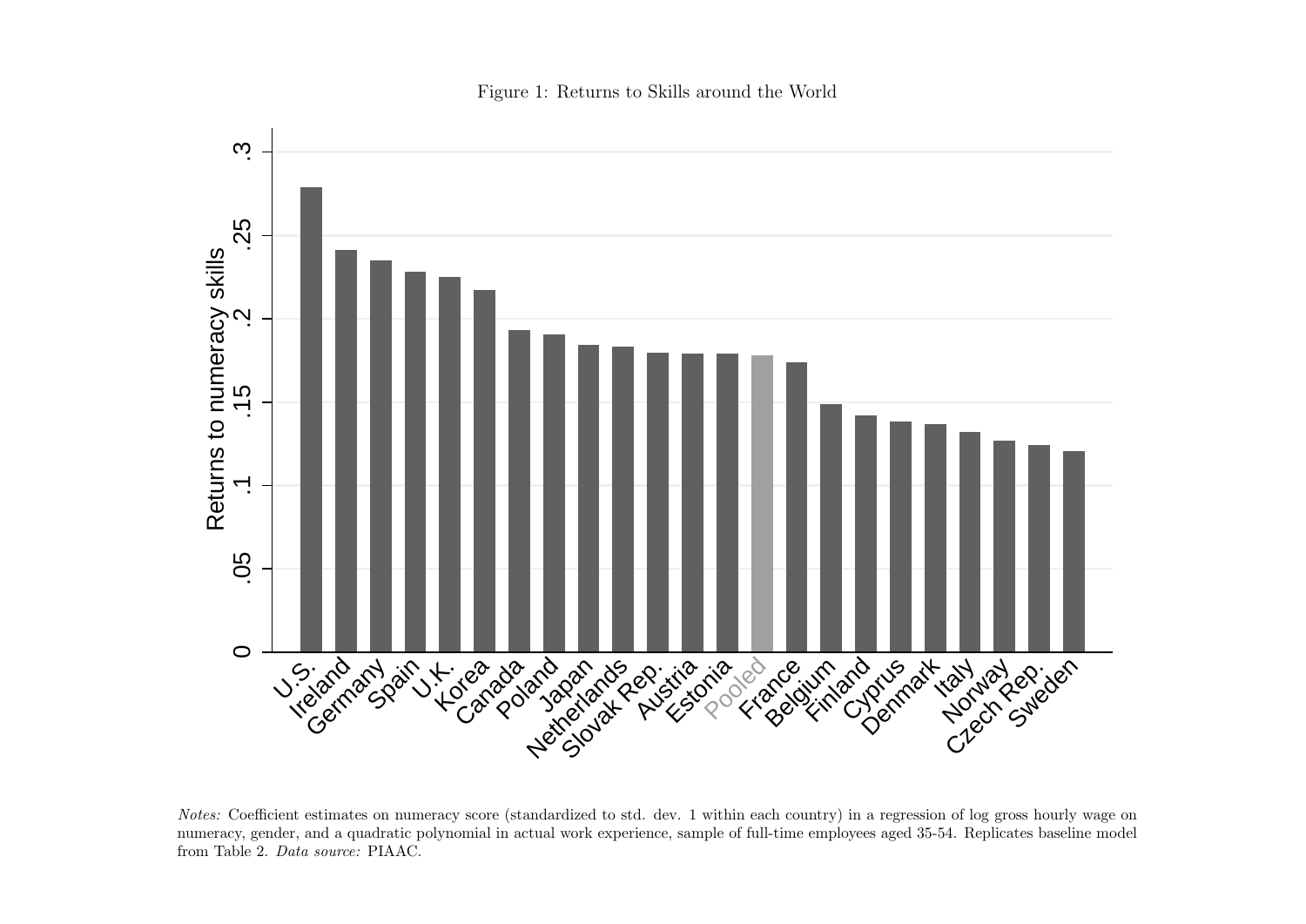Figure 1: Returns to Skills around the World

*Notes:* Coefficient estimates on numeracy score (standardized to std. dev. 1 within each country) in a regression of log gross hourly wage on numeracy, gender, and a quadratic polynomial in actual work experience, sample of full-time employees aged 35-54. Replicates baseline model from Table 2. *Data source:* PIAAC.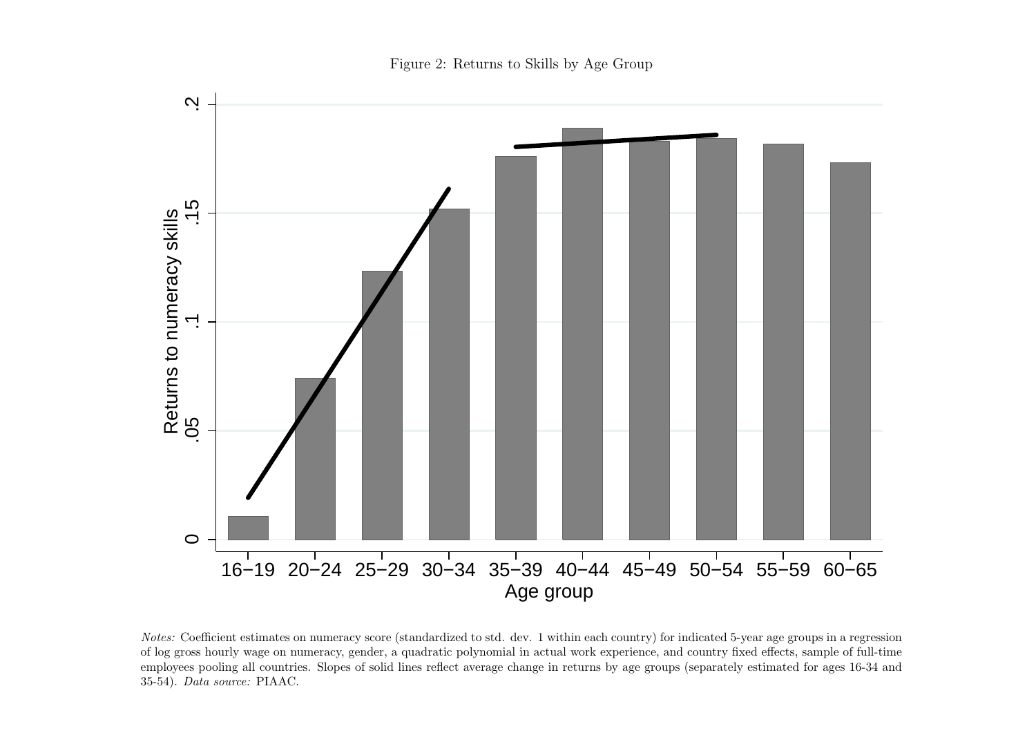Figure 2: Returns to Skills by Age Group

*Notes:* Coefficient estimates on numeracy score (standardized to std. dev. 1 within each country) for indicated 5-year age groups in a regression of log gross hourly wage on numeracy, gender, a quadratic polynomial in actual work experience, and country fixed effects, sample of full-time employees pooling all countries. Slopes of solid lines reflect average change in returns by age groups (separately estimated for ages 16-34 and 35-54). *Data source:* PIAAC.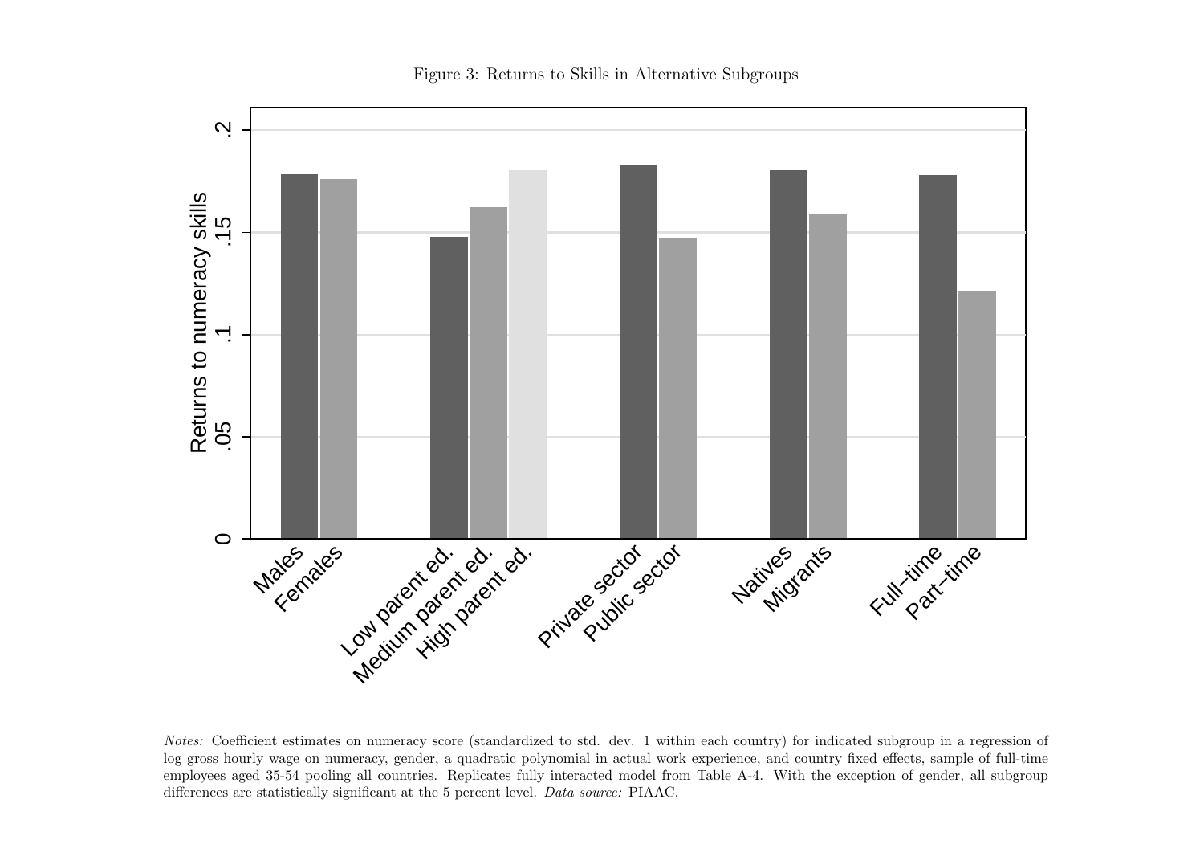Figure 3: Returns to Skills in Alternative Subgroups

*Notes:* Coefficient estimates on numeracy score (standardized to std. dev. 1 within each country) for indicated subgroup in a regression of log gross hourly wage on numeracy, gender, a quadratic polynomial in actual work experience, and country fixed effects, sample of full-time employees aged 35-54 pooling all countries. Replicates fully interacted model from Table A-4. With the exception of gender, all subgroup differences are statistically significant at the 5 percent level. *Data source:* PIAAC.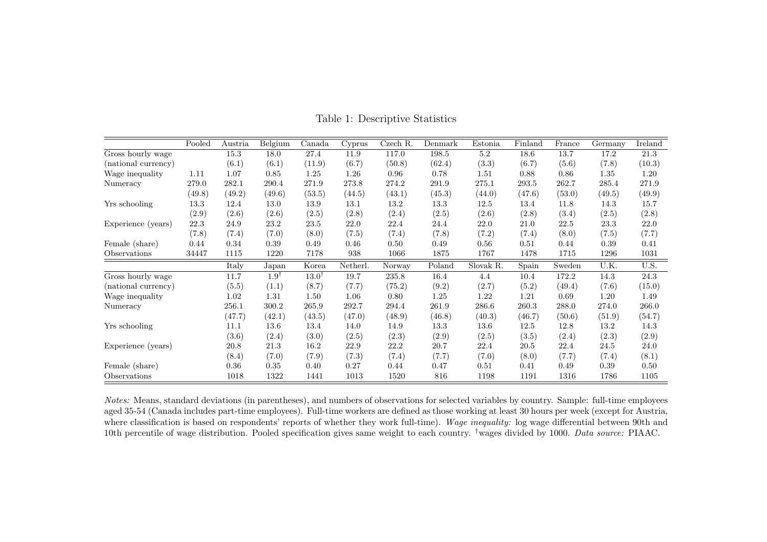Table 1: Descriptive Statistics

| | Pooled | Austria | Belgium | Canada | Cyprus | Czech R. | Denmark | Estonia | Finland | France | Germany | Ireland |
|---|---|---|---|---|---|---|---|---|---|---|---|---|
| Gross hourly wage | | 15.3 | 18.0 | 27.4 | 11.9 | 117.0 | 198.5 | 5.2 | 18.6 | 13.7 | 17.2 | 21.3 |
| (national currency) | | (6.1) | (6.1) | (11.9) | (6.7) | (50.8) | (62.4) | (3.3) | (6.7) | (5.6) | (7.8) | (10.3) |
| Wage inequality | 1.11 | 1.07 | 0.85 | 1.25 | 1.26 | 0.96 | 0.78 | 1.51 | 0.88 | 0.86 | 1.35 | 1.20 |
| Numeracy | 279.0 | 282.1 | 290.4 | 271.9 | 273.8 | 274.2 | 291.9 | 275.1 | 293.5 | 262.7 | 285.4 | 271.9 |
| | (49.8) | (49.2) | (49.6) | (53.5) | (44.5) | (43.1) | (45.3) | (44.0) | (47.6) | (53.0) | (49.5) | (49.9) |
| Yrs schooling | 13.3 | 12.4 | 13.0 | 13.9 | 13.1 | 13.2 | 13.3 | 12.5 | 13.4 | 11.8 | 14.3 | 15.7 |
| | (2.9) | (2.6) | (2.6) | (2.5) | (2.8) | (2.4) | (2.5) | (2.6) | (2.8) | (3.4) | (2.5) | (2.8) |
| Experience (years) | 22.3 | 24.9 | 23.2 | 23.5 | 22.0 | 22.4 | 24.4 | 22.0 | 21.0 | 22.5 | 23.3 | 22.0 |
| | (7.8) | (7.4) | (7.0) | (8.0) | (7.5) | (7.4) | (7.8) | (7.2) | (7.4) | (8.0) | (7.5) | (7.7) |
| Female (share) | 0.44 | 0.34 | 0.39 | 0.49 | 0.46 | 0.50 | 0.49 | 0.56 | 0.51 | 0.44 | 0.39 | 0.41 |
| Observations | 34447 | 1115 | 1220 | 7178 | 938 | 1066 | 1875 | 1767 | 1478 | 1715 | 1296 | 1031 |
| | | **Italy** | **Japan** | **Korea** | **Netherl.** | **Norway** | **Poland** | **Slovak R.** | **Spain** | **Sweden** | **U.K.** | **U.S.** |
| Gross hourly wage | | 11.7 | 1.9† | 13.0† | 19.7 | 235.8 | 16.4 | 4.4 | 10.4 | 172.2 | 14.3 | 24.3 |
| (national currency) | | (5.5) | (1.1) | (8.7) | (7.7) | (75.2) | (9.2) | (2.7) | (5.2) | (49.4) | (7.6) | (15.0) |
| Wage inequality | | 1.02 | 1.31 | 1.50 | 1.06 | 0.80 | 1.25 | 1.22 | 1.21 | 0.69 | 1.20 | 1.49 |
| Numeracy | | 256.1 | 300.2 | 265.9 | 292.7 | 294.4 | 261.9 | 286.6 | 260.3 | 288.0 | 274.0 | 266.0 |
| | | (47.7) | (42.1) | (43.5) | (47.0) | (48.9) | (46.8) | (40.3) | (46.7) | (50.6) | (51.9) | (54.7) |
| Yrs schooling | | 11.1 | 13.6 | 13.4 | 14.0 | 14.9 | 13.3 | 13.6 | 12.5 | 12.8 | 13.2 | 14.3 |
| | | (3.6) | (2.4) | (3.0) | (2.5) | (2.3) | (2.9) | (2.5) | (3.5) | (2.4) | (2.3) | (2.9) |
| Experience (years) | | 20.8 | 21.3 | 16.2 | 22.9 | 22.2 | 20.7 | 22.4 | 20.5 | 22.4 | 24.5 | 24.0 |
| | | (8.4) | (7.0) | (7.9) | (7.3) | (7.4) | (7.7) | (7.0) | (8.0) | (7.7) | (7.4) | (8.1) |
| Female (share) | | 0.36 | 0.35 | 0.40 | 0.27 | 0.44 | 0.47 | 0.51 | 0.41 | 0.49 | 0.39 | 0.50 |
| Observations | | 1018 | 1322 | 1441 | 1013 | 1520 | 816 | 1198 | 1191 | 1316 | 1786 | 1105 |

*Notes:* Means, standard deviations (in parentheses), and numbers of observations for selected variables by country. Sample: full-time employees aged 35-54 (Canada includes part-time employees). Full-time workers are defined as those working at least 30 hours per week (except for Austria, where classification is based on respondents' reports of whether they work full-time). *Wage inequality:* log wage differential between 90th and 10th percentile of wage distribution. Pooled specification gives same weight to each country. †wages divided by 1000. *Data source:* PIAAC.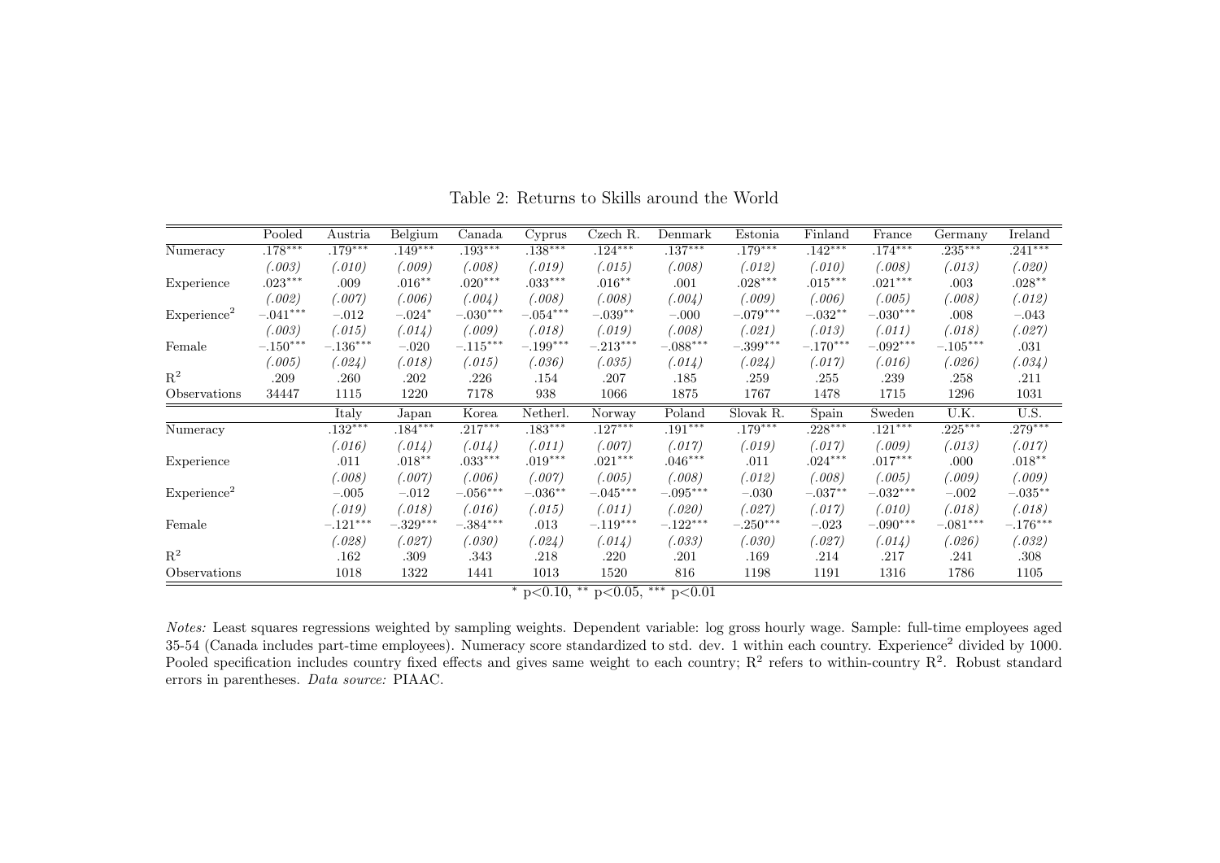Table 2: Returns to Skills around the World

| | Pooled | Austria | Belgium | Canada | Cyprus | Czech R. | Denmark | Estonia | Finland | France | Germany | Ireland |
|---|---|---|---|---|---|---|---|---|---|---|---|---|
| Numeracy | .178*** | .179*** | .149*** | .193*** | .138*** | .124*** | .137*** | .179*** | .142*** | .174*** | .235*** | .241*** |
| | *(.003)* | *(.010)* | *(.009)* | *(.008)* | *(.019)* | *(.015)* | *(.008)* | *(.012)* | *(.010)* | *(.008)* | *(.013)* | *(.020)* |
| Experience | .023*** | .009 | .016** | .020*** | .033*** | .016** | .001 | .028*** | .015*** | .021*** | .003 | .028** |
| | *(.002)* | *(.007)* | *(.006)* | *(.004)* | *(.008)* | *(.008)* | *(.004)* | *(.009)* | *(.006)* | *(.005)* | *(.008)* | *(.012)* |
| Experience$^2$ | −.041*** | −.012 | −.024* | −.030*** | −.054*** | −.039** | −.000 | −.079*** | −.032** | −.030*** | .008 | −.043 |
| | *(.003)* | *(.015)* | *(.014)* | *(.009)* | *(.018)* | *(.019)* | *(.008)* | *(.021)* | *(.013)* | *(.011)* | *(.018)* | *(.027)* |
| Female | −.150*** | −.136*** | −.020 | −.115*** | −.199*** | −.213*** | −.088*** | −.399*** | −.170*** | −.092*** | −.105*** | .031 |
| | *(.005)* | *(.024)* | *(.018)* | *(.015)* | *(.036)* | *(.035)* | *(.014)* | *(.024)* | *(.017)* | *(.016)* | *(.026)* | *(.034)* |
| $R^2$ | .209 | .260 | .202 | .226 | .154 | .207 | .185 | .259 | .255 | .239 | .258 | .211 |
| Observations | 34447 | 1115 | 1220 | 7178 | 938 | 1066 | 1875 | 1767 | 1478 | 1715 | 1296 | 1031 |
| | | Italy | Japan | Korea | Netherl. | Norway | Poland | Slovak R. | Spain | Sweden | U.K. | U.S. |
| Numeracy | | .132*** | .184*** | .217*** | .183*** | .127*** | .191*** | .179*** | .228*** | .121*** | .225*** | .279*** |
| | | *(.016)* | *(.014)* | *(.014)* | *(.011)* | *(.007)* | *(.017)* | *(.019)* | *(.017)* | *(.009)* | *(.013)* | *(.017)* |
| Experience | | .011 | .018** | .033*** | .019*** | .021*** | .046*** | .011 | .024*** | .017*** | .000 | .018** |
| | | *(.008)* | *(.007)* | *(.006)* | *(.007)* | *(.005)* | *(.008)* | *(.012)* | *(.008)* | *(.005)* | *(.009)* | *(.009)* |
| Experience$^2$ | | −.005 | −.012 | −.056*** | −.036** | −.045*** | −.095*** | −.030 | −.037** | −.032*** | −.002 | −.035** |
| | | *(.019)* | *(.018)* | *(.016)* | *(.015)* | *(.011)* | *(.020)* | *(.027)* | *(.017)* | *(.010)* | *(.018)* | *(.018)* |
| Female | | −.121*** | −.329*** | −.384*** | .013 | −.119*** | −.122*** | −.250*** | −.023 | −.090*** | −.081*** | −.176*** |
| | | *(.028)* | *(.027)* | *(.030)* | *(.024)* | *(.014)* | *(.033)* | *(.030)* | *(.027)* | *(.014)* | *(.026)* | *(.032)* |
| $R^2$ | | .162 | .309 | .343 | .218 | .220 | .201 | .169 | .214 | .217 | .241 | .308 |
| Observations | | 1018 | 1322 | 1441 | 1013 | 1520 | 816 | 1198 | 1191 | 1316 | 1786 | 1105 |

\* p<0.10, ** p<0.05, *** p<0.01

*Notes:* Least squares regressions weighted by sampling weights. Dependent variable: log gross hourly wage. Sample: full-time employees aged 35-54 (Canada includes part-time employees). Numeracy score standardized to std. dev. 1 within each country. Experience$^2$ divided by 1000. Pooled specification includes country fixed effects and gives same weight to each country; $R^2$ refers to within-country $R^2$. Robust standard errors in parentheses. *Data source:* PIAAC.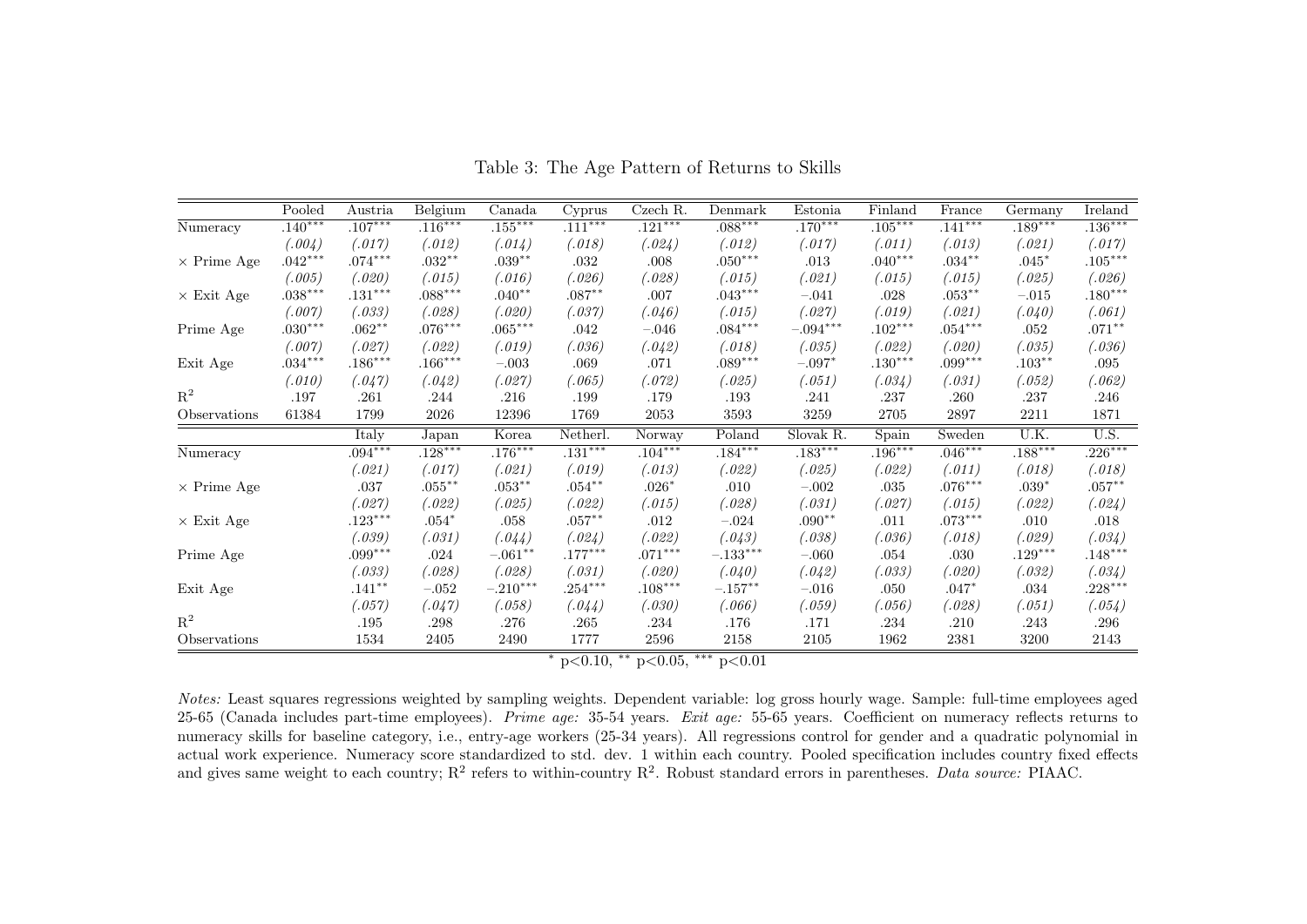Table 3: The Age Pattern of Returns to Skills

| | Pooled | Austria | Belgium | Canada | Cyprus | Czech R. | Denmark | Estonia | Finland | France | Germany | Ireland |
|---|---|---|---|---|---|---|---|---|---|---|---|---|
| Numeracy | .140*** | .107*** | .116*** | .155*** | .111*** | .121*** | .088*** | .170*** | .105*** | .141*** | .189*** | .136*** |
| | *(.004)* | *(.017)* | *(.012)* | *(.014)* | *(.018)* | *(.024)* | *(.012)* | *(.017)* | *(.011)* | *(.013)* | *(.021)* | *(.017)* |
| × Prime Age | .042*** | .074*** | .032** | .039** | .032 | .008 | .050*** | .013 | .040*** | .034** | .045* | .105*** |
| | *(.005)* | *(.020)* | *(.015)* | *(.016)* | *(.026)* | *(.028)* | *(.015)* | *(.021)* | *(.015)* | *(.015)* | *(.025)* | *(.026)* |
| × Exit Age | .038*** | .131*** | .088*** | .040** | .087** | .007 | .043*** | −.041 | .028 | .053** | −.015 | .180*** |
| | *(.007)* | *(.033)* | *(.028)* | *(.020)* | *(.037)* | *(.046)* | *(.015)* | *(.027)* | *(.019)* | *(.021)* | *(.040)* | *(.061)* |
| Prime Age | .030*** | .062** | .076*** | .065*** | .042 | −.046 | .084*** | −.094*** | .102*** | .054*** | .052 | .071** |
| | *(.007)* | *(.027)* | *(.022)* | *(.019)* | *(.036)* | *(.042)* | *(.018)* | *(.035)* | *(.022)* | *(.020)* | *(.035)* | *(.036)* |
| Exit Age | .034*** | .186*** | .166*** | −.003 | .069 | .071 | .089*** | −.097* | .130*** | .099*** | .103** | .095 |
| | *(.010)* | *(.047)* | *(.042)* | *(.027)* | *(.065)* | *(.072)* | *(.025)* | *(.051)* | *(.034)* | *(.031)* | *(.052)* | *(.062)* |
| $R^2$ | .197 | .261 | .244 | .216 | .199 | .179 | .193 | .241 | .237 | .260 | .237 | .246 |
| Observations | 61384 | 1799 | 2026 | 12396 | 1769 | 2053 | 3593 | 3259 | 2705 | 2897 | 2211 | 1871 |

| | Italy | Japan | Korea | Netherl. | Norway | Poland | Slovak R. | Spain | Sweden | U.K. | U.S. |
|---|---|---|---|---|---|---|---|---|---|---|---|
| Numeracy | .094*** | .128*** | .176*** | .131*** | .104*** | .184*** | .183*** | .196*** | .046*** | .188*** | .226*** |
| | *(.021)* | *(.017)* | *(.021)* | *(.019)* | *(.013)* | *(.022)* | *(.025)* | *(.022)* | *(.011)* | *(.018)* | *(.018)* |
| × Prime Age | .037 | .055** | .053** | .054** | .026* | .010 | −.002 | .035 | .076*** | .039* | .057** |
| | *(.027)* | *(.022)* | *(.025)* | *(.022)* | *(.015)* | *(.028)* | *(.031)* | *(.027)* | *(.015)* | *(.022)* | *(.024)* |
| × Exit Age | .123*** | .054* | .058 | .057** | .012 | −.024 | .090** | .011 | .073*** | .010 | .018 |
| | *(.039)* | *(.031)* | *(.044)* | *(.024)* | *(.022)* | *(.043)* | *(.038)* | *(.036)* | *(.018)* | *(.029)* | *(.034)* |
| Prime Age | .099*** | .024 | −.061** | .177*** | .071*** | −.133*** | −.060 | .054 | .030 | .129*** | .148*** |
| | *(.033)* | *(.028)* | *(.028)* | *(.031)* | *(.020)* | *(.040)* | *(.042)* | *(.033)* | *(.020)* | *(.032)* | *(.034)* |
| Exit Age | .141** | −.052 | −.210*** | .254*** | .108*** | −.157** | −.016 | .050 | .047* | .034 | .228*** |
| | *(.057)* | *(.047)* | *(.058)* | *(.044)* | *(.030)* | *(.066)* | *(.059)* | *(.056)* | *(.028)* | *(.051)* | *(.054)* |
| $R^2$ | .195 | .298 | .276 | .265 | .234 | .176 | .171 | .234 | .210 | .243 | .296 |
| Observations | 1534 | 2405 | 2490 | 1777 | 2596 | 2158 | 2105 | 1962 | 2381 | 3200 | 2143 |

\* p<0.10, ** p<0.05, *** p<0.01

*Notes:* Least squares regressions weighted by sampling weights. Dependent variable: log gross hourly wage. Sample: full-time employees aged 25-65 (Canada includes part-time employees). *Prime age:* 35-54 years. *Exit age:* 55-65 years. Coefficient on numeracy reflects returns to numeracy skills for baseline category, i.e., entry-age workers (25-34 years). All regressions control for gender and a quadratic polynomial in actual work experience. Numeracy score standardized to std. dev. 1 within each country. Pooled specification includes country fixed effects and gives same weight to each country; $R^2$ refers to within-country $R^2$. Robust standard errors in parentheses. *Data source:* PIAAC.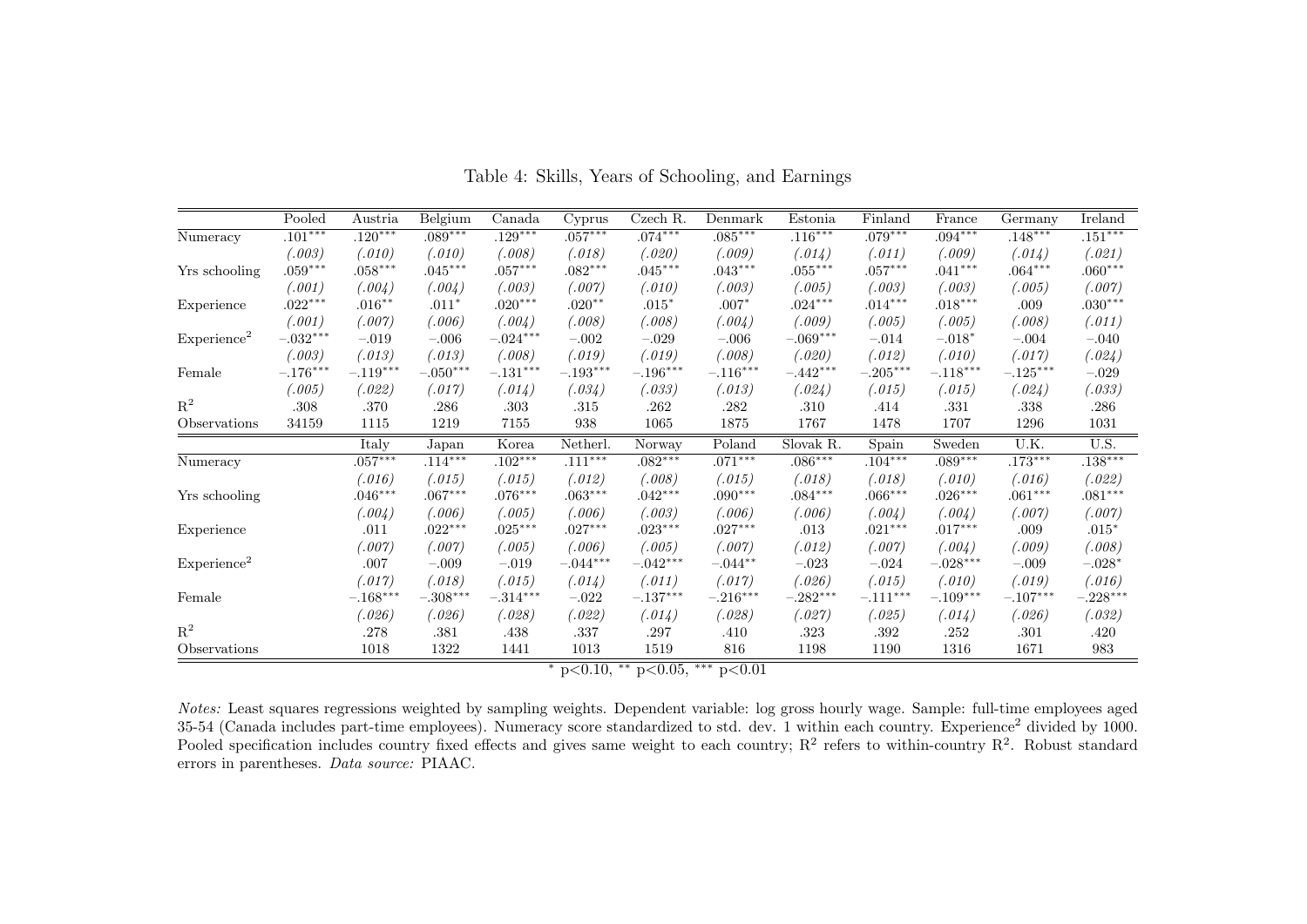Table 4: Skills, Years of Schooling, and Earnings

| | Pooled | Austria | Belgium | Canada | Cyprus | Czech R. | Denmark | Estonia | Finland | France | Germany | Ireland |
|---|---|---|---|---|---|---|---|---|---|---|---|---|
| Numeracy | .101*** | .120*** | .089*** | .129*** | .057*** | .074*** | .085*** | .116*** | .079*** | .094*** | .148*** | .151*** |
| | (.003) | (.010) | (.010) | (.008) | (.018) | (.020) | (.009) | (.014) | (.011) | (.009) | (.014) | (.021) |
| Yrs schooling | .059*** | .058*** | .045*** | .057*** | .082*** | .045*** | .043*** | .055*** | .057*** | .041*** | .064*** | .060*** |
| | (.001) | (.004) | (.004) | (.003) | (.007) | (.010) | (.003) | (.005) | (.003) | (.003) | (.005) | (.007) |
| Experience | .022*** | .016** | .011* | .020*** | .020** | .015* | .007* | .024*** | .014*** | .018*** | .009 | .030*** |
| | (.001) | (.007) | (.006) | (.004) | (.008) | (.008) | (.004) | (.009) | (.005) | (.005) | (.008) | (.011) |
| Experience$^2$ | −.032*** | −.019 | −.006 | −.024*** | −.002 | −.029 | −.006 | −.069*** | −.014 | −.018* | −.004 | −.040 |
| | (.003) | (.013) | (.013) | (.008) | (.019) | (.019) | (.008) | (.020) | (.012) | (.010) | (.017) | (.024) |
| Female | −.176*** | −.119*** | −.050*** | −.131*** | −.193*** | −.196*** | −.116*** | −.442*** | −.205*** | −.118*** | −.125*** | −.029 |
| | (.005) | (.022) | (.017) | (.014) | (.034) | (.033) | (.013) | (.024) | (.015) | (.015) | (.024) | (.033) |
| $R^2$ | .308 | .370 | .286 | .303 | .315 | .262 | .282 | .310 | .414 | .331 | .338 | .286 |
| Observations | 34159 | 1115 | 1219 | 7155 | 938 | 1065 | 1875 | 1767 | 1478 | 1707 | 1296 | 1031 |
| | | Italy | Japan | Korea | Netherl. | Norway | Poland | Slovak R. | Spain | Sweden | U.K. | U.S. |
| Numeracy | | .057*** | .114*** | .102*** | .111*** | .082*** | .071*** | .086*** | .104*** | .089*** | .173*** | .138*** |
| | | (.016) | (.015) | (.015) | (.012) | (.008) | (.015) | (.018) | (.018) | (.010) | (.016) | (.022) |
| Yrs schooling | | .046*** | .067*** | .076*** | .063*** | .042*** | .090*** | .084*** | .066*** | .026*** | .061*** | .081*** |
| | | (.004) | (.006) | (.005) | (.006) | (.003) | (.006) | (.006) | (.004) | (.004) | (.007) | (.007) |
| Experience | | .011 | .022*** | .025*** | .027*** | .023*** | .027*** | .013 | .021*** | .017*** | .009 | .015* |
| | | (.007) | (.007) | (.005) | (.006) | (.005) | (.007) | (.012) | (.007) | (.004) | (.009) | (.008) |
| Experience$^2$ | | .007 | −.009 | −.019 | −.044*** | −.042*** | −.044** | −.023 | −.024 | −.028*** | −.009 | −.028* |
| | | (.017) | (.018) | (.015) | (.014) | (.011) | (.017) | (.026) | (.015) | (.010) | (.019) | (.016) |
| Female | | −.168*** | −.308*** | −.314*** | −.022 | −.137*** | −.216*** | −.282*** | −.111*** | −.109*** | −.107*** | −.228*** |
| | | (.026) | (.026) | (.028) | (.022) | (.014) | (.028) | (.027) | (.025) | (.014) | (.026) | (.032) |
| $R^2$ | | .278 | .381 | .438 | .337 | .297 | .410 | .323 | .392 | .252 | .301 | .420 |
| Observations | | 1018 | 1322 | 1441 | 1013 | 1519 | 816 | 1198 | 1190 | 1316 | 1671 | 983 |

* $p<0.10$, ** $p<0.05$, *** $p<0.01$

*Notes:* Least squares regressions weighted by sampling weights. Dependent variable: log gross hourly wage. Sample: full-time employees aged 35-54 (Canada includes part-time employees). Numeracy score standardized to std. dev. 1 within each country. Experience$^2$ divided by 1000. Pooled specification includes country fixed effects and gives same weight to each country; $R^2$ refers to within-country $R^2$. Robust standard errors in parentheses. *Data source:* PIAAC.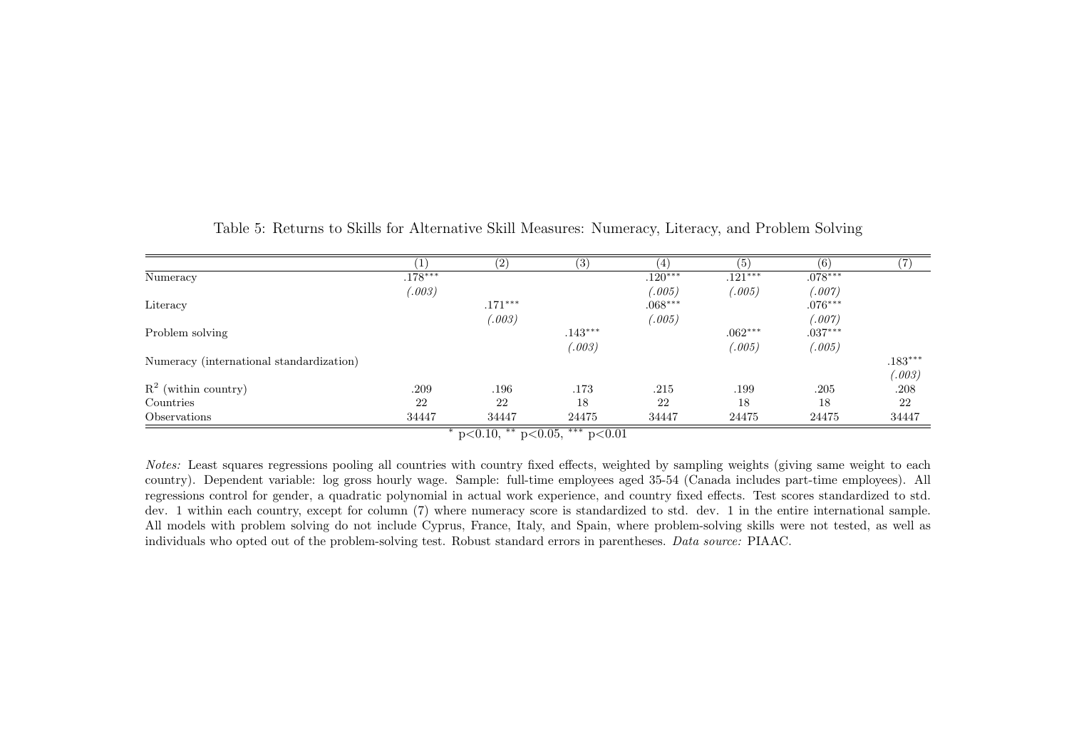Table 5: Returns to Skills for Alternative Skill Measures: Numeracy, Literacy, and Problem Solving

| | (1) | (2) | (3) | (4) | (5) | (6) | (7) |
|---|---|---|---|---|---|---|---|
| Numeracy | .178*** | | | .120*** | .121*** | .078*** | |
| | *(.003)* | | | *(.005)* | *(.005)* | *(.007)* | |
| Literacy | | .171*** | | .068*** | | .076*** | |
| | | *(.003)* | | *(.005)* | | *(.007)* | |
| Problem solving | | | .143*** | | .062*** | .037*** | |
| | | | *(.003)* | | *(.005)* | *(.005)* | |
| Numeracy (international standardization) | | | | | | | .183*** |
| | | | | | | | *(.003)* |
| $R^2$ (within country) | .209 | .196 | .173 | .215 | .199 | .205 | .208 |
| Countries | 22 | 22 | 18 | 22 | 18 | 18 | 22 |
| Observations | 34447 | 34447 | 24475 | 34447 | 24475 | 24475 | 34447 |

* $p<0.10$, ** $p<0.05$, *** $p<0.01$

*Notes:* Least squares regressions pooling all countries with country fixed effects, weighted by sampling weights (giving same weight to each country). Dependent variable: log gross hourly wage. Sample: full-time employees aged 35-54 (Canada includes part-time employees). All regressions control for gender, a quadratic polynomial in actual work experience, and country fixed effects. Test scores standardized to std. dev. 1 within each country, except for column (7) where numeracy score is standardized to std. dev. 1 in the entire international sample. All models with problem solving do not include Cyprus, France, Italy, and Spain, where problem-solving skills were not tested, as well as individuals who opted out of the problem-solving test. Robust standard errors in parentheses. *Data source:* PIAAC.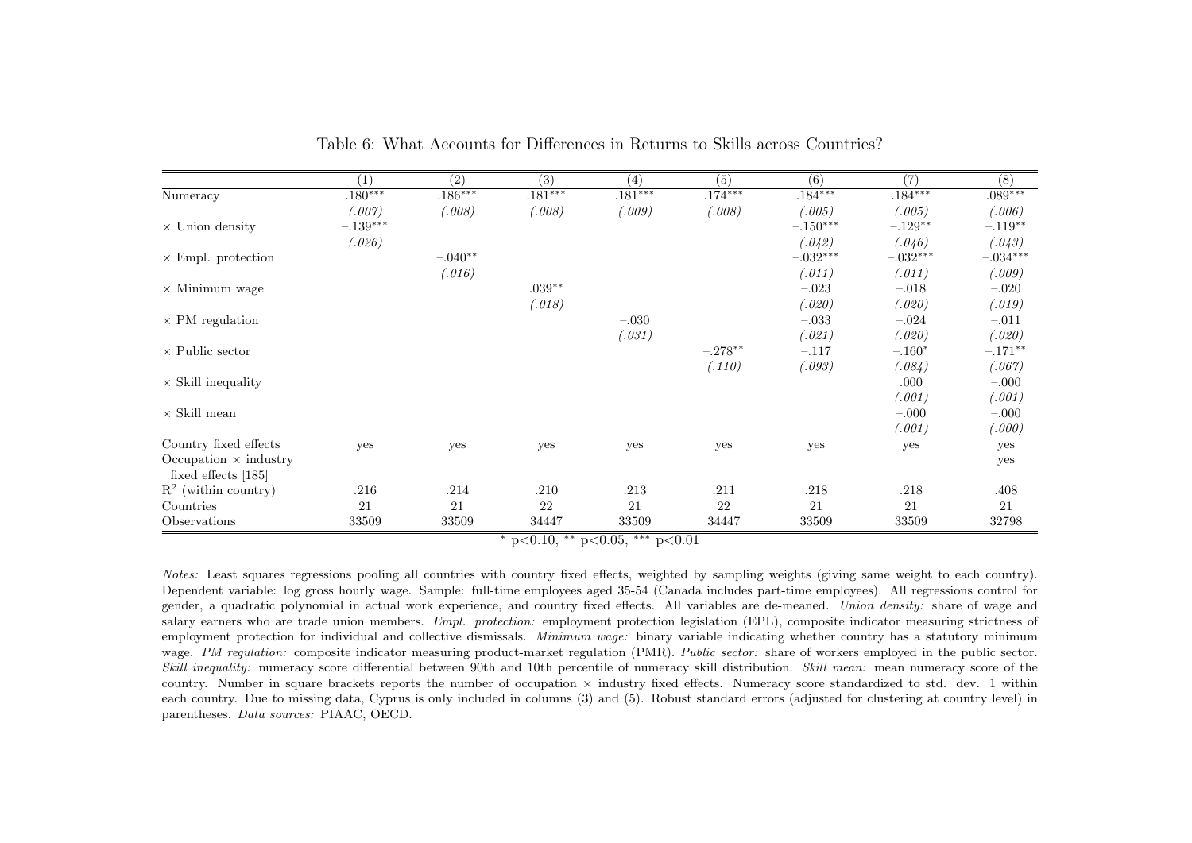Table 6: What Accounts for Differences in Returns to Skills across Countries?

| | (1) | (2) | (3) | (4) | (5) | (6) | (7) | (8) |
|---|---|---|---|---|---|---|---|---|
| Numeracy | $.180^{***}$ | $.186^{***}$ | $.181^{***}$ | $.181^{***}$ | $.174^{***}$ | $.184^{***}$ | $.184^{***}$ | $.089^{***}$ |
| | *(.007)* | *(.008)* | *(.008)* | *(.009)* | *(.008)* | *(.005)* | *(.005)* | *(.006)* |
| × Union density | $-.139^{***}$ | | | | | $-.150^{***}$ | $-.129^{**}$ | $-.119^{**}$ |
| | *(.026)* | | | | | *(.042)* | *(.046)* | *(.043)* |
| × Empl. protection | | $-.040^{**}$ | | | | $-.032^{***}$ | $-.032^{***}$ | $-.034^{***}$ |
| | | *(.016)* | | | | *(.011)* | *(.011)* | *(.009)* |
| × Minimum wage | | | $.039^{**}$ | | | $-.023$ | $-.018$ | $-.020$ |
| | | | *(.018)* | | | *(.020)* | *(.020)* | *(.019)* |
| × PM regulation | | | | $-.030$ | | $-.033$ | $-.024$ | $-.011$ |
| | | | | *(.031)* | | *(.021)* | *(.020)* | *(.020)* |
| × Public sector | | | | | $-.278^{**}$ | $-.117$ | $-.160^{*}$ | $-.171^{**}$ |
| | | | | | *(.110)* | *(.093)* | *(.084)* | *(.067)* |
| × Skill inequality | | | | | | | .000 | $-.000$ |
| | | | | | | | *(.001)* | *(.001)* |
| × Skill mean | | | | | | | $-.000$ | $-.000$ |
| | | | | | | | *(.001)* | *(.000)* |
| Country fixed effects | yes | yes | yes | yes | yes | yes | yes | yes |
| Occupation × industry fixed effects [185] | | | | | | | | yes |
| $R^2$ (within country) | .216 | .214 | .210 | .213 | .211 | .218 | .218 | .408 |
| Countries | 21 | 21 | 22 | 21 | 22 | 21 | 21 | 21 |
| Observations | 33509 | 33509 | 34447 | 33509 | 34447 | 33509 | 33509 | 32798 |

$^{*}$ $p<0.10$, $^{**}$ $p<0.05$, $^{***}$ $p<0.01$

*Notes:* Least squares regressions pooling all countries with country fixed effects, weighted by sampling weights (giving same weight to each country). Dependent variable: log gross hourly wage. Sample: full-time employees aged 35-54 (Canada includes part-time employees). All regressions control for gender, a quadratic polynomial in actual work experience, and country fixed effects. All variables are de-meaned. *Union density:* share of wage and salary earners who are trade union members. *Empl. protection:* employment protection legislation (EPL), composite indicator measuring strictness of employment protection for individual and collective dismissals. *Minimum wage:* binary variable indicating whether country has a statutory minimum wage. *PM regulation:* composite indicator measuring product-market regulation (PMR). *Public sector:* share of workers employed in the public sector. *Skill inequality:* numeracy score differential between 90th and 10th percentile of numeracy skill distribution. *Skill mean:* mean numeracy score of the country. Number in square brackets reports the number of occupation × industry fixed effects. Numeracy score standardized to std. dev. 1 within each country. Due to missing data, Cyprus is only included in columns (3) and (5). Robust standard errors (adjusted for clustering at country level) in parentheses. *Data sources:* PIAAC, OECD.